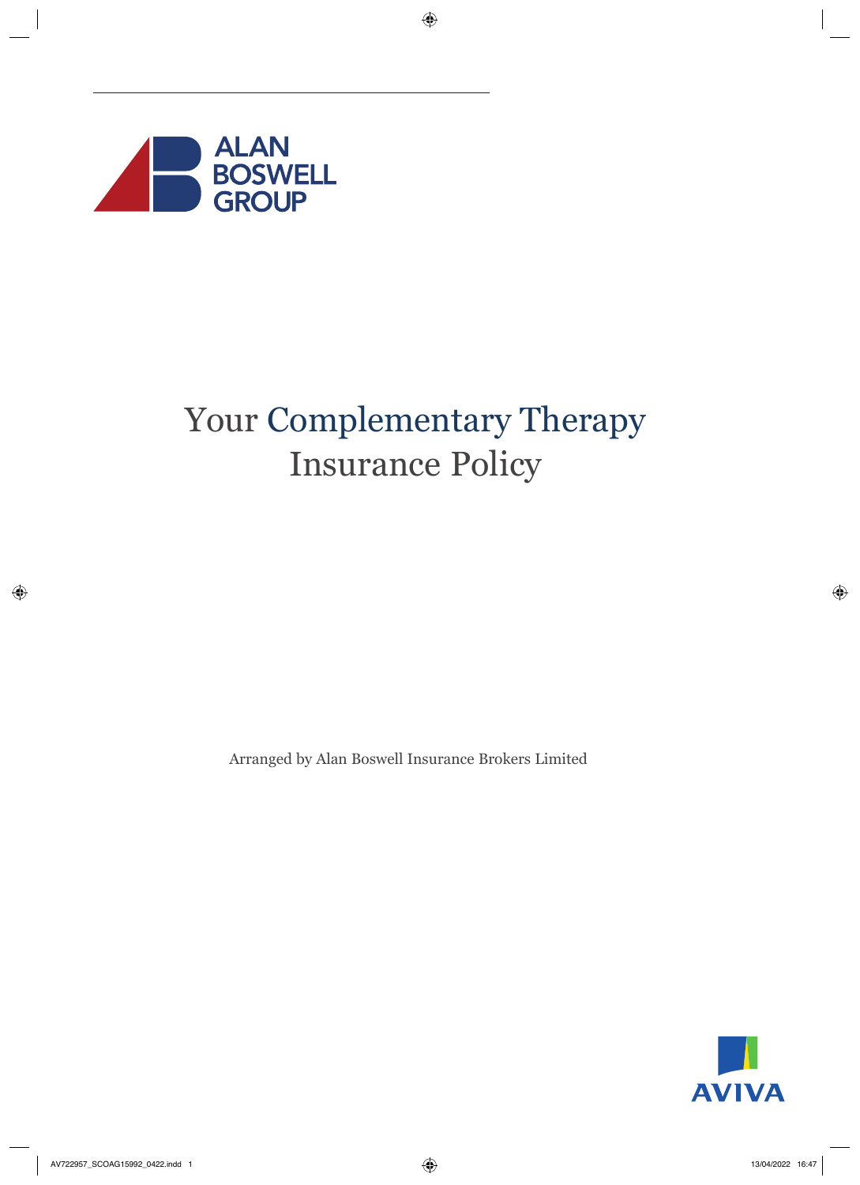ALAN
BOSWELL
GROUP

# Your Complementary Therapy Insurance Policy

Arranged by Alan Boswell Insurance Brokers Limited

AVIVA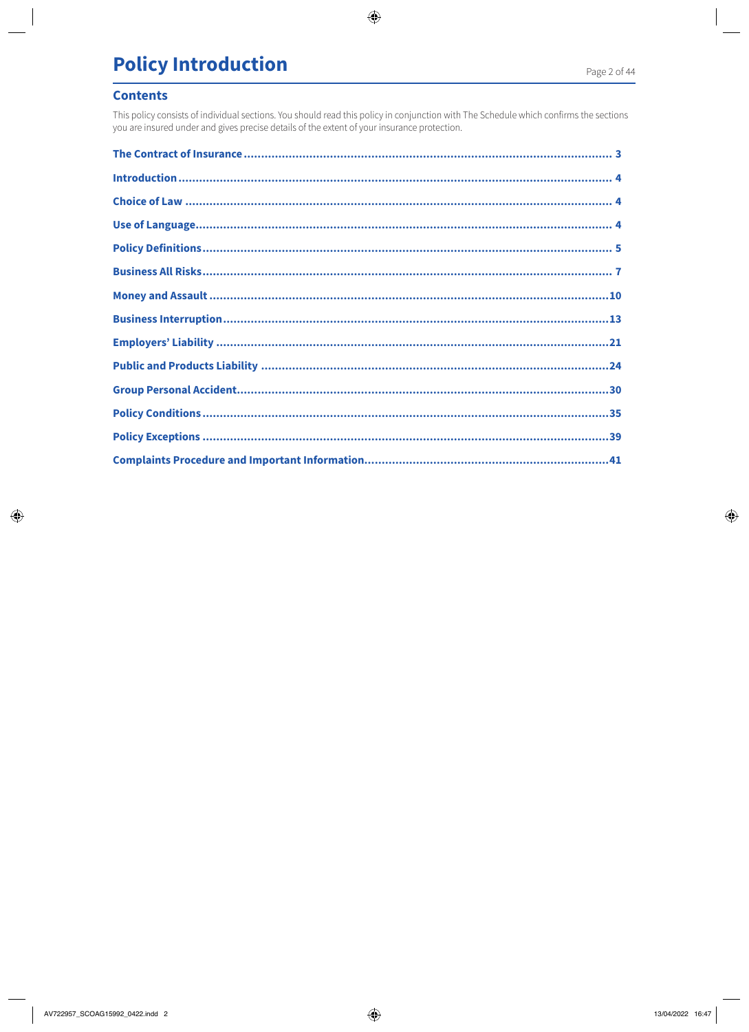# Policy Introduction

## Contents

This policy consists of individual sections. You should read this policy in conjunction with The Schedule which confirms the sections you are insured under and gives precise details of the extent of your insurance protection.

**The Contract of Insurance** ........................................ 3

**Introduction** ........................................ 4

**Choice of Law** ........................................ 4

**Use of Language** ........................................ 4

**Policy Definitions** ........................................ 5

**Business All Risks** ........................................ 7

**Money and Assault** ........................................ 10

**Business Interruption** ........................................ 13

**Employers' Liability** ........................................ 21

**Public and Products Liability** ........................................ 24

**Group Personal Accident** ........................................ 30

**Policy Conditions** ........................................ 35

**Policy Exceptions** ........................................ 39

**Complaints Procedure and Important Information** ........................................ 41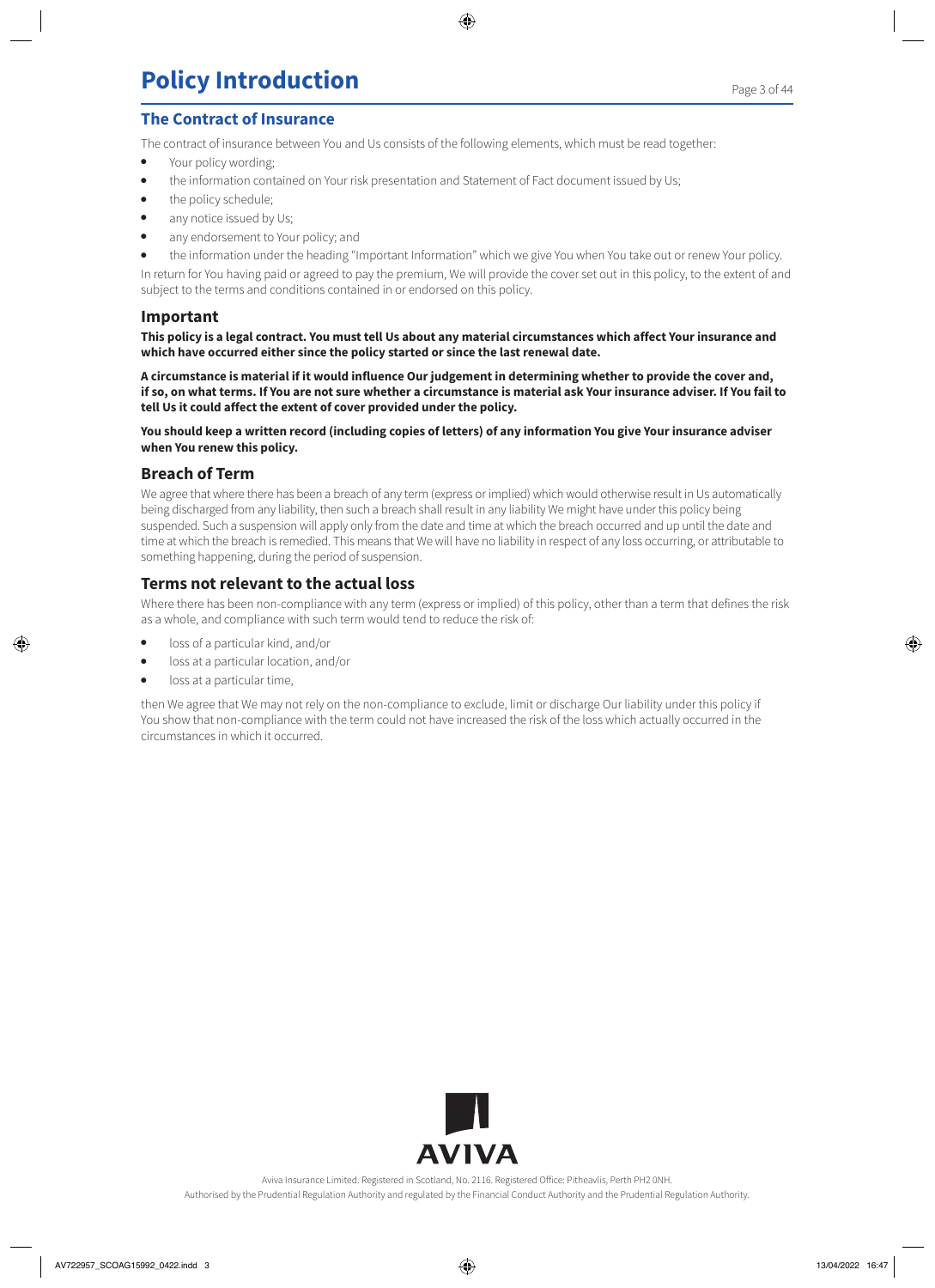# Policy Introduction

## The Contract of Insurance

The contract of insurance between You and Us consists of the following elements, which must be read together:

- Your policy wording;
- the information contained on Your risk presentation and Statement of Fact document issued by Us;
- the policy schedule;
- any notice issued by Us;
- any endorsement to Your policy; and
- the information under the heading "Important Information" which we give You when You take out or renew Your policy.

In return for You having paid or agreed to pay the premium, We will provide the cover set out in this policy, to the extent of and subject to the terms and conditions contained in or endorsed on this policy.

## Important

**This policy is a legal contract. You must tell Us about any material circumstances which affect Your insurance and which have occurred either since the policy started or since the last renewal date.**

**A circumstance is material if it would influence Our judgement in determining whether to provide the cover and, if so, on what terms. If You are not sure whether a circumstance is material ask Your insurance adviser. If You fail to tell Us it could affect the extent of cover provided under the policy.**

**You should keep a written record (including copies of letters) of any information You give Your insurance adviser when You renew this policy.**

## Breach of Term

We agree that where there has been a breach of any term (express or implied) which would otherwise result in Us automatically being discharged from any liability, then such a breach shall result in any liability We might have under this policy being suspended. Such a suspension will apply only from the date and time at which the breach occurred and up until the date and time at which the breach is remedied. This means that We will have no liability in respect of any loss occurring, or attributable to something happening, during the period of suspension.

## Terms not relevant to the actual loss

Where there has been non-compliance with any term (express or implied) of this policy, other than a term that defines the risk as a whole, and compliance with such term would tend to reduce the risk of:

- loss of a particular kind, and/or
- loss at a particular location, and/or
- loss at a particular time,

then We agree that We may not rely on the non-compliance to exclude, limit or discharge Our liability under this policy if You show that non-compliance with the term could not have increased the risk of the loss which actually occurred in the circumstances in which it occurred.

AVIVA

Aviva Insurance Limited. Registered in Scotland, No. 2116. Registered Office: Pitheavlis, Perth PH2 0NH.
Authorised by the Prudential Regulation Authority and regulated by the Financial Conduct Authority and the Prudential Regulation Authority.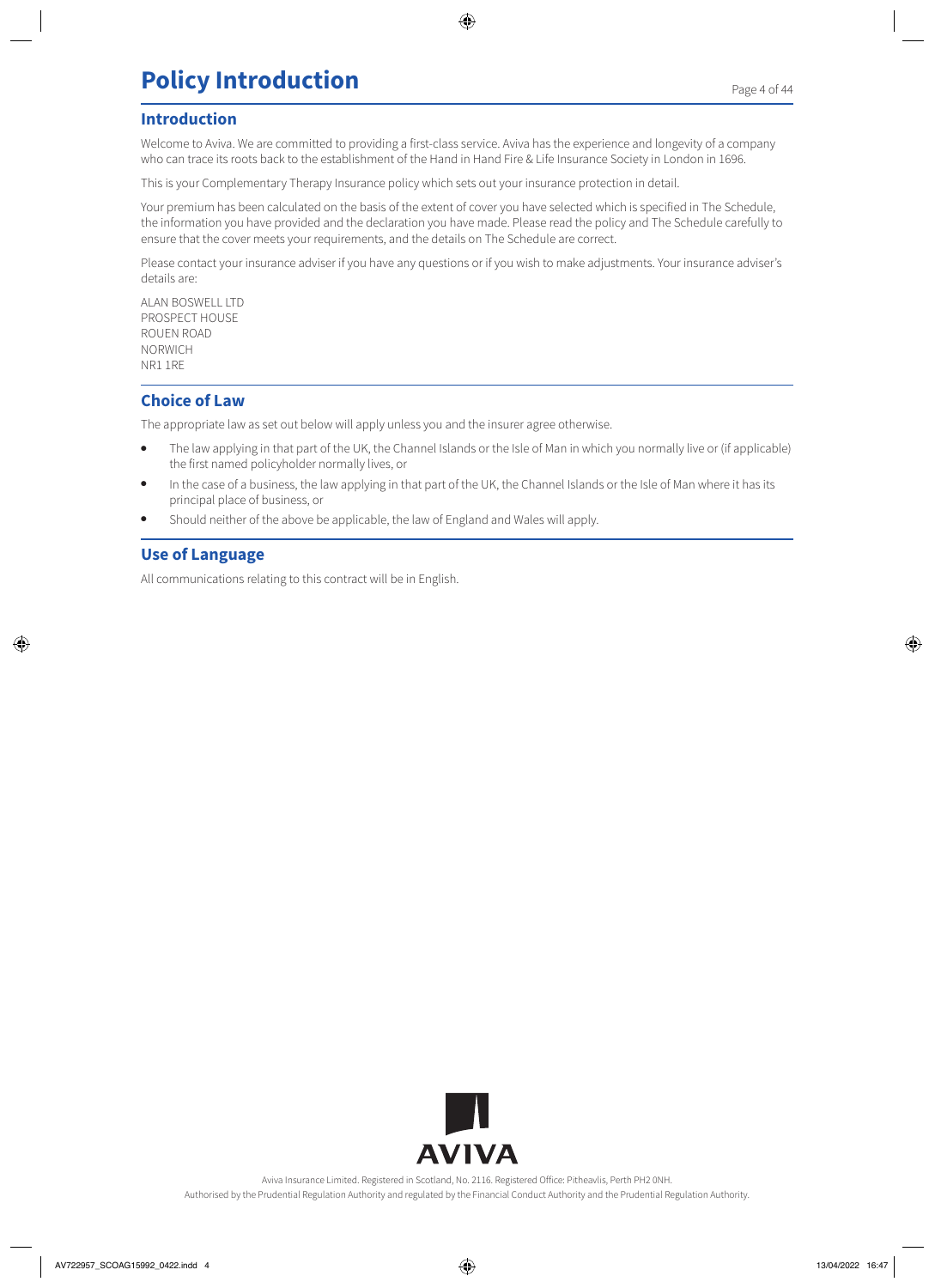# Policy Introduction

## Introduction

Welcome to Aviva. We are committed to providing a first-class service. Aviva has the experience and longevity of a company who can trace its roots back to the establishment of the Hand in Hand Fire & Life Insurance Society in London in 1696.

This is your Complementary Therapy Insurance policy which sets out your insurance protection in detail.

Your premium has been calculated on the basis of the extent of cover you have selected which is specified in The Schedule, the information you have provided and the declaration you have made. Please read the policy and The Schedule carefully to ensure that the cover meets your requirements, and the details on The Schedule are correct.

Please contact your insurance adviser if you have any questions or if you wish to make adjustments. Your insurance adviser's details are:

ALAN BOSWELL LTD
PROSPECT HOUSE
ROUEN ROAD
NORWICH
NR1 1RE

## Choice of Law

The appropriate law as set out below will apply unless you and the insurer agree otherwise.

- The law applying in that part of the UK, the Channel Islands or the Isle of Man in which you normally live or (if applicable) the first named policyholder normally lives, or
- In the case of a business, the law applying in that part of the UK, the Channel Islands or the Isle of Man where it has its principal place of business, or
- Should neither of the above be applicable, the law of England and Wales will apply.

## Use of Language

All communications relating to this contract will be in English.

AVIVA

Aviva Insurance Limited. Registered in Scotland, No. 2116. Registered Office: Pitheavlis, Perth PH2 0NH.
Authorised by the Prudential Regulation Authority and regulated by the Financial Conduct Authority and the Prudential Regulation Authority.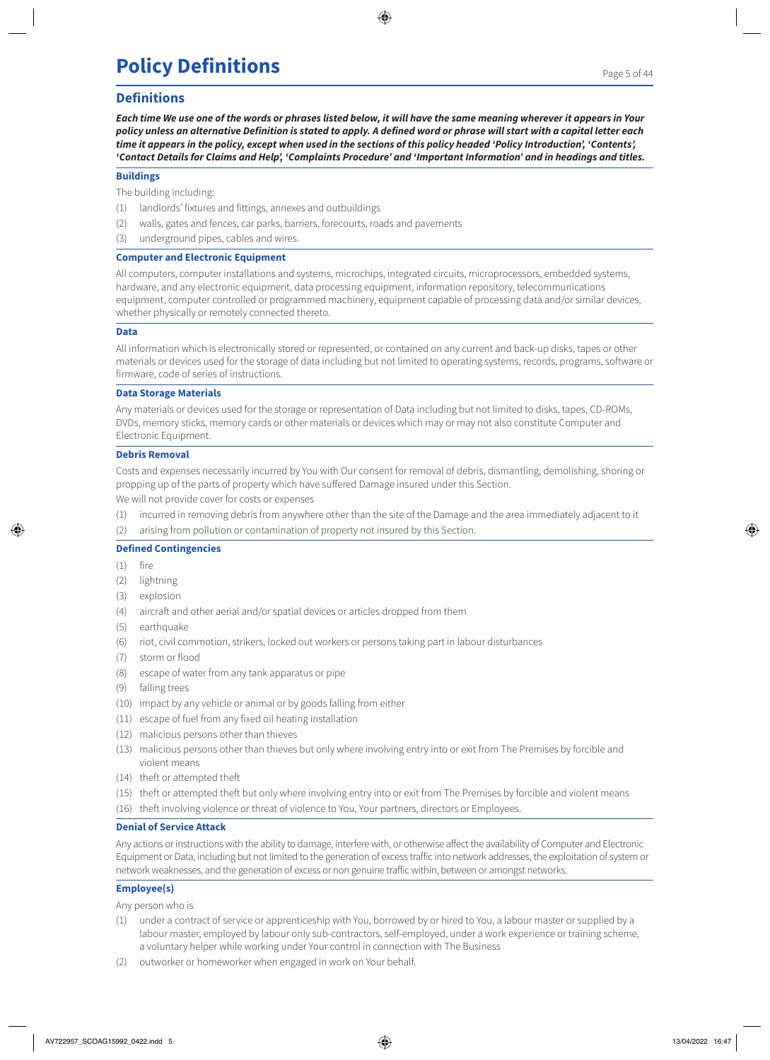# Policy Definitions

## Definitions

***Each time We use one of the words or phrases listed below, it will have the same meaning wherever it appears in Your policy unless an alternative Definition is stated to apply. A defined word or phrase will start with a capital letter each time it appears in the policy, except when used in the sections of this policy headed 'Policy Introduction', 'Contents', 'Contact Details for Claims and Help', 'Complaints Procedure' and 'Important Information' and in headings and titles.***

### Buildings

The building including:

(1) landlords' fixtures and fittings, annexes and outbuildings
(2) walls, gates and fences, car parks, barriers, forecourts, roads and pavements
(3) underground pipes, cables and wires.

### Computer and Electronic Equipment

All computers, computer installations and systems, microchips, integrated circuits, microprocessors, embedded systems, hardware, and any electronic equipment, data processing equipment, information repository, telecommunications equipment, computer controlled or programmed machinery, equipment capable of processing data and/or similar devices, whether physically or remotely connected thereto.

### Data

All information which is electronically stored or represented, or contained on any current and back-up disks, tapes or other materials or devices used for the storage of data including but not limited to operating systems, records, programs, software or firmware, code of series of instructions.

### Data Storage Materials

Any materials or devices used for the storage or representation of Data including but not limited to disks, tapes, CD-ROMs, DVDs, memory sticks, memory cards or other materials or devices which may or may not also constitute Computer and Electronic Equipment.

### Debris Removal

Costs and expenses necessarily incurred by You with Our consent for removal of debris, dismantling, demolishing, shoring or propping up of the parts of property which have suffered Damage insured under this Section.

We will not provide cover for costs or expenses

(1) incurred in removing debris from anywhere other than the site of the Damage and the area immediately adjacent to it
(2) arising from pollution or contamination of property not insured by this Section.

### Defined Contingencies

(1) fire
(2) lightning
(3) explosion
(4) aircraft and other aerial and/or spatial devices or articles dropped from them
(5) earthquake
(6) riot, civil commotion, strikers, locked out workers or persons taking part in labour disturbances
(7) storm or flood
(8) escape of water from any tank apparatus or pipe
(9) falling trees
(10) impact by any vehicle or animal or by goods falling from either
(11) escape of fuel from any fixed oil heating installation
(12) malicious persons other than thieves
(13) malicious persons other than thieves but only where involving entry into or exit from The Premises by forcible and violent means
(14) theft or attempted theft
(15) theft or attempted theft but only where involving entry into or exit from The Premises by forcible and violent means
(16) theft involving violence or threat of violence to You, Your partners, directors or Employees.

### Denial of Service Attack

Any actions or instructions with the ability to damage, interfere with, or otherwise affect the availability of Computer and Electronic Equipment or Data, including but not limited to the generation of excess traffic into network addresses, the exploitation of system or network weaknesses, and the generation of excess or non genuine traffic within, between or amongst networks.

### Employee(s)

Any person who is

(1) under a contract of service or apprenticeship with You, borrowed by or hired to You, a labour master or supplied by a labour master, employed by labour only sub-contractors, self-employed, under a work experience or training scheme, a voluntary helper while working under Your control in connection with The Business
(2) outworker or homeworker when engaged in work on Your behalf.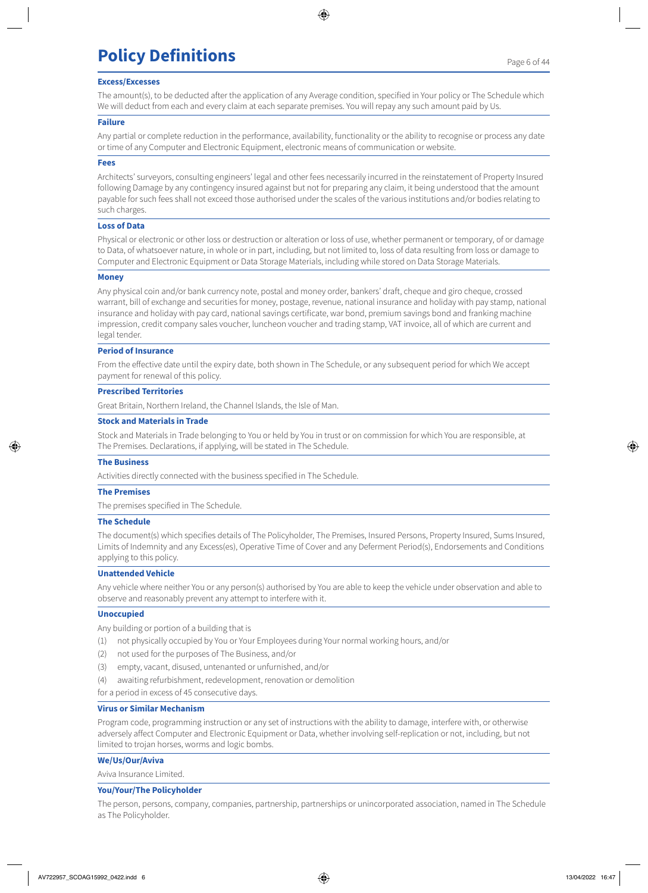# Policy Definitions

### Excess/Excesses

The amount(s), to be deducted after the application of any Average condition, specified in Your policy or The Schedule which We will deduct from each and every claim at each separate premises. You will repay any such amount paid by Us.

### Failure

Any partial or complete reduction in the performance, availability, functionality or the ability to recognise or process any date or time of any Computer and Electronic Equipment, electronic means of communication or website.

### Fees

Architects' surveyors, consulting engineers' legal and other fees necessarily incurred in the reinstatement of Property Insured following Damage by any contingency insured against but not for preparing any claim, it being understood that the amount payable for such fees shall not exceed those authorised under the scales of the various institutions and/or bodies relating to such charges.

### Loss of Data

Physical or electronic or other loss or destruction or alteration or loss of use, whether permanent or temporary, of or damage to Data, of whatsoever nature, in whole or in part, including, but not limited to, loss of data resulting from loss or damage to Computer and Electronic Equipment or Data Storage Materials, including while stored on Data Storage Materials.

### Money

Any physical coin and/or bank currency note, postal and money order, bankers' draft, cheque and giro cheque, crossed warrant, bill of exchange and securities for money, postage, revenue, national insurance and holiday with pay stamp, national insurance and holiday with pay card, national savings certificate, war bond, premium savings bond and franking machine impression, credit company sales voucher, luncheon voucher and trading stamp, VAT invoice, all of which are current and legal tender.

### Period of Insurance

From the effective date until the expiry date, both shown in The Schedule, or any subsequent period for which We accept payment for renewal of this policy.

### Prescribed Territories

Great Britain, Northern Ireland, the Channel Islands, the Isle of Man.

### Stock and Materials in Trade

Stock and Materials in Trade belonging to You or held by You in trust or on commission for which You are responsible, at The Premises. Declarations, if applying, will be stated in The Schedule.

### The Business

Activities directly connected with the business specified in The Schedule.

### The Premises

The premises specified in The Schedule.

### The Schedule

The document(s) which specifies details of The Policyholder, The Premises, Insured Persons, Property Insured, Sums Insured, Limits of Indemnity and any Excess(es), Operative Time of Cover and any Deferment Period(s), Endorsements and Conditions applying to this policy.

### Unattended Vehicle

Any vehicle where neither You or any person(s) authorised by You are able to keep the vehicle under observation and able to observe and reasonably prevent any attempt to interfere with it.

### Unoccupied

Any building or portion of a building that is

(1) not physically occupied by You or Your Employees during Your normal working hours, and/or

(2) not used for the purposes of The Business, and/or

(3) empty, vacant, disused, untenanted or unfurnished, and/or

(4) awaiting refurbishment, redevelopment, renovation or demolition

for a period in excess of 45 consecutive days.

### Virus or Similar Mechanism

Program code, programming instruction or any set of instructions with the ability to damage, interfere with, or otherwise adversely affect Computer and Electronic Equipment or Data, whether involving self-replication or not, including, but not limited to trojan horses, worms and logic bombs.

### We/Us/Our/Aviva

Aviva Insurance Limited.

### You/Your/The Policyholder

The person, persons, company, companies, partnership, partnerships or unincorporated association, named in The Schedule as The Policyholder.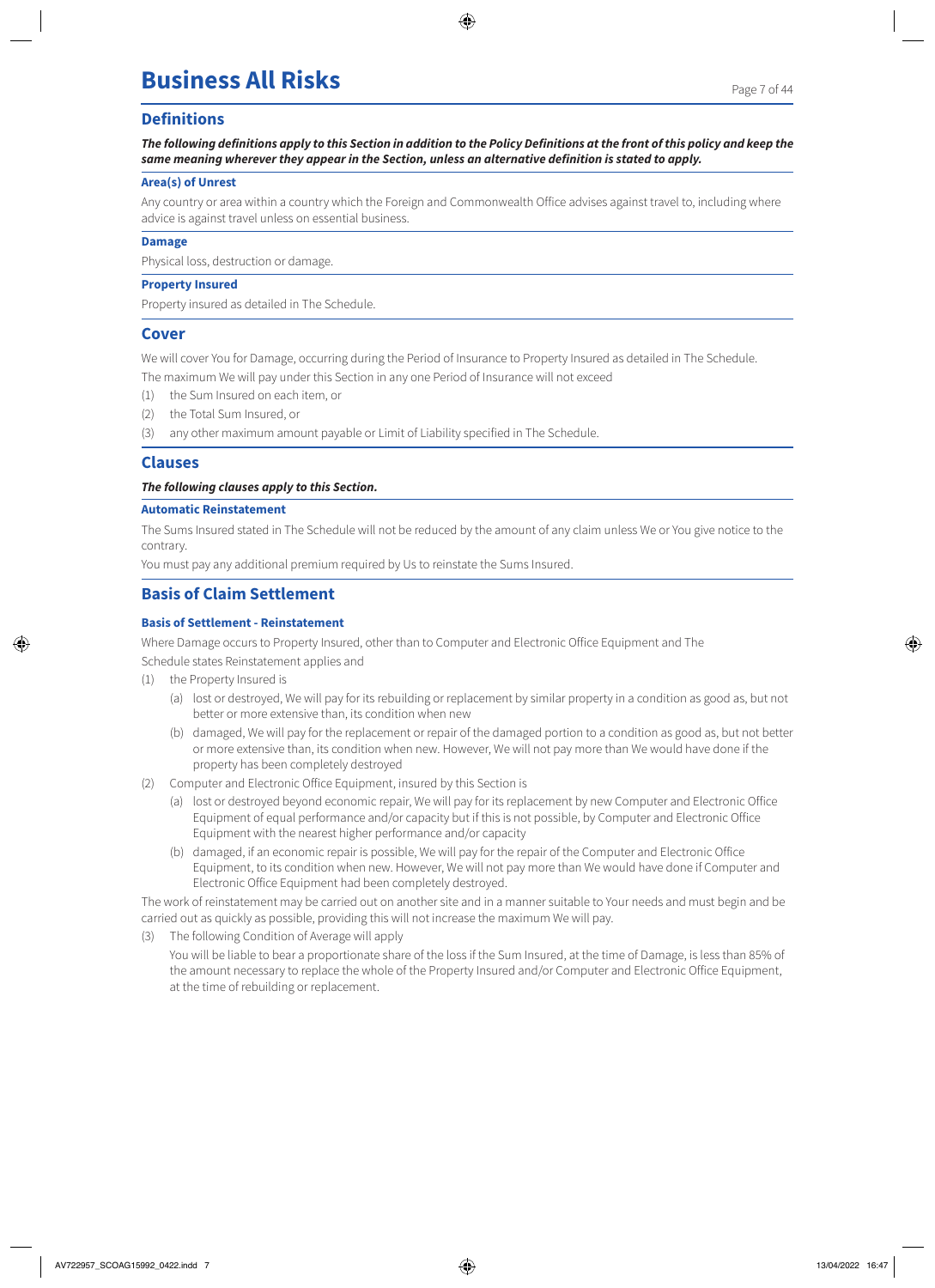# Business All Risks

## Definitions

***The following definitions apply to this Section in addition to the Policy Definitions at the front of this policy and keep the same meaning wherever they appear in the Section, unless an alternative definition is stated to apply.***

### Area(s) of Unrest

Any country or area within a country which the Foreign and Commonwealth Office advises against travel to, including where advice is against travel unless on essential business.

### Damage

Physical loss, destruction or damage.

### Property Insured

Property insured as detailed in The Schedule.

## Cover

We will cover You for Damage, occurring during the Period of Insurance to Property Insured as detailed in The Schedule.

The maximum We will pay under this Section in any one Period of Insurance will not exceed

(1) the Sum Insured on each item, or

(2) the Total Sum Insured, or

(3) any other maximum amount payable or Limit of Liability specified in The Schedule.

## Clauses

***The following clauses apply to this Section.***

### Automatic Reinstatement

The Sums Insured stated in The Schedule will not be reduced by the amount of any claim unless We or You give notice to the contrary.

You must pay any additional premium required by Us to reinstate the Sums Insured.

## Basis of Claim Settlement

### Basis of Settlement - Reinstatement

Where Damage occurs to Property Insured, other than to Computer and Electronic Office Equipment and The Schedule states Reinstatement applies and

(1) the Property Insured is

- (a) lost or destroyed, We will pay for its rebuilding or replacement by similar property in a condition as good as, but not better or more extensive than, its condition when new
- (b) damaged, We will pay for the replacement or repair of the damaged portion to a condition as good as, but not better or more extensive than, its condition when new. However, We will not pay more than We would have done if the property has been completely destroyed

(2) Computer and Electronic Office Equipment, insured by this Section is

- (a) lost or destroyed beyond economic repair, We will pay for its replacement by new Computer and Electronic Office Equipment of equal performance and/or capacity but if this is not possible, by Computer and Electronic Office Equipment with the nearest higher performance and/or capacity
- (b) damaged, if an economic repair is possible, We will pay for the repair of the Computer and Electronic Office Equipment, to its condition when new. However, We will not pay more than We would have done if Computer and Electronic Office Equipment had been completely destroyed.

The work of reinstatement may be carried out on another site and in a manner suitable to Your needs and must begin and be carried out as quickly as possible, providing this will not increase the maximum We will pay.

(3) The following Condition of Average will apply

You will be liable to bear a proportionate share of the loss if the Sum Insured, at the time of Damage, is less than 85% of the amount necessary to replace the whole of the Property Insured and/or Computer and Electronic Office Equipment, at the time of rebuilding or replacement.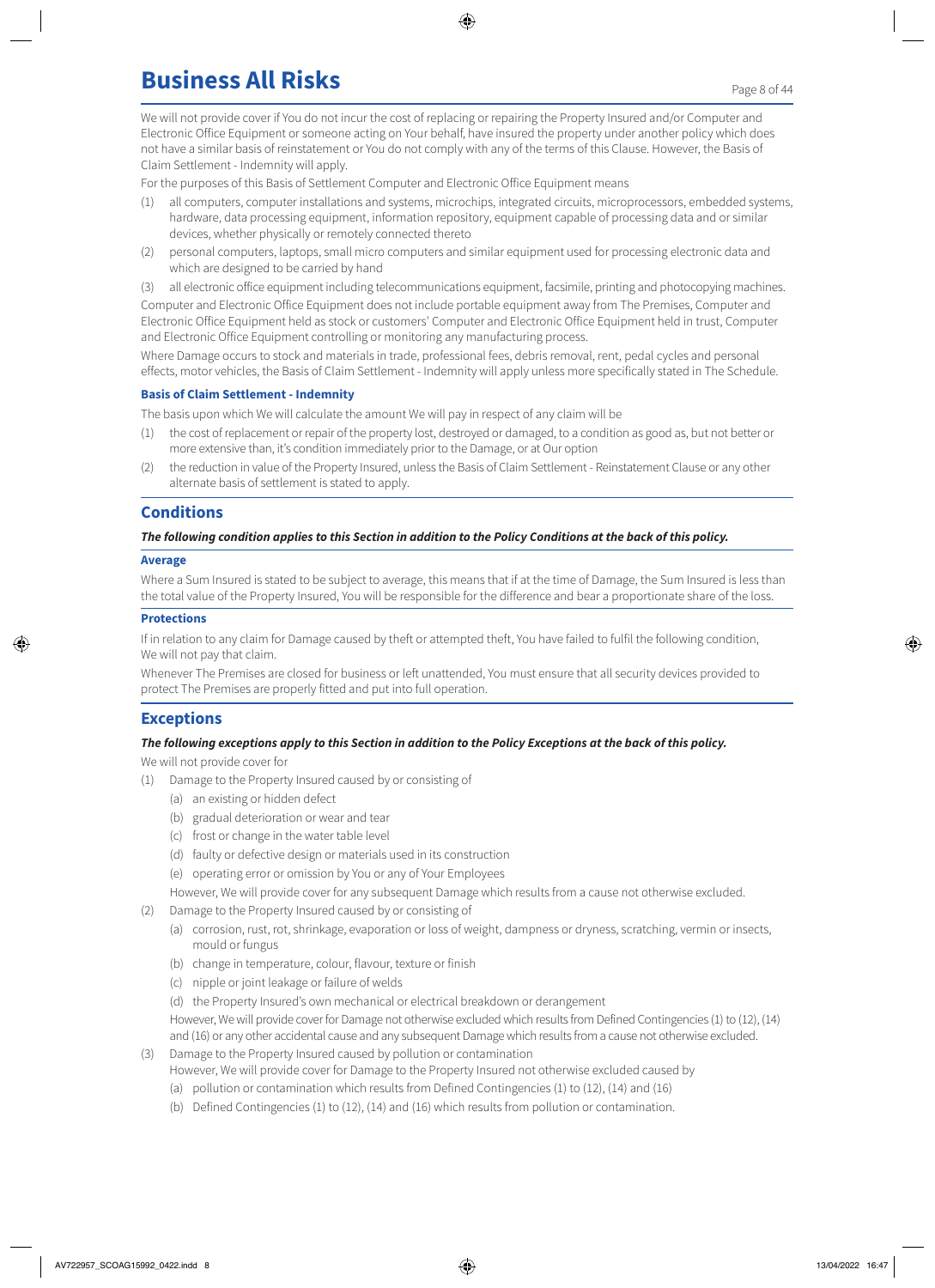# Business All Risks

We will not provide cover if You do not incur the cost of replacing or repairing the Property Insured and/or Computer and Electronic Office Equipment or someone acting on Your behalf, have insured the property under another policy which does not have a similar basis of reinstatement or You do not comply with any of the terms of this Clause. However, the Basis of Claim Settlement - Indemnity will apply.

For the purposes of this Basis of Settlement Computer and Electronic Office Equipment means

(1) all computers, computer installations and systems, microchips, integrated circuits, microprocessors, embedded systems, hardware, data processing equipment, information repository, equipment capable of processing data and or similar devices, whether physically or remotely connected thereto

(2) personal computers, laptops, small micro computers and similar equipment used for processing electronic data and which are designed to be carried by hand

(3) all electronic office equipment including telecommunications equipment, facsimile, printing and photocopying machines.

Computer and Electronic Office Equipment does not include portable equipment away from The Premises, Computer and Electronic Office Equipment held as stock or customers' Computer and Electronic Office Equipment held in trust, Computer and Electronic Office Equipment controlling or monitoring any manufacturing process.

Where Damage occurs to stock and materials in trade, professional fees, debris removal, rent, pedal cycles and personal effects, motor vehicles, the Basis of Claim Settlement - Indemnity will apply unless more specifically stated in The Schedule.

### Basis of Claim Settlement - Indemnity

The basis upon which We will calculate the amount We will pay in respect of any claim will be

(1) the cost of replacement or repair of the property lost, destroyed or damaged, to a condition as good as, but not better or more extensive than, it's condition immediately prior to the Damage, or at Our option

(2) the reduction in value of the Property Insured, unless the Basis of Claim Settlement - Reinstatement Clause or any other alternate basis of settlement is stated to apply.

## Conditions

***The following condition applies to this Section in addition to the Policy Conditions at the back of this policy.***

### Average

Where a Sum Insured is stated to be subject to average, this means that if at the time of Damage, the Sum Insured is less than the total value of the Property Insured, You will be responsible for the difference and bear a proportionate share of the loss.

### Protections

If in relation to any claim for Damage caused by theft or attempted theft, You have failed to fulfil the following condition, We will not pay that claim.

Whenever The Premises are closed for business or left unattended, You must ensure that all security devices provided to protect The Premises are properly fitted and put into full operation.

## Exceptions

***The following exceptions apply to this Section in addition to the Policy Exceptions at the back of this policy.***

We will not provide cover for

(1) Damage to the Property Insured caused by or consisting of
   - (a) an existing or hidden defect
   - (b) gradual deterioration or wear and tear
   - (c) frost or change in the water table level
   - (d) faulty or defective design or materials used in its construction
   - (e) operating error or omission by You or any of Your Employees

   However, We will provide cover for any subsequent Damage which results from a cause not otherwise excluded.

(2) Damage to the Property Insured caused by or consisting of
   - (a) corrosion, rust, rot, shrinkage, evaporation or loss of weight, dampness or dryness, scratching, vermin or insects, mould or fungus
   - (b) change in temperature, colour, flavour, texture or finish
   - (c) nipple or joint leakage or failure of welds
   - (d) the Property Insured's own mechanical or electrical breakdown or derangement

   However, We will provide cover for Damage not otherwise excluded which results from Defined Contingencies (1) to (12), (14) and (16) or any other accidental cause and any subsequent Damage which results from a cause not otherwise excluded.

(3) Damage to the Property Insured caused by pollution or contamination

   However, We will provide cover for Damage to the Property Insured not otherwise excluded caused by
   - (a) pollution or contamination which results from Defined Contingencies (1) to (12), (14) and (16)
   - (b) Defined Contingencies (1) to (12), (14) and (16) which results from pollution or contamination.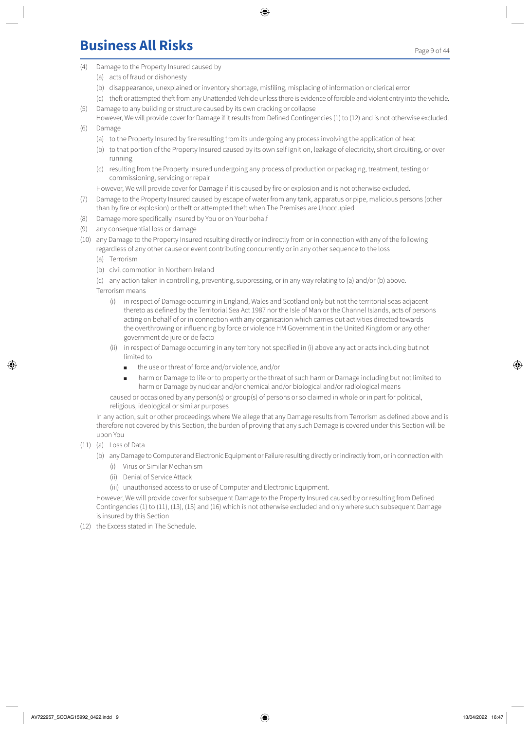(4) Damage to the Property Insured caused by

   (a) acts of fraud or dishonesty

   (b) disappearance, unexplained or inventory shortage, misfiling, misplacing of information or clerical error

   (c) theft or attempted theft from any Unattended Vehicle unless there is evidence of forcible and violent entry into the vehicle.

(5) Damage to any building or structure caused by its own cracking or collapse

   However, We will provide cover for Damage if it results from Defined Contingencies (1) to (12) and is not otherwise excluded.

(6) Damage

   (a) to the Property Insured by fire resulting from its undergoing any process involving the application of heat

   (b) to that portion of the Property Insured caused by its own self ignition, leakage of electricity, short circuiting, or over running

   (c) resulting from the Property Insured undergoing any process of production or packaging, treatment, testing or commissioning, servicing or repair

   However, We will provide cover for Damage if it is caused by fire or explosion and is not otherwise excluded.

(7) Damage to the Property Insured caused by escape of water from any tank, apparatus or pipe, malicious persons (other than by fire or explosion) or theft or attempted theft when The Premises are Unoccupied

(8) Damage more specifically insured by You or on Your behalf

(9) any consequential loss or damage

(10) any Damage to the Property Insured resulting directly or indirectly from or in connection with any of the following regardless of any other cause or event contributing concurrently or in any other sequence to the loss

   (a) Terrorism

   (b) civil commotion in Northern Ireland

   (c) any action taken in controlling, preventing, suppressing, or in any way relating to (a) and/or (b) above.

   Terrorism means

      (i) in respect of Damage occurring in England, Wales and Scotland only but not the territorial seas adjacent thereto as defined by the Territorial Sea Act 1987 nor the Isle of Man or the Channel Islands, acts of persons acting on behalf of or in connection with any organisation which carries out activities directed towards the overthrowing or influencing by force or violence HM Government in the United Kingdom or any other government de jure or de facto

      (ii) in respect of Damage occurring in any territory not specified in (i) above any act or acts including but not limited to

         - the use or threat of force and/or violence, and/or
         - harm or Damage to life or to property or the threat of such harm or Damage including but not limited to harm or Damage by nuclear and/or chemical and/or biological and/or radiological means

      caused or occasioned by any person(s) or group(s) of persons or so claimed in whole or in part for political, religious, ideological or similar purposes

   In any action, suit or other proceedings where We allege that any Damage results from Terrorism as defined above and is therefore not covered by this Section, the burden of proving that any such Damage is covered under this Section will be upon You

(11) (a) Loss of Data

   (b) any Damage to Computer and Electronic Equipment or Failure resulting directly or indirectly from, or in connection with

      (i) Virus or Similar Mechanism

      (ii) Denial of Service Attack

      (iii) unauthorised access to or use of Computer and Electronic Equipment.

   However, We will provide cover for subsequent Damage to the Property Insured caused by or resulting from Defined Contingencies (1) to (11), (13), (15) and (16) which is not otherwise excluded and only where such subsequent Damage is insured by this Section

(12) the Excess stated in The Schedule.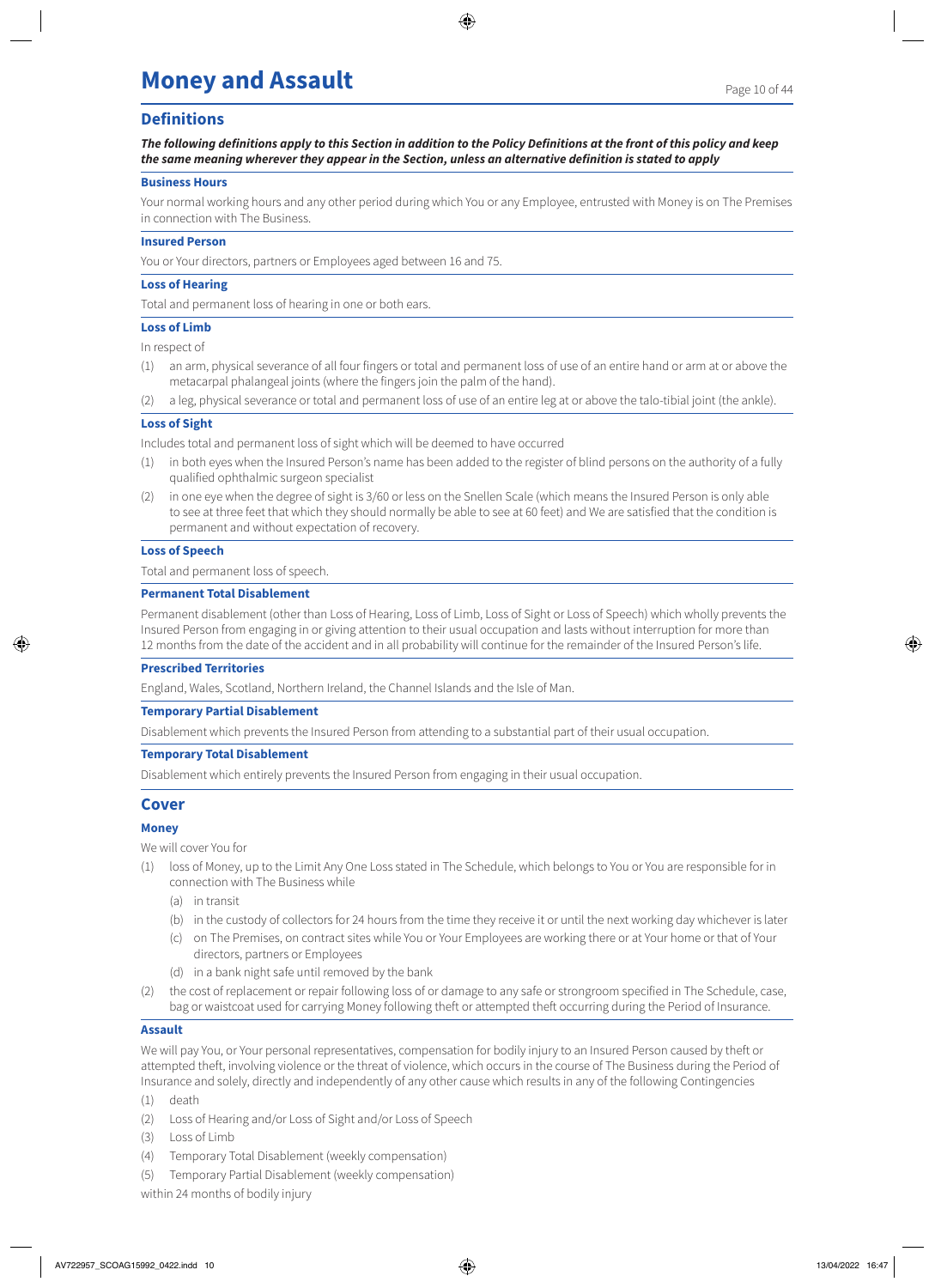# Money and Assault

## Definitions

***The following definitions apply to this Section in addition to the Policy Definitions at the front of this policy and keep the same meaning wherever they appear in the Section, unless an alternative definition is stated to apply***

### Business Hours

Your normal working hours and any other period during which You or any Employee, entrusted with Money is on The Premises in connection with The Business.

### Insured Person

You or Your directors, partners or Employees aged between 16 and 75.

### Loss of Hearing

Total and permanent loss of hearing in one or both ears.

### Loss of Limb

In respect of

(1) an arm, physical severance of all four fingers or total and permanent loss of use of an entire hand or arm at or above the metacarpal phalangeal joints (where the fingers join the palm of the hand).

(2) a leg, physical severance or total and permanent loss of use of an entire leg at or above the talo-tibial joint (the ankle).

### Loss of Sight

Includes total and permanent loss of sight which will be deemed to have occurred

(1) in both eyes when the Insured Person's name has been added to the register of blind persons on the authority of a fully qualified ophthalmic surgeon specialist

(2) in one eye when the degree of sight is 3/60 or less on the Snellen Scale (which means the Insured Person is only able to see at three feet that which they should normally be able to see at 60 feet) and We are satisfied that the condition is permanent and without expectation of recovery.

### Loss of Speech

Total and permanent loss of speech.

### Permanent Total Disablement

Permanent disablement (other than Loss of Hearing, Loss of Limb, Loss of Sight or Loss of Speech) which wholly prevents the Insured Person from engaging in or giving attention to their usual occupation and lasts without interruption for more than 12 months from the date of the accident and in all probability will continue for the remainder of the Insured Person's life.

### Prescribed Territories

England, Wales, Scotland, Northern Ireland, the Channel Islands and the Isle of Man.

### Temporary Partial Disablement

Disablement which prevents the Insured Person from attending to a substantial part of their usual occupation.

### Temporary Total Disablement

Disablement which entirely prevents the Insured Person from engaging in their usual occupation.

## Cover

### Money

We will cover You for

(1) loss of Money, up to the Limit Any One Loss stated in The Schedule, which belongs to You or You are responsible for in connection with The Business while

  (a) in transit

  (b) in the custody of collectors for 24 hours from the time they receive it or until the next working day whichever is later

  (c) on The Premises, on contract sites while You or Your Employees are working there or at Your home or that of Your directors, partners or Employees

  (d) in a bank night safe until removed by the bank

(2) the cost of replacement or repair following loss of or damage to any safe or strongroom specified in The Schedule, case, bag or waistcoat used for carrying Money following theft or attempted theft occurring during the Period of Insurance.

### Assault

We will pay You, or Your personal representatives, compensation for bodily injury to an Insured Person caused by theft or attempted theft, involving violence or the threat of violence, which occurs in the course of The Business during the Period of Insurance and solely, directly and independently of any other cause which results in any of the following Contingencies

(1) death

(2) Loss of Hearing and/or Loss of Sight and/or Loss of Speech

(3) Loss of Limb

(4) Temporary Total Disablement (weekly compensation)

(5) Temporary Partial Disablement (weekly compensation)

within 24 months of bodily injury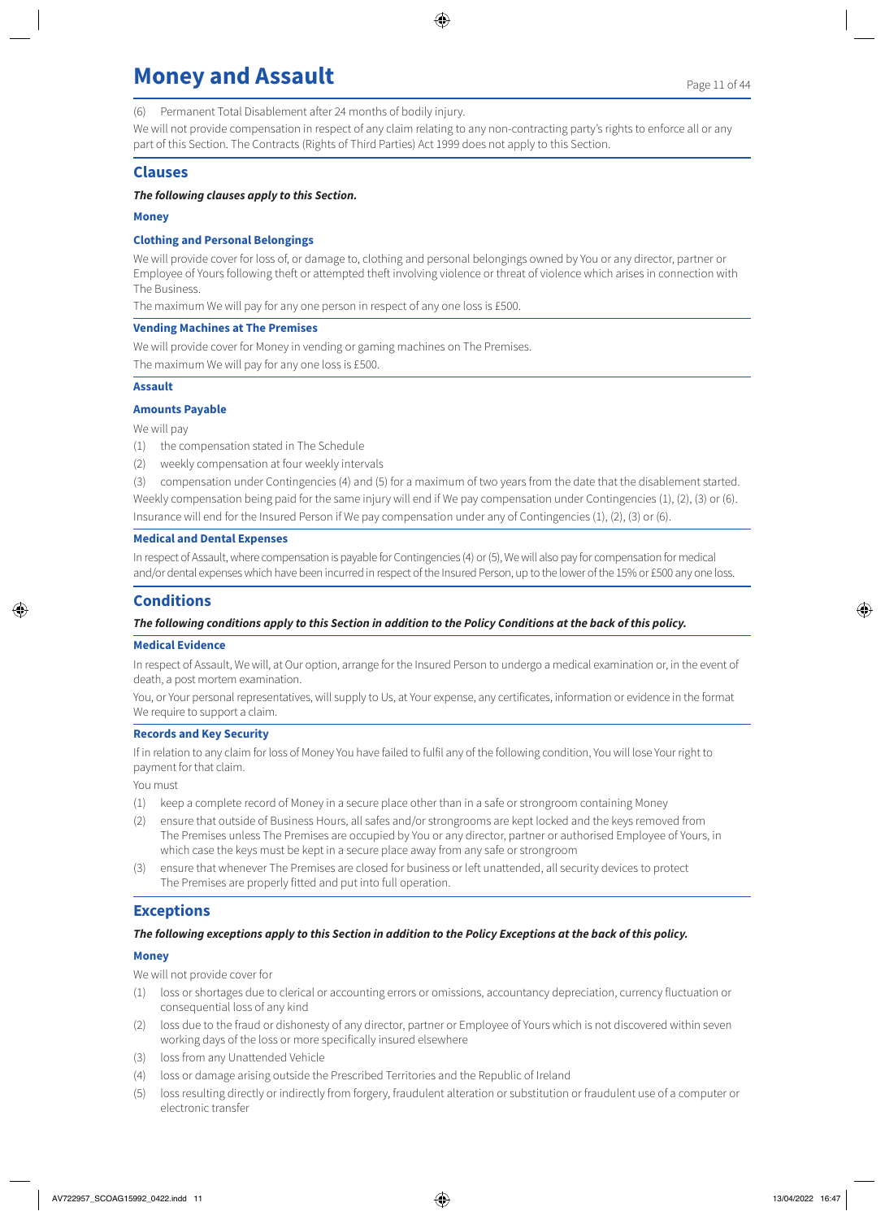# Money and Assault

(6) Permanent Total Disablement after 24 months of bodily injury.

We will not provide compensation in respect of any claim relating to any non-contracting party's rights to enforce all or any part of this Section. The Contracts (Rights of Third Parties) Act 1999 does not apply to this Section.

## Clauses

***The following clauses apply to this Section.***

### Money

#### Clothing and Personal Belongings

We will provide cover for loss of, or damage to, clothing and personal belongings owned by You or any director, partner or Employee of Yours following theft or attempted theft involving violence or threat of violence which arises in connection with The Business.

The maximum We will pay for any one person in respect of any one loss is £500.

#### Vending Machines at The Premises

We will provide cover for Money in vending or gaming machines on The Premises.

The maximum We will pay for any one loss is £500.

### Assault

#### Amounts Payable

We will pay

(1) the compensation stated in The Schedule

(2) weekly compensation at four weekly intervals

(3) compensation under Contingencies (4) and (5) for a maximum of two years from the date that the disablement started.

Weekly compensation being paid for the same injury will end if We pay compensation under Contingencies (1), (2), (3) or (6).

Insurance will end for the Insured Person if We pay compensation under any of Contingencies (1), (2), (3) or (6).

#### Medical and Dental Expenses

In respect of Assault, where compensation is payable for Contingencies (4) or (5), We will also pay for compensation for medical and/or dental expenses which have been incurred in respect of the Insured Person, up to the lower of the 15% or £500 any one loss.

## Conditions

***The following conditions apply to this Section in addition to the Policy Conditions at the back of this policy.***

#### Medical Evidence

In respect of Assault, We will, at Our option, arrange for the Insured Person to undergo a medical examination or, in the event of death, a post mortem examination.

You, or Your personal representatives, will supply to Us, at Your expense, any certificates, information or evidence in the format We require to support a claim.

#### Records and Key Security

If in relation to any claim for loss of Money You have failed to fulfil any of the following condition, You will lose Your right to payment for that claim.

You must

(1) keep a complete record of Money in a secure place other than in a safe or strongroom containing Money

(2) ensure that outside of Business Hours, all safes and/or strongrooms are kept locked and the keys removed from The Premises unless The Premises are occupied by You or any director, partner or authorised Employee of Yours, in which case the keys must be kept in a secure place away from any safe or strongroom

(3) ensure that whenever The Premises are closed for business or left unattended, all security devices to protect The Premises are properly fitted and put into full operation.

## Exceptions

***The following exceptions apply to this Section in addition to the Policy Exceptions at the back of this policy.***

### Money

We will not provide cover for

(1) loss or shortages due to clerical or accounting errors or omissions, accountancy depreciation, currency fluctuation or consequential loss of any kind

(2) loss due to the fraud or dishonesty of any director, partner or Employee of Yours which is not discovered within seven working days of the loss or more specifically insured elsewhere

(3) loss from any Unattended Vehicle

(4) loss or damage arising outside the Prescribed Territories and the Republic of Ireland

(5) loss resulting directly or indirectly from forgery, fraudulent alteration or substitution or fraudulent use of a computer or electronic transfer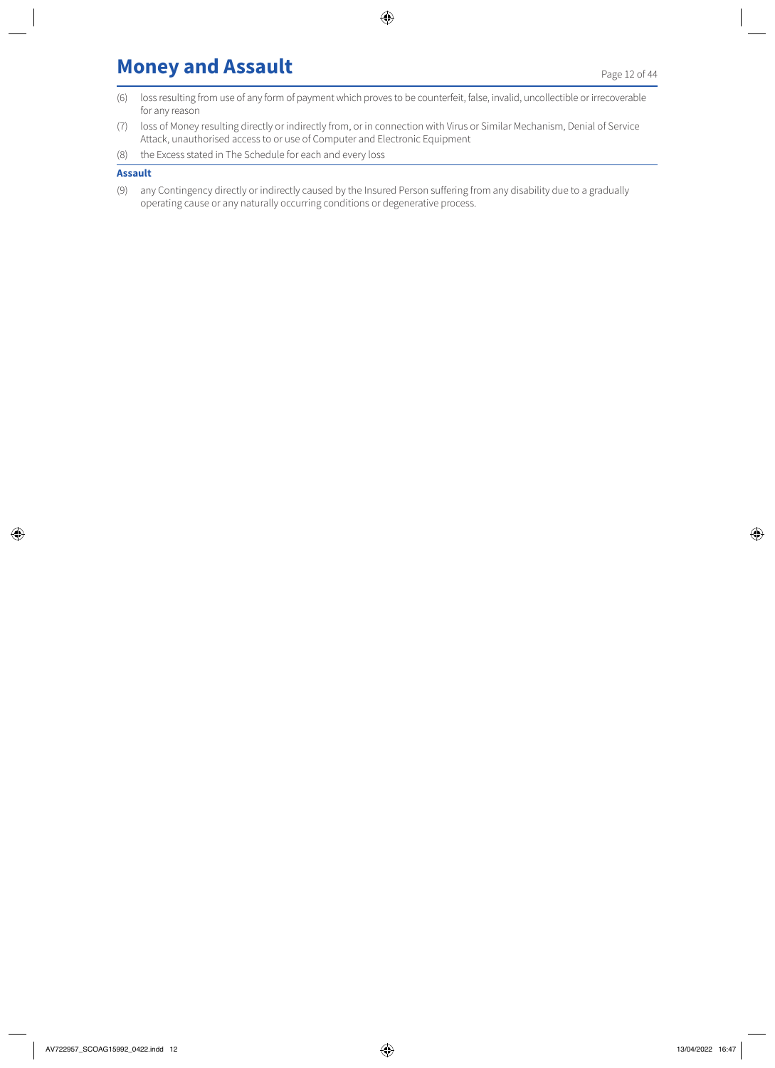# Money and Assault

(6) loss resulting from use of any form of payment which proves to be counterfeit, false, invalid, uncollectible or irrecoverable for any reason

(7) loss of Money resulting directly or indirectly from, or in connection with Virus or Similar Mechanism, Denial of Service Attack, unauthorised access to or use of Computer and Electronic Equipment

(8) the Excess stated in The Schedule for each and every loss

**Assault**

(9) any Contingency directly or indirectly caused by the Insured Person suffering from any disability due to a gradually operating cause or any naturally occurring conditions or degenerative process.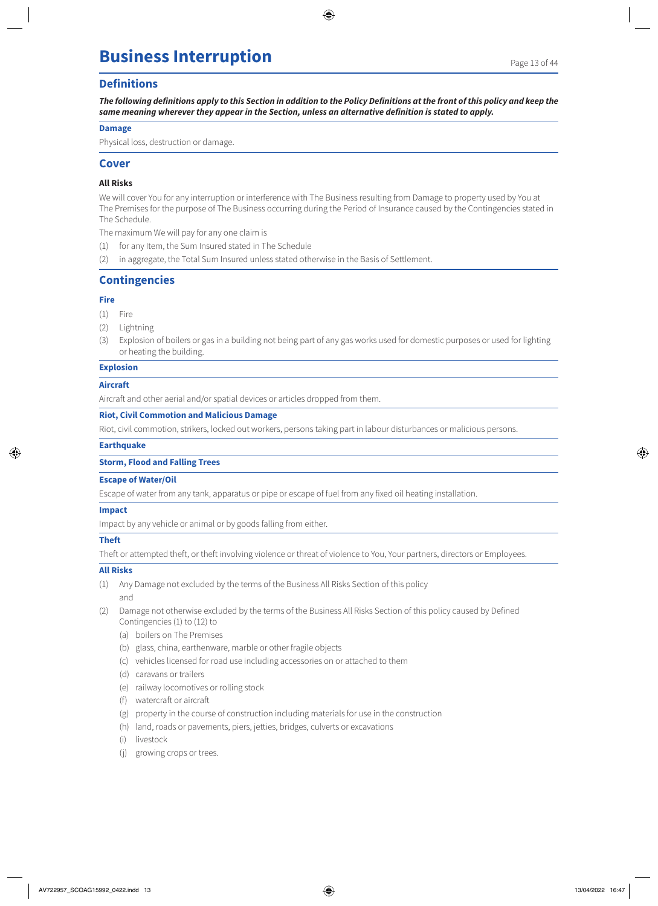# Business Interruption

## Definitions

***The following definitions apply to this Section in addition to the Policy Definitions at the front of this policy and keep the same meaning wherever they appear in the Section, unless an alternative definition is stated to apply.***

**Damage**

Physical loss, destruction or damage.

## Cover

**All Risks**

We will cover You for any interruption or interference with The Business resulting from Damage to property used by You at The Premises for the purpose of The Business occurring during the Period of Insurance caused by the Contingencies stated in The Schedule.

The maximum We will pay for any one claim is

(1) for any Item, the Sum Insured stated in The Schedule

(2) in aggregate, the Total Sum Insured unless stated otherwise in the Basis of Settlement.

## Contingencies

**Fire**

(1) Fire

(2) Lightning

(3) Explosion of boilers or gas in a building not being part of any gas works used for domestic purposes or used for lighting or heating the building.

**Explosion**

**Aircraft**

Aircraft and other aerial and/or spatial devices or articles dropped from them.

**Riot, Civil Commotion and Malicious Damage**

Riot, civil commotion, strikers, locked out workers, persons taking part in labour disturbances or malicious persons.

**Earthquake**

**Storm, Flood and Falling Trees**

**Escape of Water/Oil**

Escape of water from any tank, apparatus or pipe or escape of fuel from any fixed oil heating installation.

**Impact**

Impact by any vehicle or animal or by goods falling from either.

**Theft**

Theft or attempted theft, or theft involving violence or threat of violence to You, Your partners, directors or Employees.

**All Risks**

(1) Any Damage not excluded by the terms of the Business All Risks Section of this policy

and

(2) Damage not otherwise excluded by the terms of the Business All Risks Section of this policy caused by Defined Contingencies (1) to (12) to

- (a) boilers on The Premises
- (b) glass, china, earthenware, marble or other fragile objects
- (c) vehicles licensed for road use including accessories on or attached to them
- (d) caravans or trailers
- (e) railway locomotives or rolling stock
- (f) watercraft or aircraft
- (g) property in the course of construction including materials for use in the construction
- (h) land, roads or pavements, piers, jetties, bridges, culverts or excavations
- (i) livestock
- (j) growing crops or trees.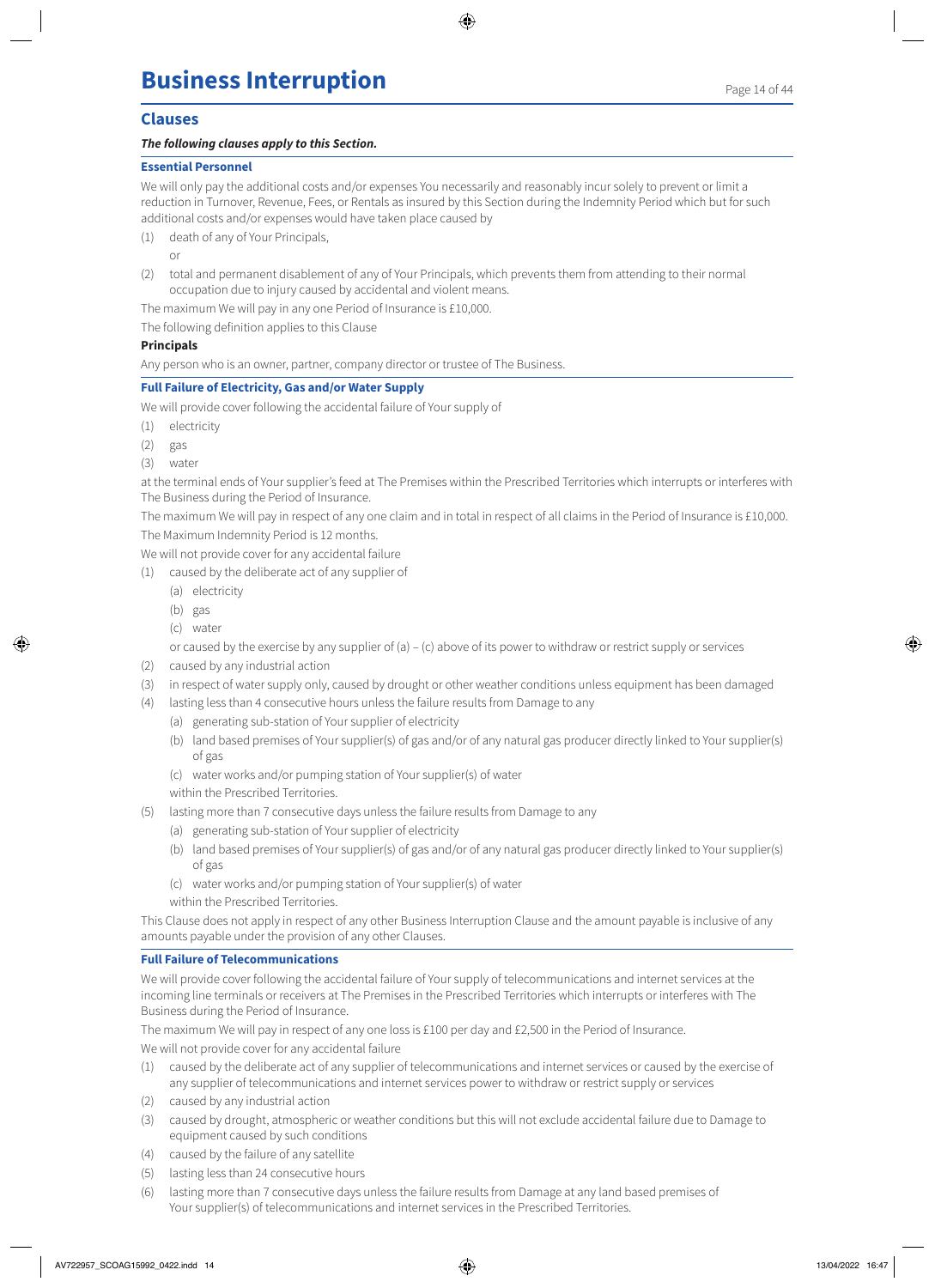# Business Interruption

## Clauses

***The following clauses apply to this Section.***

### Essential Personnel

We will only pay the additional costs and/or expenses You necessarily and reasonably incur solely to prevent or limit a reduction in Turnover, Revenue, Fees, or Rentals as insured by this Section during the Indemnity Period which but for such additional costs and/or expenses would have taken place caused by

(1) death of any of Your Principals,

or

(2) total and permanent disablement of any of Your Principals, which prevents them from attending to their normal occupation due to injury caused by accidental and violent means.

The maximum We will pay in any one Period of Insurance is £10,000.

The following definition applies to this Clause

**Principals**

Any person who is an owner, partner, company director or trustee of The Business.

### Full Failure of Electricity, Gas and/or Water Supply

We will provide cover following the accidental failure of Your supply of

(1) electricity
(2) gas
(3) water

at the terminal ends of Your supplier's feed at The Premises within the Prescribed Territories which interrupts or interferes with The Business during the Period of Insurance.

The maximum We will pay in respect of any one claim and in total in respect of all claims in the Period of Insurance is £10,000.

The Maximum Indemnity Period is 12 months.

We will not provide cover for any accidental failure

(1) caused by the deliberate act of any supplier of
  (a) electricity
  (b) gas
  (c) water

  or caused by the exercise by any supplier of (a) – (c) above of its power to withdraw or restrict supply or services
(2) caused by any industrial action
(3) in respect of water supply only, caused by drought or other weather conditions unless equipment has been damaged
(4) lasting less than 4 consecutive hours unless the failure results from Damage to any
  (a) generating sub-station of Your supplier of electricity
  (b) land based premises of Your supplier(s) of gas and/or of any natural gas producer directly linked to Your supplier(s) of gas
  (c) water works and/or pumping station of Your supplier(s) of water

  within the Prescribed Territories.
(5) lasting more than 7 consecutive days unless the failure results from Damage to any
  (a) generating sub-station of Your supplier of electricity
  (b) land based premises of Your supplier(s) of gas and/or of any natural gas producer directly linked to Your supplier(s) of gas
  (c) water works and/or pumping station of Your supplier(s) of water

  within the Prescribed Territories.

This Clause does not apply in respect of any other Business Interruption Clause and the amount payable is inclusive of any amounts payable under the provision of any other Clauses.

### Full Failure of Telecommunications

We will provide cover following the accidental failure of Your supply of telecommunications and internet services at the incoming line terminals or receivers at The Premises in the Prescribed Territories which interrupts or interferes with The Business during the Period of Insurance.

The maximum We will pay in respect of any one loss is £100 per day and £2,500 in the Period of Insurance.

We will not provide cover for any accidental failure

(1) caused by the deliberate act of any supplier of telecommunications and internet services or caused by the exercise of any supplier of telecommunications and internet services power to withdraw or restrict supply or services
(2) caused by any industrial action
(3) caused by drought, atmospheric or weather conditions but this will not exclude accidental failure due to Damage to equipment caused by such conditions
(4) caused by the failure of any satellite
(5) lasting less than 24 consecutive hours
(6) lasting more than 7 consecutive days unless the failure results from Damage at any land based premises of Your supplier(s) of telecommunications and internet services in the Prescribed Territories.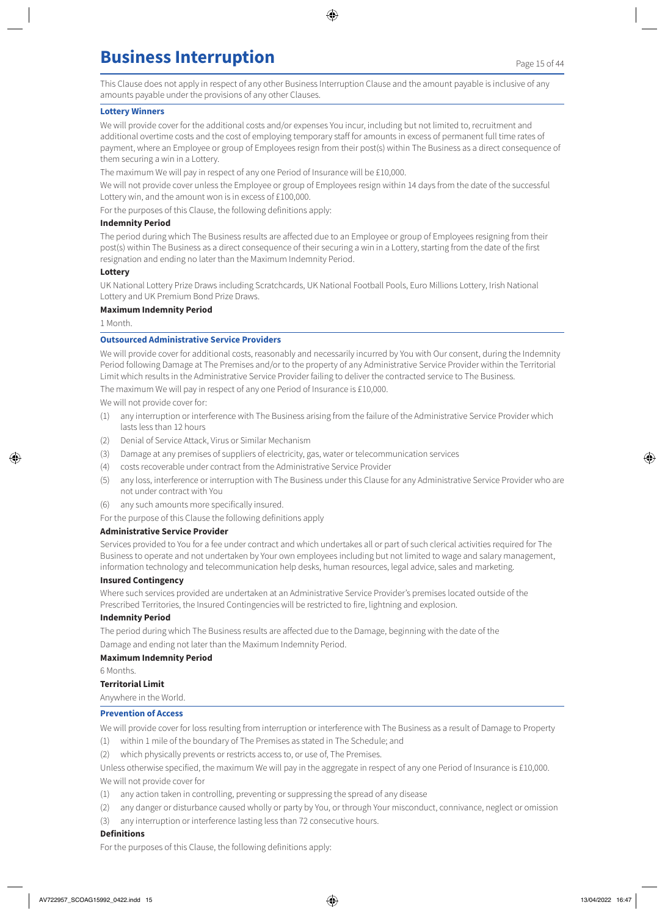# Business Interruption

This Clause does not apply in respect of any other Business Interruption Clause and the amount payable is inclusive of any amounts payable under the provisions of any other Clauses.

### Lottery Winners

We will provide cover for the additional costs and/or expenses You incur, including but not limited to, recruitment and additional overtime costs and the cost of employing temporary staff for amounts in excess of permanent full time rates of payment, where an Employee or group of Employees resign from their post(s) within The Business as a direct consequence of them securing a win in a Lottery.

The maximum We will pay in respect of any one Period of Insurance will be £10,000.

We will not provide cover unless the Employee or group of Employees resign within 14 days from the date of the successful Lottery win, and the amount won is in excess of £100,000.

For the purposes of this Clause, the following definitions apply:

**Indemnity Period**

The period during which The Business results are affected due to an Employee or group of Employees resigning from their post(s) within The Business as a direct consequence of their securing a win in a Lottery, starting from the date of the first resignation and ending no later than the Maximum Indemnity Period.

**Lottery**

UK National Lottery Prize Draws including Scratchcards, UK National Football Pools, Euro Millions Lottery, Irish National Lottery and UK Premium Bond Prize Draws.

**Maximum Indemnity Period**

1 Month.

### Outsourced Administrative Service Providers

We will provide cover for additional costs, reasonably and necessarily incurred by You with Our consent, during the Indemnity Period following Damage at The Premises and/or to the property of any Administrative Service Provider within the Territorial Limit which results in the Administrative Service Provider failing to deliver the contracted service to The Business.

The maximum We will pay in respect of any one Period of Insurance is £10,000.

We will not provide cover for:

(1) any interruption or interference with The Business arising from the failure of the Administrative Service Provider which lasts less than 12 hours

(2) Denial of Service Attack, Virus or Similar Mechanism

(3) Damage at any premises of suppliers of electricity, gas, water or telecommunication services

(4) costs recoverable under contract from the Administrative Service Provider

(5) any loss, interference or interruption with The Business under this Clause for any Administrative Service Provider who are not under contract with You

(6) any such amounts more specifically insured.

For the purpose of this Clause the following definitions apply

**Administrative Service Provider**

Services provided to You for a fee under contract and which undertakes all or part of such clerical activities required for The Business to operate and not undertaken by Your own employees including but not limited to wage and salary management, information technology and telecommunication help desks, human resources, legal advice, sales and marketing.

**Insured Contingency**

Where such services provided are undertaken at an Administrative Service Provider's premises located outside of the Prescribed Territories, the Insured Contingencies will be restricted to fire, lightning and explosion.

**Indemnity Period**

The period during which The Business results are affected due to the Damage, beginning with the date of the Damage and ending not later than the Maximum Indemnity Period.

**Maximum Indemnity Period**

6 Months.

**Territorial Limit**

Anywhere in the World.

### Prevention of Access

We will provide cover for loss resulting from interruption or interference with The Business as a result of Damage to Property

(1) within 1 mile of the boundary of The Premises as stated in The Schedule; and

(2) which physically prevents or restricts access to, or use of, The Premises.

Unless otherwise specified, the maximum We will pay in the aggregate in respect of any one Period of Insurance is £10,000.

We will not provide cover for

(1) any action taken in controlling, preventing or suppressing the spread of any disease

(2) any danger or disturbance caused wholly or party by You, or through Your misconduct, connivance, neglect or omission

(3) any interruption or interference lasting less than 72 consecutive hours.

**Definitions**

For the purposes of this Clause, the following definitions apply: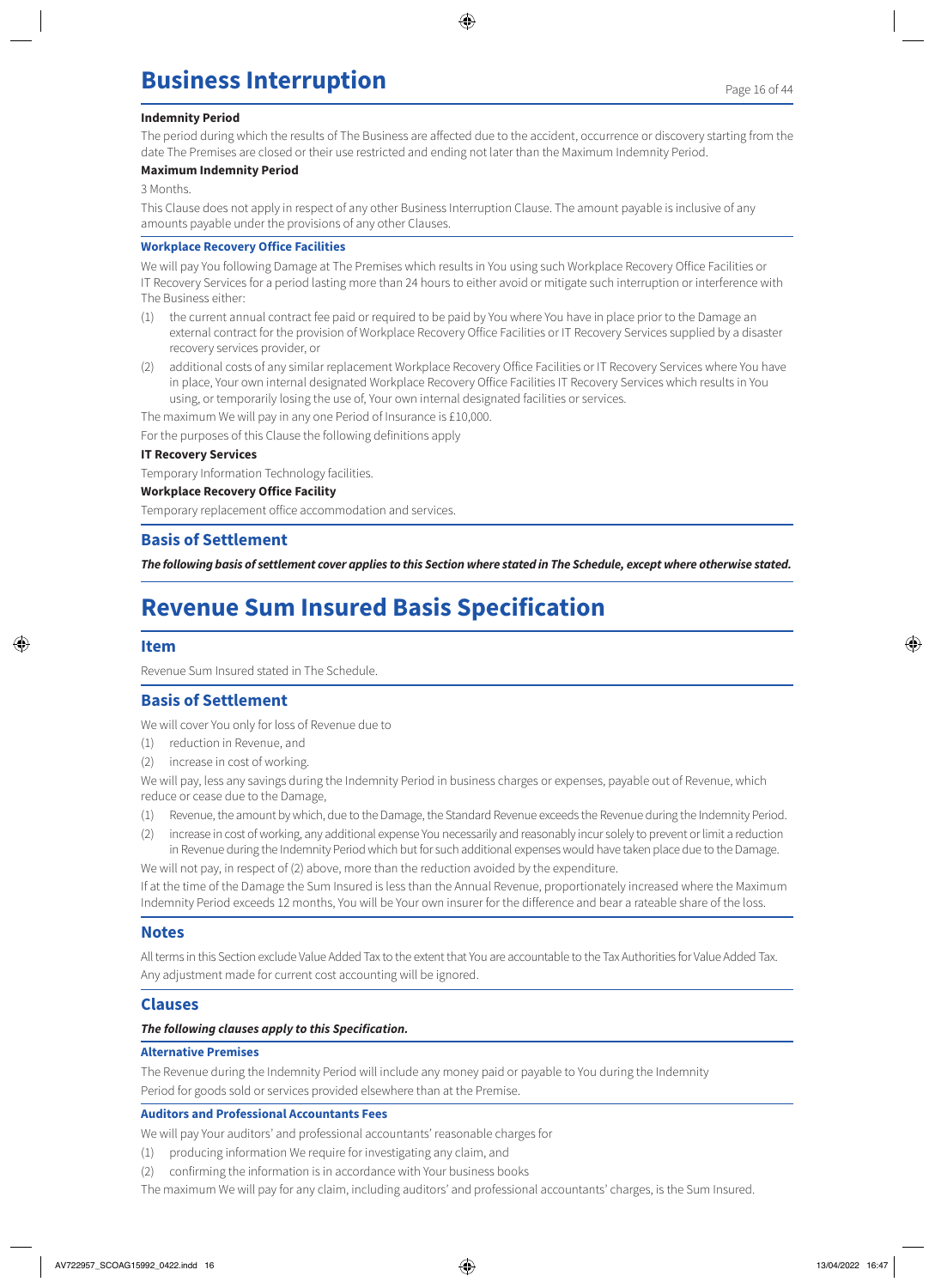# Business Interruption

**Indemnity Period**

The period during which the results of The Business are affected due to the accident, occurrence or discovery starting from the date The Premises are closed or their use restricted and ending not later than the Maximum Indemnity Period.

**Maximum Indemnity Period**

3 Months.

This Clause does not apply in respect of any other Business Interruption Clause. The amount payable is inclusive of any amounts payable under the provisions of any other Clauses.

#### Workplace Recovery Office Facilities

We will pay You following Damage at The Premises which results in You using such Workplace Recovery Office Facilities or IT Recovery Services for a period lasting more than 24 hours to either avoid or mitigate such interruption or interference with The Business either:

(1) the current annual contract fee paid or required to be paid by You where You have in place prior to the Damage an external contract for the provision of Workplace Recovery Office Facilities or IT Recovery Services supplied by a disaster recovery services provider, or

(2) additional costs of any similar replacement Workplace Recovery Office Facilities or IT Recovery Services where You have in place, Your own internal designated Workplace Recovery Office Facilities IT Recovery Services which results in You using, or temporarily losing the use of, Your own internal designated facilities or services.

The maximum We will pay in any one Period of Insurance is £10,000.

For the purposes of this Clause the following definitions apply

**IT Recovery Services**

Temporary Information Technology facilities.

**Workplace Recovery Office Facility**

Temporary replacement office accommodation and services.

### Basis of Settlement

***The following basis of settlement cover applies to this Section where stated in The Schedule, except where otherwise stated.***

# Revenue Sum Insured Basis Specification

### Item

Revenue Sum Insured stated in The Schedule.

### Basis of Settlement

We will cover You only for loss of Revenue due to

(1) reduction in Revenue, and

(2) increase in cost of working.

We will pay, less any savings during the Indemnity Period in business charges or expenses, payable out of Revenue, which reduce or cease due to the Damage,

(1) Revenue, the amount by which, due to the Damage, the Standard Revenue exceeds the Revenue during the Indemnity Period.

(2) increase in cost of working, any additional expense You necessarily and reasonably incur solely to prevent or limit a reduction in Revenue during the Indemnity Period which but for such additional expenses would have taken place due to the Damage.

We will not pay, in respect of (2) above, more than the reduction avoided by the expenditure.

If at the time of the Damage the Sum Insured is less than the Annual Revenue, proportionately increased where the Maximum Indemnity Period exceeds 12 months, You will be Your own insurer for the difference and bear a rateable share of the loss.

### Notes

All terms in this Section exclude Value Added Tax to the extent that You are accountable to the Tax Authorities for Value Added Tax. Any adjustment made for current cost accounting will be ignored.

### Clauses

***The following clauses apply to this Specification.***

#### Alternative Premises

The Revenue during the Indemnity Period will include any money paid or payable to You during the Indemnity Period for goods sold or services provided elsewhere than at the Premise.

#### Auditors and Professional Accountants Fees

We will pay Your auditors' and professional accountants' reasonable charges for

(1) producing information We require for investigating any claim, and

(2) confirming the information is in accordance with Your business books

The maximum We will pay for any claim, including auditors' and professional accountants' charges, is the Sum Insured.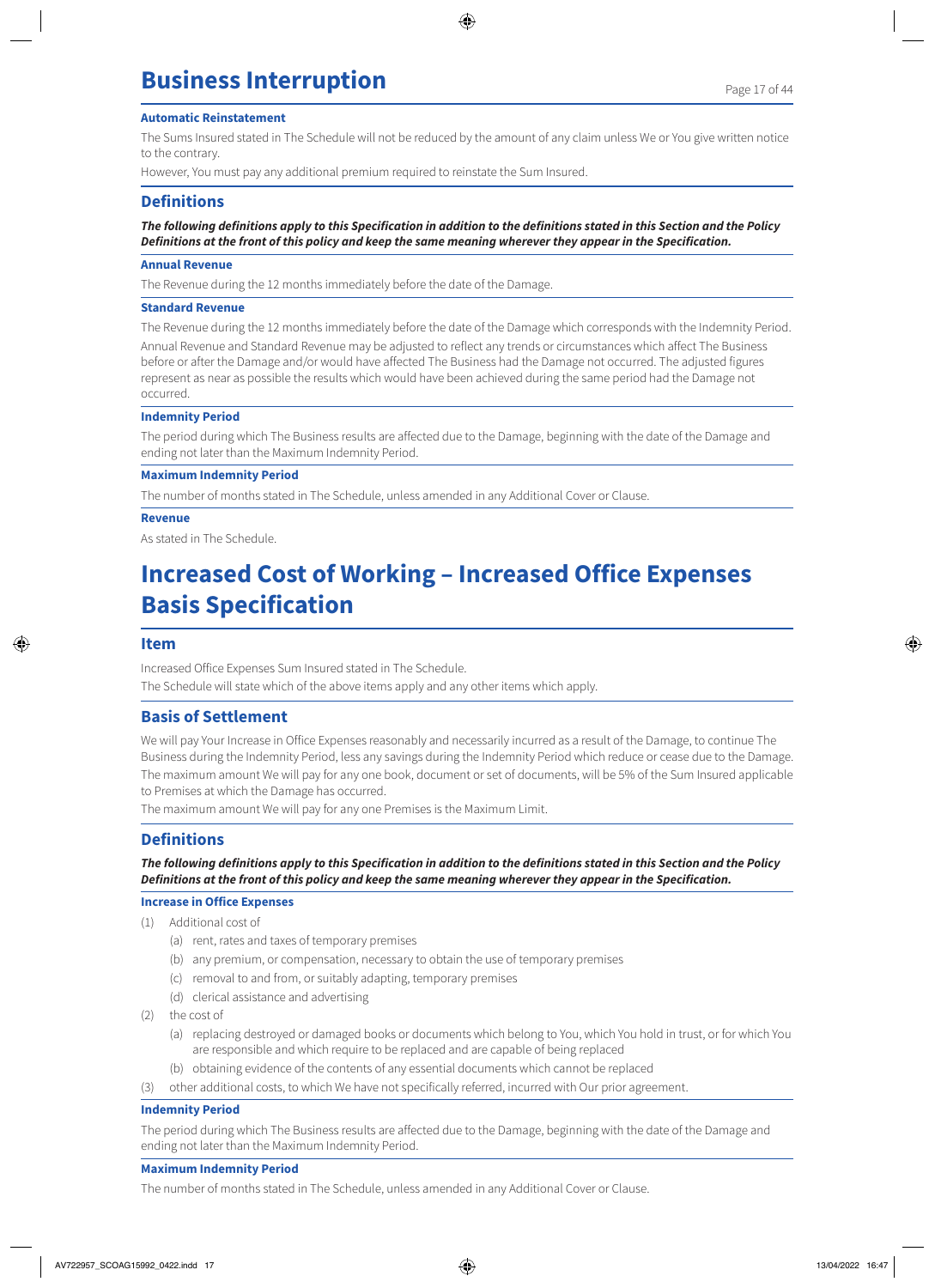# Business Interruption

### Automatic Reinstatement

The Sums Insured stated in The Schedule will not be reduced by the amount of any claim unless We or You give written notice to the contrary.

However, You must pay any additional premium required to reinstate the Sum Insured.

## Definitions

***The following definitions apply to this Specification in addition to the definitions stated in this Section and the Policy Definitions at the front of this policy and keep the same meaning wherever they appear in the Specification.***

### Annual Revenue

The Revenue during the 12 months immediately before the date of the Damage.

### Standard Revenue

The Revenue during the 12 months immediately before the date of the Damage which corresponds with the Indemnity Period.

Annual Revenue and Standard Revenue may be adjusted to reflect any trends or circumstances which affect The Business before or after the Damage and/or would have affected The Business had the Damage not occurred. The adjusted figures represent as near as possible the results which would have been achieved during the same period had the Damage not occurred.

### Indemnity Period

The period during which The Business results are affected due to the Damage, beginning with the date of the Damage and ending not later than the Maximum Indemnity Period.

### Maximum Indemnity Period

The number of months stated in The Schedule, unless amended in any Additional Cover or Clause.

### Revenue

As stated in The Schedule.

# Increased Cost of Working – Increased Office Expenses Basis Specification

## Item

Increased Office Expenses Sum Insured stated in The Schedule.

The Schedule will state which of the above items apply and any other items which apply.

## Basis of Settlement

We will pay Your Increase in Office Expenses reasonably and necessarily incurred as a result of the Damage, to continue The Business during the Indemnity Period, less any savings during the Indemnity Period which reduce or cease due to the Damage.

The maximum amount We will pay for any one book, document or set of documents, will be 5% of the Sum Insured applicable to Premises at which the Damage has occurred.

The maximum amount We will pay for any one Premises is the Maximum Limit.

## Definitions

***The following definitions apply to this Specification in addition to the definitions stated in this Section and the Policy Definitions at the front of this policy and keep the same meaning wherever they appear in the Specification.***

### Increase in Office Expenses

(1) Additional cost of
  - (a) rent, rates and taxes of temporary premises
  - (b) any premium, or compensation, necessary to obtain the use of temporary premises
  - (c) removal to and from, or suitably adapting, temporary premises
  - (d) clerical assistance and advertising

(2) the cost of
  - (a) replacing destroyed or damaged books or documents which belong to You, which You hold in trust, or for which You are responsible and which require to be replaced and are capable of being replaced
  - (b) obtaining evidence of the contents of any essential documents which cannot be replaced

(3) other additional costs, to which We have not specifically referred, incurred with Our prior agreement.

### Indemnity Period

The period during which The Business results are affected due to the Damage, beginning with the date of the Damage and ending not later than the Maximum Indemnity Period.

### Maximum Indemnity Period

The number of months stated in The Schedule, unless amended in any Additional Cover or Clause.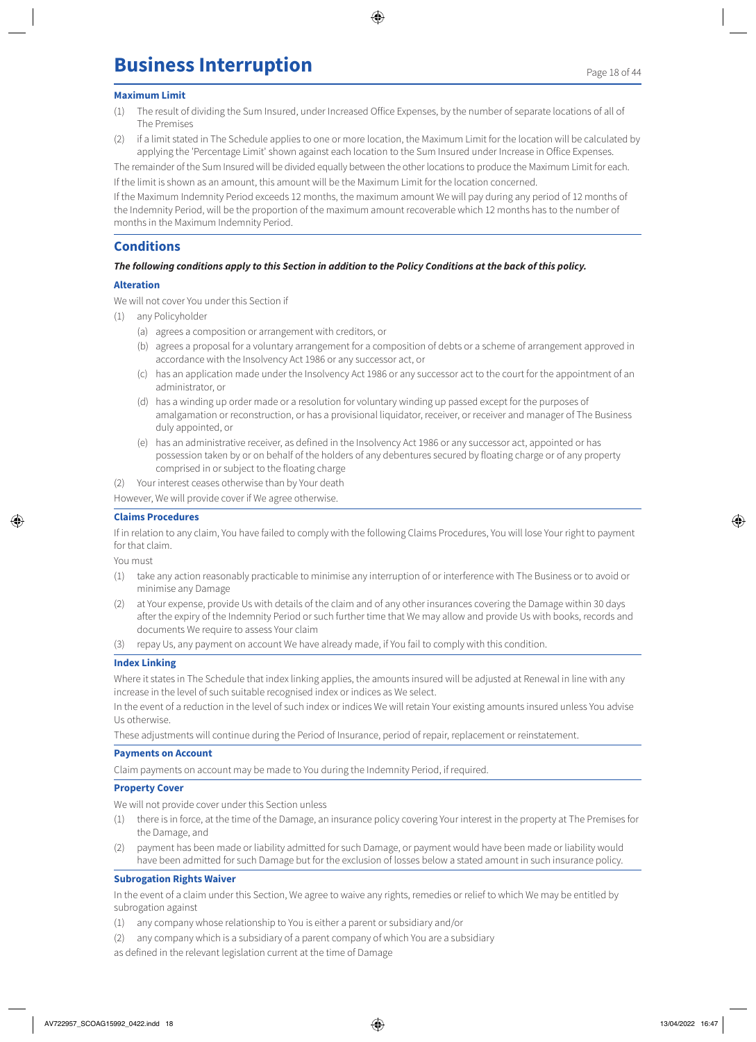# Business Interruption

### Maximum Limit

(1) The result of dividing the Sum Insured, under Increased Office Expenses, by the number of separate locations of all of The Premises

(2) if a limit stated in The Schedule applies to one or more location, the Maximum Limit for the location will be calculated by applying the 'Percentage Limit' shown against each location to the Sum Insured under Increase in Office Expenses.

The remainder of the Sum Insured will be divided equally between the other locations to produce the Maximum Limit for each.

If the limit is shown as an amount, this amount will be the Maximum Limit for the location concerned.

If the Maximum Indemnity Period exceeds 12 months, the maximum amount We will pay during any period of 12 months of the Indemnity Period, will be the proportion of the maximum amount recoverable which 12 months has to the number of months in the Maximum Indemnity Period.

## Conditions

***The following conditions apply to this Section in addition to the Policy Conditions at the back of this policy.***

### Alteration

We will not cover You under this Section if

(1) any Policyholder
   - (a) agrees a composition or arrangement with creditors, or
   - (b) agrees a proposal for a voluntary arrangement for a composition of debts or a scheme of arrangement approved in accordance with the Insolvency Act 1986 or any successor act, or
   - (c) has an application made under the Insolvency Act 1986 or any successor act to the court for the appointment of an administrator, or
   - (d) has a winding up order made or a resolution for voluntary winding up passed except for the purposes of amalgamation or reconstruction, or has a provisional liquidator, receiver, or receiver and manager of The Business duly appointed, or
   - (e) has an administrative receiver, as defined in the Insolvency Act 1986 or any successor act, appointed or has possession taken by or on behalf of the holders of any debentures secured by floating charge or of any property comprised in or subject to the floating charge

(2) Your interest ceases otherwise than by Your death

However, We will provide cover if We agree otherwise.

### Claims Procedures

If in relation to any claim, You have failed to comply with the following Claims Procedures, You will lose Your right to payment for that claim.

You must

(1) take any action reasonably practicable to minimise any interruption of or interference with The Business or to avoid or minimise any Damage

(2) at Your expense, provide Us with details of the claim and of any other insurances covering the Damage within 30 days after the expiry of the Indemnity Period or such further time that We may allow and provide Us with books, records and documents We require to assess Your claim

(3) repay Us, any payment on account We have already made, if You fail to comply with this condition.

### Index Linking

Where it states in The Schedule that index linking applies, the amounts insured will be adjusted at Renewal in line with any increase in the level of such suitable recognised index or indices as We select.

In the event of a reduction in the level of such index or indices We will retain Your existing amounts insured unless You advise Us otherwise.

These adjustments will continue during the Period of Insurance, period of repair, replacement or reinstatement.

### Payments on Account

Claim payments on account may be made to You during the Indemnity Period, if required.

### Property Cover

We will not provide cover under this Section unless

(1) there is in force, at the time of the Damage, an insurance policy covering Your interest in the property at The Premises for the Damage, and

(2) payment has been made or liability admitted for such Damage, or payment would have been made or liability would have been admitted for such Damage but for the exclusion of losses below a stated amount in such insurance policy.

### Subrogation Rights Waiver

In the event of a claim under this Section, We agree to waive any rights, remedies or relief to which We may be entitled by subrogation against

(1) any company whose relationship to You is either a parent or subsidiary and/or

(2) any company which is a subsidiary of a parent company of which You are a subsidiary

as defined in the relevant legislation current at the time of Damage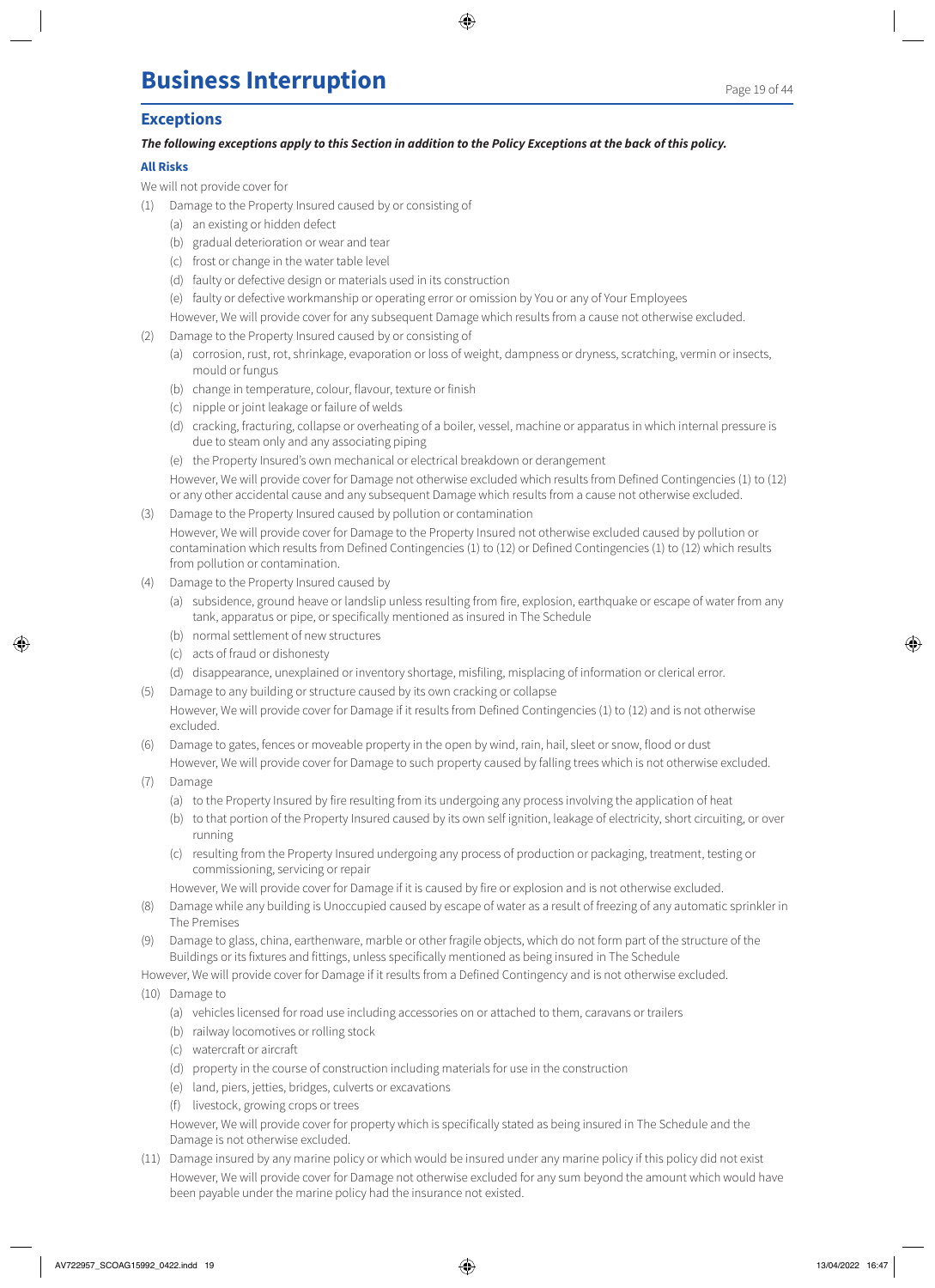# Business Interruption

## Exceptions

***The following exceptions apply to this Section in addition to the Policy Exceptions at the back of this policy.***

### All Risks

We will not provide cover for

(1) Damage to the Property Insured caused by or consisting of

- (a) an existing or hidden defect
- (b) gradual deterioration or wear and tear
- (c) frost or change in the water table level
- (d) faulty or defective design or materials used in its construction
- (e) faulty or defective workmanship or operating error or omission by You or any of Your Employees

However, We will provide cover for any subsequent Damage which results from a cause not otherwise excluded.

(2) Damage to the Property Insured caused by or consisting of

- (a) corrosion, rust, rot, shrinkage, evaporation or loss of weight, dampness or dryness, scratching, vermin or insects, mould or fungus
- (b) change in temperature, colour, flavour, texture or finish
- (c) nipple or joint leakage or failure of welds
- (d) cracking, fracturing, collapse or overheating of a boiler, vessel, machine or apparatus in which internal pressure is due to steam only and any associating piping
- (e) the Property Insured's own mechanical or electrical breakdown or derangement

However, We will provide cover for Damage not otherwise excluded which results from Defined Contingencies (1) to (12) or any other accidental cause and any subsequent Damage which results from a cause not otherwise excluded.

(3) Damage to the Property Insured caused by pollution or contamination

However, We will provide cover for Damage to the Property Insured not otherwise excluded caused by pollution or contamination which results from Defined Contingencies (1) to (12) or Defined Contingencies (1) to (12) which results from pollution or contamination.

(4) Damage to the Property Insured caused by

- (a) subsidence, ground heave or landslip unless resulting from fire, explosion, earthquake or escape of water from any tank, apparatus or pipe, or specifically mentioned as insured in The Schedule
- (b) normal settlement of new structures
- (c) acts of fraud or dishonesty
- (d) disappearance, unexplained or inventory shortage, misfiling, misplacing of information or clerical error.

(5) Damage to any building or structure caused by its own cracking or collapse

However, We will provide cover for Damage if it results from Defined Contingencies (1) to (12) and is not otherwise excluded.

(6) Damage to gates, fences or moveable property in the open by wind, rain, hail, sleet or snow, flood or dust

However, We will provide cover for Damage to such property caused by falling trees which is not otherwise excluded.

(7) Damage

- (a) to the Property Insured by fire resulting from its undergoing any process involving the application of heat
- (b) to that portion of the Property Insured caused by its own self ignition, leakage of electricity, short circuiting, or over running
- (c) resulting from the Property Insured undergoing any process of production or packaging, treatment, testing or commissioning, servicing or repair

However, We will provide cover for Damage if it is caused by fire or explosion and is not otherwise excluded.

(8) Damage while any building is Unoccupied caused by escape of water as a result of freezing of any automatic sprinkler in The Premises

(9) Damage to glass, china, earthenware, marble or other fragile objects, which do not form part of the structure of the Buildings or its fixtures and fittings, unless specifically mentioned as being insured in The Schedule

However, We will provide cover for Damage if it results from a Defined Contingency and is not otherwise excluded.

(10) Damage to

- (a) vehicles licensed for road use including accessories on or attached to them, caravans or trailers
- (b) railway locomotives or rolling stock
- (c) watercraft or aircraft
- (d) property in the course of construction including materials for use in the construction
- (e) land, piers, jetties, bridges, culverts or excavations
- (f) livestock, growing crops or trees

However, We will provide cover for property which is specifically stated as being insured in The Schedule and the Damage is not otherwise excluded.

(11) Damage insured by any marine policy or which would be insured under any marine policy if this policy did not exist

However, We will provide cover for Damage not otherwise excluded for any sum beyond the amount which would have been payable under the marine policy had the insurance not existed.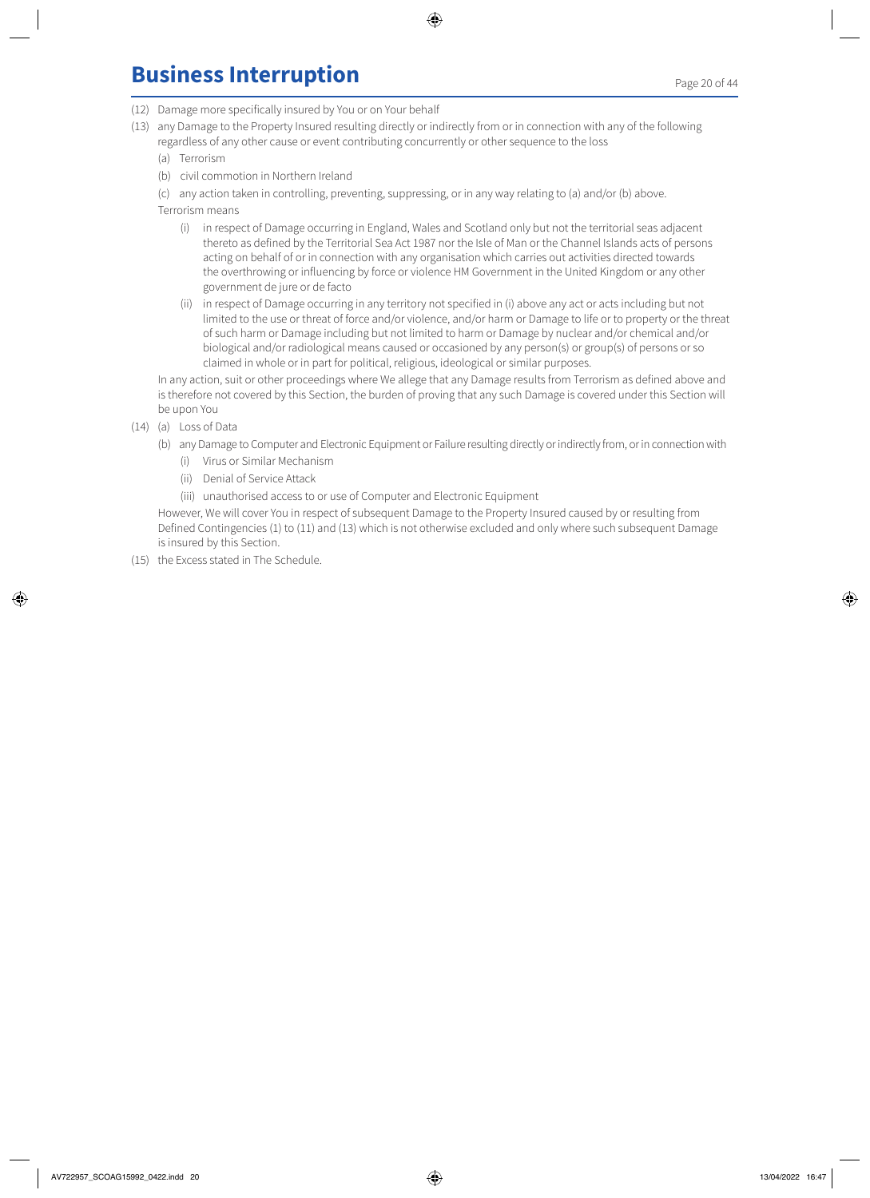# Business Interruption

(12) Damage more specifically insured by You or on Your behalf

(13) any Damage to the Property Insured resulting directly or indirectly from or in connection with any of the following regardless of any other cause or event contributing concurrently or other sequence to the loss

- (a) Terrorism
- (b) civil commotion in Northern Ireland
- (c) any action taken in controlling, preventing, suppressing, or in any way relating to (a) and/or (b) above.

Terrorism means

- (i) in respect of Damage occurring in England, Wales and Scotland only but not the territorial seas adjacent thereto as defined by the Territorial Sea Act 1987 nor the Isle of Man or the Channel Islands acts of persons acting on behalf of or in connection with any organisation which carries out activities directed towards the overthrowing or influencing by force or violence HM Government in the United Kingdom or any other government de jure or de facto
- (ii) in respect of Damage occurring in any territory not specified in (i) above any act or acts including but not limited to the use or threat of force and/or violence, and/or harm or Damage to life or to property or the threat of such harm or Damage including but not limited to harm or Damage by nuclear and/or chemical and/or biological and/or radiological means caused or occasioned by any person(s) or group(s) of persons or so claimed in whole or in part for political, religious, ideological or similar purposes.

In any action, suit or other proceedings where We allege that any Damage results from Terrorism as defined above and is therefore not covered by this Section, the burden of proving that any such Damage is covered under this Section will be upon You

(14) (a) Loss of Data

- (b) any Damage to Computer and Electronic Equipment or Failure resulting directly or indirectly from, or in connection with
  - (i) Virus or Similar Mechanism
  - (ii) Denial of Service Attack
  - (iii) unauthorised access to or use of Computer and Electronic Equipment

However, We will cover You in respect of subsequent Damage to the Property Insured caused by or resulting from Defined Contingencies (1) to (11) and (13) which is not otherwise excluded and only where such subsequent Damage is insured by this Section.

(15) the Excess stated in The Schedule.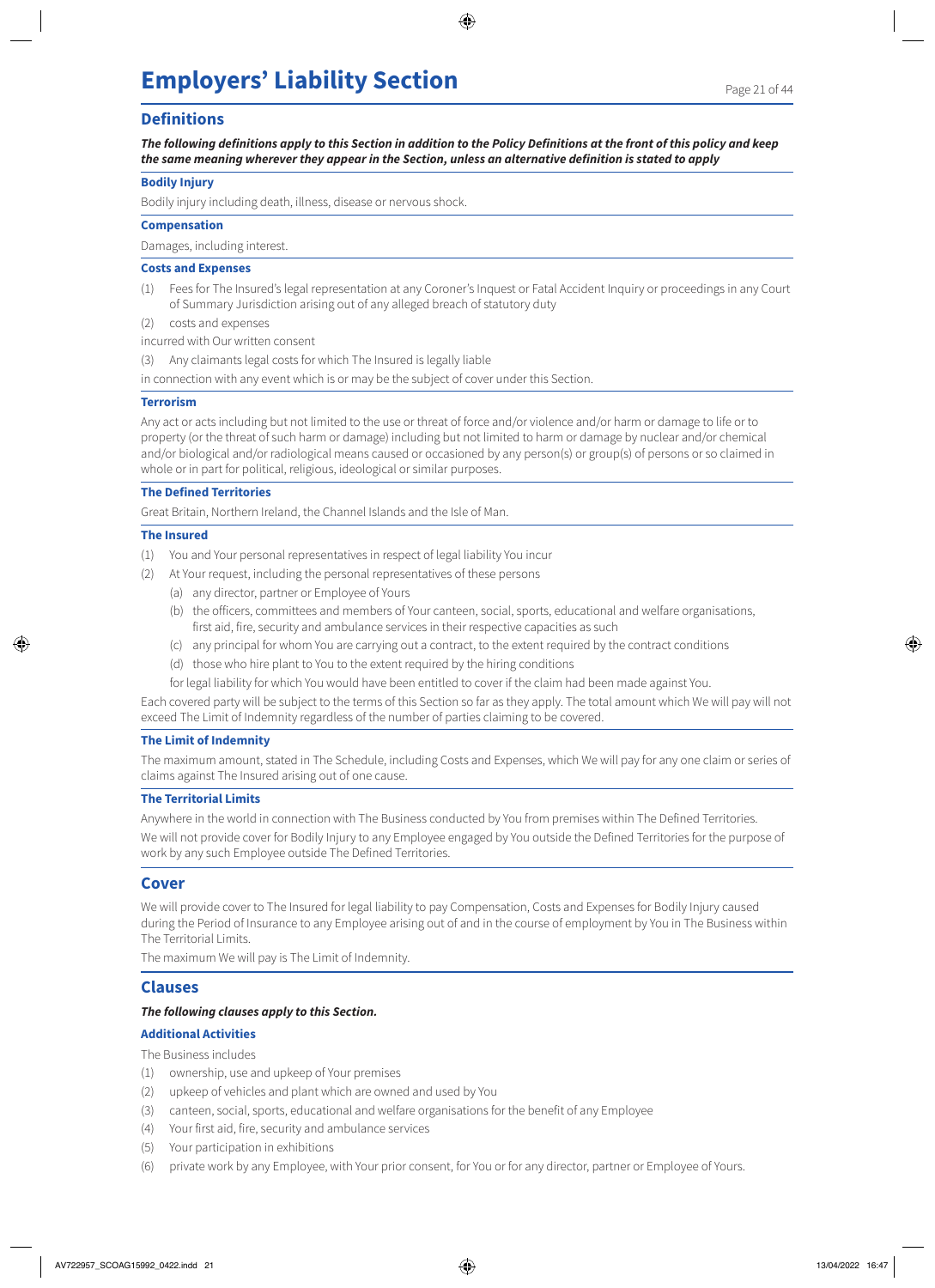# Employers' Liability Section

## Definitions

***The following definitions apply to this Section in addition to the Policy Definitions at the front of this policy and keep the same meaning wherever they appear in the Section, unless an alternative definition is stated to apply***

### Bodily Injury

Bodily injury including death, illness, disease or nervous shock.

### Compensation

Damages, including interest.

### Costs and Expenses

(1) Fees for The Insured's legal representation at any Coroner's Inquest or Fatal Accident Inquiry or proceedings in any Court of Summary Jurisdiction arising out of any alleged breach of statutory duty

(2) costs and expenses

incurred with Our written consent

(3) Any claimants legal costs for which The Insured is legally liable

in connection with any event which is or may be the subject of cover under this Section.

### Terrorism

Any act or acts including but not limited to the use or threat of force and/or violence and/or harm or damage to life or to property (or the threat of such harm or damage) including but not limited to harm or damage by nuclear and/or chemical and/or biological and/or radiological means caused or occasioned by any person(s) or group(s) of persons or so claimed in whole or in part for political, religious, ideological or similar purposes.

### The Defined Territories

Great Britain, Northern Ireland, the Channel Islands and the Isle of Man.

### The Insured

(1) You and Your personal representatives in respect of legal liability You incur

(2) At Your request, including the personal representatives of these persons

  (a) any director, partner or Employee of Yours

  (b) the officers, committees and members of Your canteen, social, sports, educational and welfare organisations, first aid, fire, security and ambulance services in their respective capacities as such

  (c) any principal for whom You are carrying out a contract, to the extent required by the contract conditions

  (d) those who hire plant to You to the extent required by the hiring conditions

  for legal liability for which You would have been entitled to cover if the claim had been made against You.

Each covered party will be subject to the terms of this Section so far as they apply. The total amount which We will pay will not exceed The Limit of Indemnity regardless of the number of parties claiming to be covered.

### The Limit of Indemnity

The maximum amount, stated in The Schedule, including Costs and Expenses, which We will pay for any one claim or series of claims against The Insured arising out of one cause.

### The Territorial Limits

Anywhere in the world in connection with The Business conducted by You from premises within The Defined Territories.

We will not provide cover for Bodily Injury to any Employee engaged by You outside the Defined Territories for the purpose of work by any such Employee outside The Defined Territories.

## Cover

We will provide cover to The Insured for legal liability to pay Compensation, Costs and Expenses for Bodily Injury caused during the Period of Insurance to any Employee arising out of and in the course of employment by You in The Business within The Territorial Limits.

The maximum We will pay is The Limit of Indemnity.

## Clauses

***The following clauses apply to this Section.***

### Additional Activities

The Business includes

(1) ownership, use and upkeep of Your premises

(2) upkeep of vehicles and plant which are owned and used by You

(3) canteen, social, sports, educational and welfare organisations for the benefit of any Employee

(4) Your first aid, fire, security and ambulance services

(5) Your participation in exhibitions

(6) private work by any Employee, with Your prior consent, for You or for any director, partner or Employee of Yours.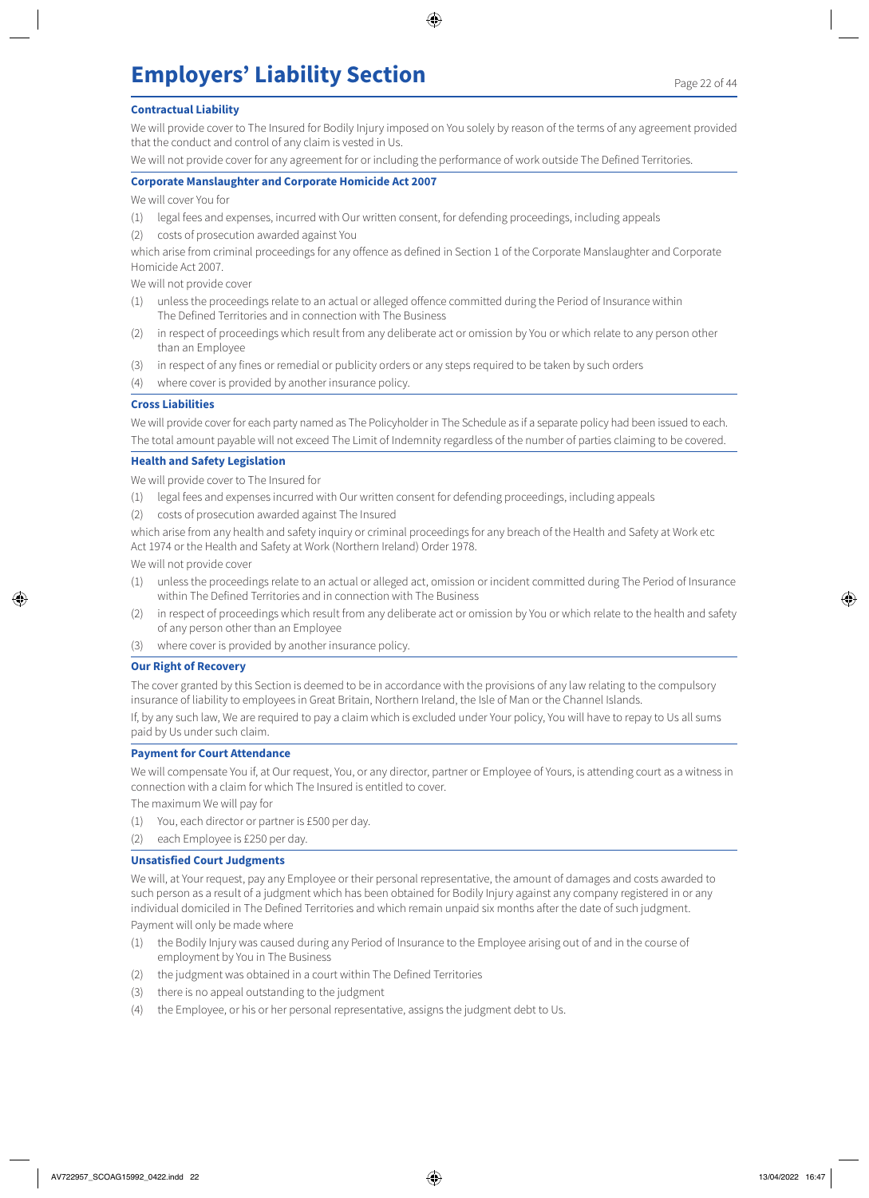# Employers' Liability Section

### Contractual Liability

We will provide cover to The Insured for Bodily Injury imposed on You solely by reason of the terms of any agreement provided that the conduct and control of any claim is vested in Us.

We will not provide cover for any agreement for or including the performance of work outside The Defined Territories.

### Corporate Manslaughter and Corporate Homicide Act 2007

We will cover You for

(1) legal fees and expenses, incurred with Our written consent, for defending proceedings, including appeals

(2) costs of prosecution awarded against You

which arise from criminal proceedings for any offence as defined in Section 1 of the Corporate Manslaughter and Corporate Homicide Act 2007.

We will not provide cover

(1) unless the proceedings relate to an actual or alleged offence committed during the Period of Insurance within The Defined Territories and in connection with The Business

(2) in respect of proceedings which result from any deliberate act or omission by You or which relate to any person other than an Employee

(3) in respect of any fines or remedial or publicity orders or any steps required to be taken by such orders

(4) where cover is provided by another insurance policy.

### Cross Liabilities

We will provide cover for each party named as The Policyholder in The Schedule as if a separate policy had been issued to each.

The total amount payable will not exceed The Limit of Indemnity regardless of the number of parties claiming to be covered.

### Health and Safety Legislation

We will provide cover to The Insured for

(1) legal fees and expenses incurred with Our written consent for defending proceedings, including appeals

(2) costs of prosecution awarded against The Insured

which arise from any health and safety inquiry or criminal proceedings for any breach of the Health and Safety at Work etc Act 1974 or the Health and Safety at Work (Northern Ireland) Order 1978.

We will not provide cover

(1) unless the proceedings relate to an actual or alleged act, omission or incident committed during The Period of Insurance within The Defined Territories and in connection with The Business

(2) in respect of proceedings which result from any deliberate act or omission by You or which relate to the health and safety of any person other than an Employee

(3) where cover is provided by another insurance policy.

### Our Right of Recovery

The cover granted by this Section is deemed to be in accordance with the provisions of any law relating to the compulsory insurance of liability to employees in Great Britain, Northern Ireland, the Isle of Man or the Channel Islands.

If, by any such law, We are required to pay a claim which is excluded under Your policy, You will have to repay to Us all sums paid by Us under such claim.

### Payment for Court Attendance

We will compensate You if, at Our request, You, or any director, partner or Employee of Yours, is attending court as a witness in connection with a claim for which The Insured is entitled to cover.

The maximum We will pay for

(1) You, each director or partner is £500 per day.

(2) each Employee is £250 per day.

### Unsatisfied Court Judgments

We will, at Your request, pay any Employee or their personal representative, the amount of damages and costs awarded to such person as a result of a judgment which has been obtained for Bodily Injury against any company registered in or any individual domiciled in The Defined Territories and which remain unpaid six months after the date of such judgment.

Payment will only be made where

(1) the Bodily Injury was caused during any Period of Insurance to the Employee arising out of and in the course of employment by You in The Business

(2) the judgment was obtained in a court within The Defined Territories

(3) there is no appeal outstanding to the judgment

(4) the Employee, or his or her personal representative, assigns the judgment debt to Us.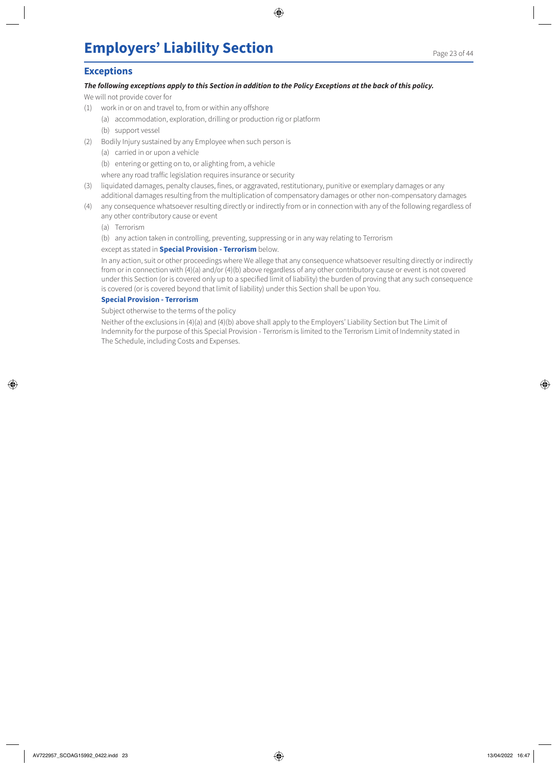# Employers' Liability Section

## Exceptions

***The following exceptions apply to this Section in addition to the Policy Exceptions at the back of this policy.***

We will not provide cover for

(1) work in or on and travel to, from or within any offshore

  (a) accommodation, exploration, drilling or production rig or platform

  (b) support vessel

(2) Bodily Injury sustained by any Employee when such person is

  (a) carried in or upon a vehicle

  (b) entering or getting on to, or alighting from, a vehicle

  where any road traffic legislation requires insurance or security

(3) liquidated damages, penalty clauses, fines, or aggravated, restitutionary, punitive or exemplary damages or any additional damages resulting from the multiplication of compensatory damages or other non-compensatory damages

(4) any consequence whatsoever resulting directly or indirectly from or in connection with any of the following regardless of any other contributory cause or event

  (a) Terrorism

  (b) any action taken in controlling, preventing, suppressing or in any way relating to Terrorism

  except as stated in **Special Provision - Terrorism** below.

  In any action, suit or other proceedings where We allege that any consequence whatsoever resulting directly or indirectly from or in connection with (4)(a) and/or (4)(b) above regardless of any other contributory cause or event is not covered under this Section (or is covered only up to a specified limit of liability) the burden of proving that any such consequence is covered (or is covered beyond that limit of liability) under this Section shall be upon You.

  **Special Provision - Terrorism**

  Subject otherwise to the terms of the policy

  Neither of the exclusions in (4)(a) and (4)(b) above shall apply to the Employers' Liability Section but The Limit of Indemnity for the purpose of this Special Provision - Terrorism is limited to the Terrorism Limit of Indemnity stated in The Schedule, including Costs and Expenses.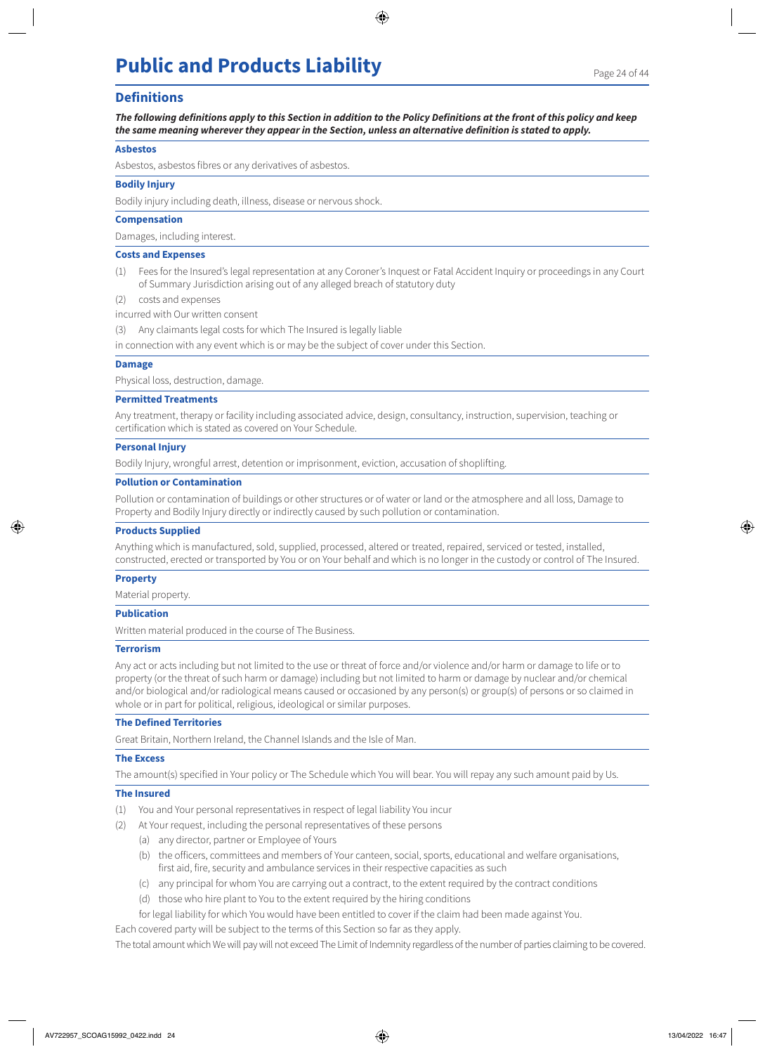# Public and Products Liability

## Definitions

***The following definitions apply to this Section in addition to the Policy Definitions at the front of this policy and keep the same meaning wherever they appear in the Section, unless an alternative definition is stated to apply.***

### Asbestos

Asbestos, asbestos fibres or any derivatives of asbestos.

### Bodily Injury

Bodily injury including death, illness, disease or nervous shock.

### Compensation

Damages, including interest.

### Costs and Expenses

(1) Fees for the Insured's legal representation at any Coroner's Inquest or Fatal Accident Inquiry or proceedings in any Court of Summary Jurisdiction arising out of any alleged breach of statutory duty

(2) costs and expenses

incurred with Our written consent

(3) Any claimants legal costs for which The Insured is legally liable

in connection with any event which is or may be the subject of cover under this Section.

### Damage

Physical loss, destruction, damage.

### Permitted Treatments

Any treatment, therapy or facility including associated advice, design, consultancy, instruction, supervision, teaching or certification which is stated as covered on Your Schedule.

### Personal Injury

Bodily Injury, wrongful arrest, detention or imprisonment, eviction, accusation of shoplifting.

### Pollution or Contamination

Pollution or contamination of buildings or other structures or of water or land or the atmosphere and all loss, Damage to Property and Bodily Injury directly or indirectly caused by such pollution or contamination.

### Products Supplied

Anything which is manufactured, sold, supplied, processed, altered or treated, repaired, serviced or tested, installed, constructed, erected or transported by You or on Your behalf and which is no longer in the custody or control of The Insured.

### Property

Material property.

### Publication

Written material produced in the course of The Business.

### Terrorism

Any act or acts including but not limited to the use or threat of force and/or violence and/or harm or damage to life or to property (or the threat of such harm or damage) including but not limited to harm or damage by nuclear and/or chemical and/or biological and/or radiological means caused or occasioned by any person(s) or group(s) of persons or so claimed in whole or in part for political, religious, ideological or similar purposes.

### The Defined Territories

Great Britain, Northern Ireland, the Channel Islands and the Isle of Man.

### The Excess

The amount(s) specified in Your policy or The Schedule which You will bear. You will repay any such amount paid by Us.

### The Insured

(1) You and Your personal representatives in respect of legal liability You incur

(2) At Your request, including the personal representatives of these persons

   (a) any director, partner or Employee of Yours

   (b) the officers, committees and members of Your canteen, social, sports, educational and welfare organisations, first aid, fire, security and ambulance services in their respective capacities as such

   (c) any principal for whom You are carrying out a contract, to the extent required by the contract conditions

   (d) those who hire plant to You to the extent required by the hiring conditions

   for legal liability for which You would have been entitled to cover if the claim had been made against You.

Each covered party will be subject to the terms of this Section so far as they apply.

The total amount which We will pay will not exceed The Limit of Indemnity regardless of the number of parties claiming to be covered.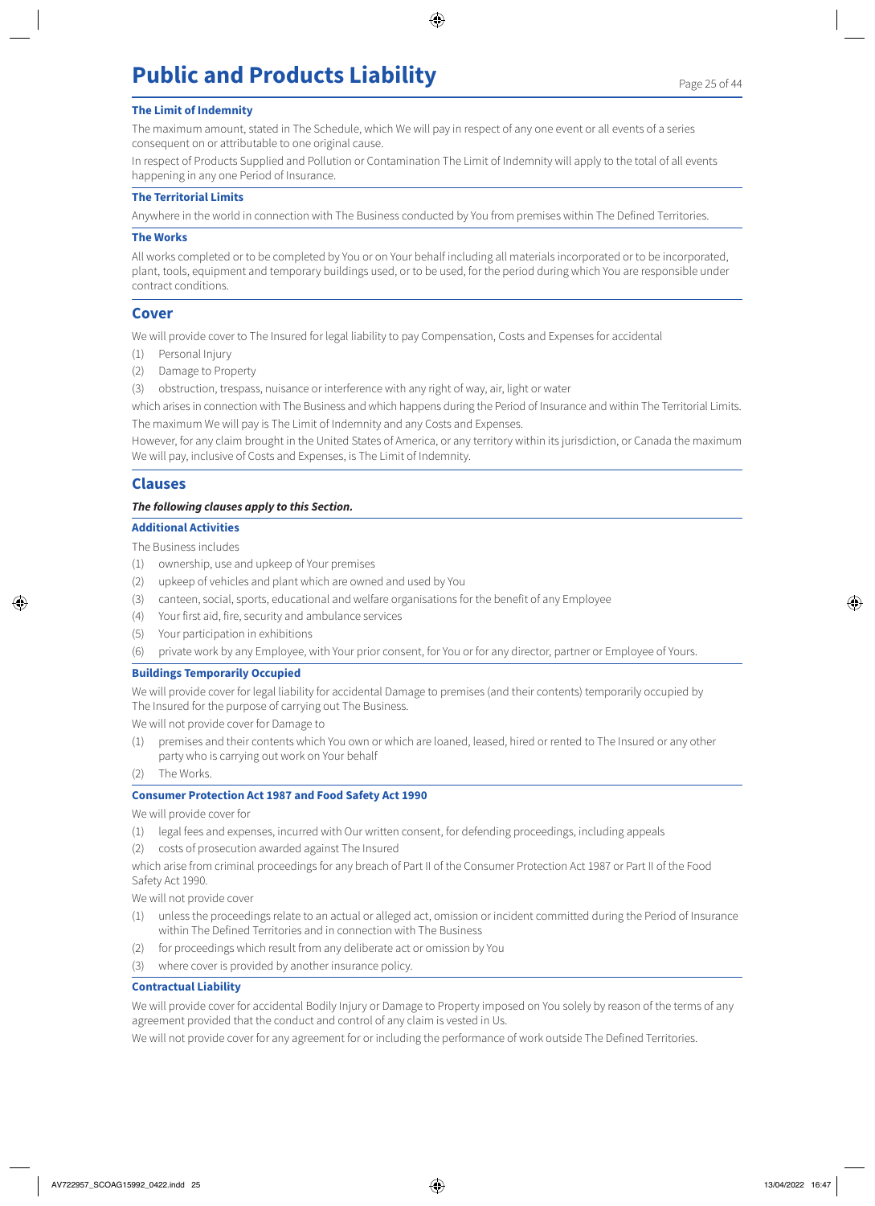# Public and Products Liability

### The Limit of Indemnity

The maximum amount, stated in The Schedule, which We will pay in respect of any one event or all events of a series consequent on or attributable to one original cause.

In respect of Products Supplied and Pollution or Contamination The Limit of Indemnity will apply to the total of all events happening in any one Period of Insurance.

### The Territorial Limits

Anywhere in the world in connection with The Business conducted by You from premises within The Defined Territories.

### The Works

All works completed or to be completed by You or on Your behalf including all materials incorporated or to be incorporated, plant, tools, equipment and temporary buildings used, or to be used, for the period during which You are responsible under contract conditions.

## Cover

We will provide cover to The Insured for legal liability to pay Compensation, Costs and Expenses for accidental

(1) Personal Injury
(2) Damage to Property
(3) obstruction, trespass, nuisance or interference with any right of way, air, light or water

which arises in connection with The Business and which happens during the Period of Insurance and within The Territorial Limits.

The maximum We will pay is The Limit of Indemnity and any Costs and Expenses.

However, for any claim brought in the United States of America, or any territory within its jurisdiction, or Canada the maximum We will pay, inclusive of Costs and Expenses, is The Limit of Indemnity.

## Clauses

***The following clauses apply to this Section.***

### Additional Activities

The Business includes

(1) ownership, use and upkeep of Your premises
(2) upkeep of vehicles and plant which are owned and used by You
(3) canteen, social, sports, educational and welfare organisations for the benefit of any Employee
(4) Your first aid, fire, security and ambulance services
(5) Your participation in exhibitions
(6) private work by any Employee, with Your prior consent, for You or for any director, partner or Employee of Yours.

### Buildings Temporarily Occupied

We will provide cover for legal liability for accidental Damage to premises (and their contents) temporarily occupied by The Insured for the purpose of carrying out The Business.

We will not provide cover for Damage to

(1) premises and their contents which You own or which are loaned, leased, hired or rented to The Insured or any other party who is carrying out work on Your behalf
(2) The Works.

### Consumer Protection Act 1987 and Food Safety Act 1990

We will provide cover for

(1) legal fees and expenses, incurred with Our written consent, for defending proceedings, including appeals
(2) costs of prosecution awarded against The Insured

which arise from criminal proceedings for any breach of Part II of the Consumer Protection Act 1987 or Part II of the Food Safety Act 1990.

We will not provide cover

(1) unless the proceedings relate to an actual or alleged act, omission or incident committed during the Period of Insurance within The Defined Territories and in connection with The Business
(2) for proceedings which result from any deliberate act or omission by You
(3) where cover is provided by another insurance policy.

### Contractual Liability

We will provide cover for accidental Bodily Injury or Damage to Property imposed on You solely by reason of the terms of any agreement provided that the conduct and control of any claim is vested in Us.

We will not provide cover for any agreement for or including the performance of work outside The Defined Territories.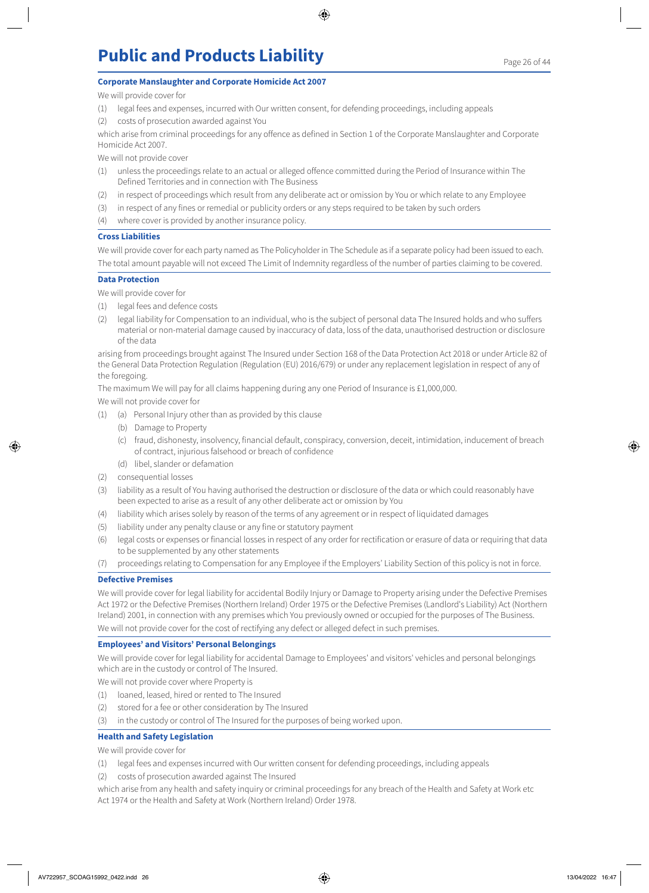# Public and Products Liability

### Corporate Manslaughter and Corporate Homicide Act 2007

We will provide cover for

(1) legal fees and expenses, incurred with Our written consent, for defending proceedings, including appeals

(2) costs of prosecution awarded against You

which arise from criminal proceedings for any offence as defined in Section 1 of the Corporate Manslaughter and Corporate Homicide Act 2007.

We will not provide cover

(1) unless the proceedings relate to an actual or alleged offence committed during the Period of Insurance within The Defined Territories and in connection with The Business

(2) in respect of proceedings which result from any deliberate act or omission by You or which relate to any Employee

(3) in respect of any fines or remedial or publicity orders or any steps required to be taken by such orders

(4) where cover is provided by another insurance policy.

### Cross Liabilities

We will provide cover for each party named as The Policyholder in The Schedule as if a separate policy had been issued to each. The total amount payable will not exceed The Limit of Indemnity regardless of the number of parties claiming to be covered.

### Data Protection

We will provide cover for

(1) legal fees and defence costs

(2) legal liability for Compensation to an individual, who is the subject of personal data The Insured holds and who suffers material or non-material damage caused by inaccuracy of data, loss of the data, unauthorised destruction or disclosure of the data

arising from proceedings brought against The Insured under Section 168 of the Data Protection Act 2018 or under Article 82 of the General Data Protection Regulation (Regulation (EU) 2016/679) or under any replacement legislation in respect of any of the foregoing.

The maximum We will pay for all claims happening during any one Period of Insurance is £1,000,000.

We will not provide cover for

(1) (a) Personal Injury other than as provided by this clause
    (b) Damage to Property
    (c) fraud, dishonesty, insolvency, financial default, conspiracy, conversion, deceit, intimidation, inducement of breach of contract, injurious falsehood or breach of confidence
    (d) libel, slander or defamation

(2) consequential losses

(3) liability as a result of You having authorised the destruction or disclosure of the data or which could reasonably have been expected to arise as a result of any other deliberate act or omission by You

(4) liability which arises solely by reason of the terms of any agreement or in respect of liquidated damages

(5) liability under any penalty clause or any fine or statutory payment

(6) legal costs or expenses or financial losses in respect of any order for rectification or erasure of data or requiring that data to be supplemented by any other statements

(7) proceedings relating to Compensation for any Employee if the Employers' Liability Section of this policy is not in force.

### Defective Premises

We will provide cover for legal liability for accidental Bodily Injury or Damage to Property arising under the Defective Premises Act 1972 or the Defective Premises (Northern Ireland) Order 1975 or the Defective Premises (Landlord's Liability) Act (Northern Ireland) 2001, in connection with any premises which You previously owned or occupied for the purposes of The Business.

We will not provide cover for the cost of rectifying any defect or alleged defect in such premises.

### Employees' and Visitors' Personal Belongings

We will provide cover for legal liability for accidental Damage to Employees' and visitors' vehicles and personal belongings which are in the custody or control of The Insured.

We will not provide cover where Property is

(1) loaned, leased, hired or rented to The Insured

(2) stored for a fee or other consideration by The Insured

(3) in the custody or control of The Insured for the purposes of being worked upon.

### Health and Safety Legislation

We will provide cover for

(1) legal fees and expenses incurred with Our written consent for defending proceedings, including appeals

(2) costs of prosecution awarded against The Insured

which arise from any health and safety inquiry or criminal proceedings for any breach of the Health and Safety at Work etc Act 1974 or the Health and Safety at Work (Northern Ireland) Order 1978.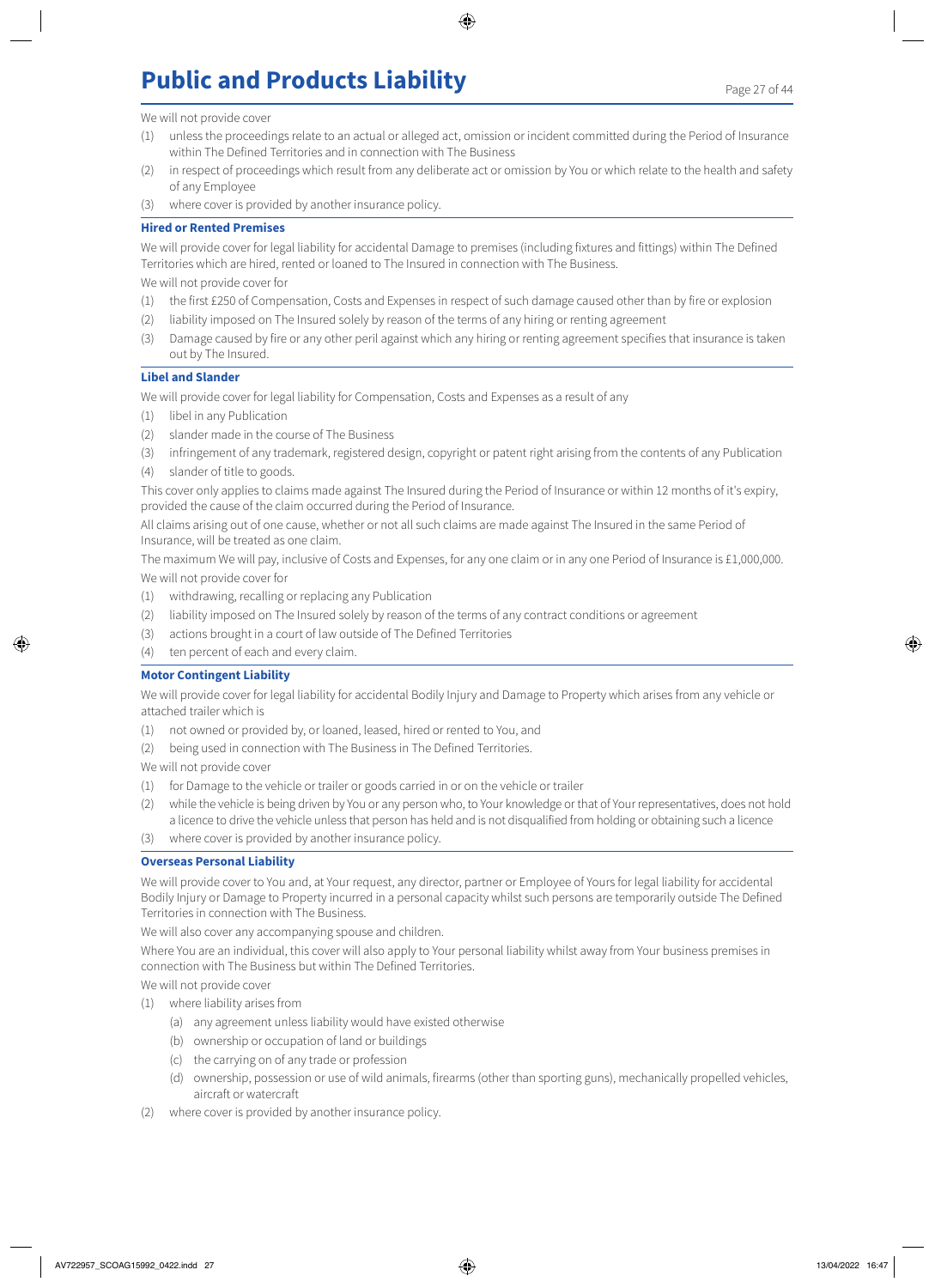# Public and Products Liability

We will not provide cover

1. (1) unless the proceedings relate to an actual or alleged act, omission or incident committed during the Period of Insurance within The Defined Territories and in connection with The Business
2. (2) in respect of proceedings which result from any deliberate act or omission by You or which relate to the health and safety of any Employee
3. (3) where cover is provided by another insurance policy.

### Hired or Rented Premises

We will provide cover for legal liability for accidental Damage to premises (including fixtures and fittings) within The Defined Territories which are hired, rented or loaned to The Insured in connection with The Business.

We will not provide cover for

1. (1) the first £250 of Compensation, Costs and Expenses in respect of such damage caused other than by fire or explosion
2. (2) liability imposed on The Insured solely by reason of the terms of any hiring or renting agreement
3. (3) Damage caused by fire or any other peril against which any hiring or renting agreement specifies that insurance is taken out by The Insured.

### Libel and Slander

We will provide cover for legal liability for Compensation, Costs and Expenses as a result of any

1. (1) libel in any Publication
2. (2) slander made in the course of The Business
3. (3) infringement of any trademark, registered design, copyright or patent right arising from the contents of any Publication
4. (4) slander of title to goods.

This cover only applies to claims made against The Insured during the Period of Insurance or within 12 months of it's expiry, provided the cause of the claim occurred during the Period of Insurance.

All claims arising out of one cause, whether or not all such claims are made against The Insured in the same Period of Insurance, will be treated as one claim.

The maximum We will pay, inclusive of Costs and Expenses, for any one claim or in any one Period of Insurance is £1,000,000.

We will not provide cover for

1. (1) withdrawing, recalling or replacing any Publication
2. (2) liability imposed on The Insured solely by reason of the terms of any contract conditions or agreement
3. (3) actions brought in a court of law outside of The Defined Territories
4. (4) ten percent of each and every claim.

### Motor Contingent Liability

We will provide cover for legal liability for accidental Bodily Injury and Damage to Property which arises from any vehicle or attached trailer which is

1. (1) not owned or provided by, or loaned, leased, hired or rented to You, and
2. (2) being used in connection with The Business in The Defined Territories.

We will not provide cover

1. (1) for Damage to the vehicle or trailer or goods carried in or on the vehicle or trailer
2. (2) while the vehicle is being driven by You or any person who, to Your knowledge or that of Your representatives, does not hold a licence to drive the vehicle unless that person has held and is not disqualified from holding or obtaining such a licence
3. (3) where cover is provided by another insurance policy.

### Overseas Personal Liability

We will provide cover to You and, at Your request, any director, partner or Employee of Yours for legal liability for accidental Bodily Injury or Damage to Property incurred in a personal capacity whilst such persons are temporarily outside The Defined Territories in connection with The Business.

We will also cover any accompanying spouse and children.

Where You are an individual, this cover will also apply to Your personal liability whilst away from Your business premises in connection with The Business but within The Defined Territories.

We will not provide cover

1. (1) where liability arises from
   - (a) any agreement unless liability would have existed otherwise
   - (b) ownership or occupation of land or buildings
   - (c) the carrying on of any trade or profession
   - (d) ownership, possession or use of wild animals, firearms (other than sporting guns), mechanically propelled vehicles, aircraft or watercraft
2. (2) where cover is provided by another insurance policy.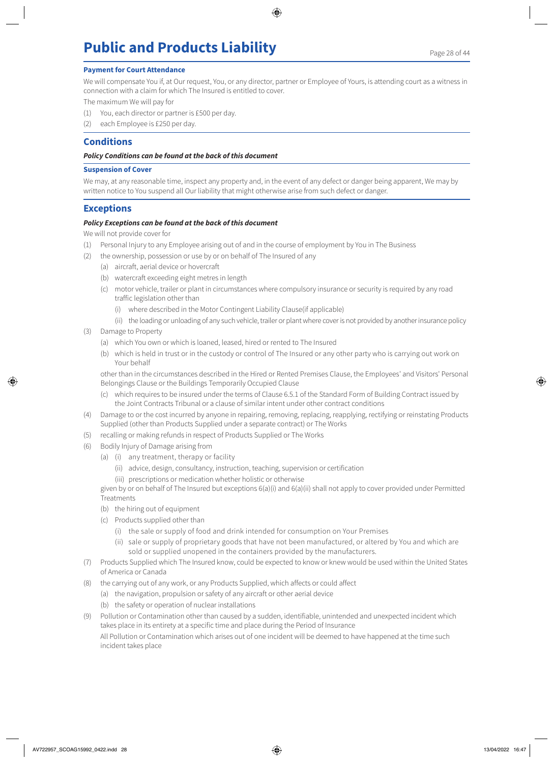# Public and Products Liability

### Payment for Court Attendance

We will compensate You if, at Our request, You, or any director, partner or Employee of Yours, is attending court as a witness in connection with a claim for which The Insured is entitled to cover.

The maximum We will pay for

(1) You, each director or partner is £500 per day.

(2) each Employee is £250 per day.

## Conditions

***Policy Conditions can be found at the back of this document***

### Suspension of Cover

We may, at any reasonable time, inspect any property and, in the event of any defect or danger being apparent, We may by written notice to You suspend all Our liability that might otherwise arise from such defect or danger.

## Exceptions

***Policy Exceptions can be found at the back of this document***

We will not provide cover for

(1) Personal Injury to any Employee arising out of and in the course of employment by You in The Business

(2) the ownership, possession or use by or on behalf of The Insured of any

  (a) aircraft, aerial device or hovercraft

  (b) watercraft exceeding eight metres in length

  (c) motor vehicle, trailer or plant in circumstances where compulsory insurance or security is required by any road traffic legislation other than

    (i) where described in the Motor Contingent Liability Clause(if applicable)

    (ii) the loading or unloading of any such vehicle, trailer or plant where cover is not provided by another insurance policy

(3) Damage to Property

  (a) which You own or which is loaned, leased, hired or rented to The Insured

  (b) which is held in trust or in the custody or control of The Insured or any other party who is carrying out work on Your behalf

  other than in the circumstances described in the Hired or Rented Premises Clause, the Employees' and Visitors' Personal Belongings Clause or the Buildings Temporarily Occupied Clause

  (c) which requires to be insured under the terms of Clause 6.5.1 of the Standard Form of Building Contract issued by the Joint Contracts Tribunal or a clause of similar intent under other contract conditions

(4) Damage to or the cost incurred by anyone in repairing, removing, replacing, reapplying, rectifying or reinstating Products Supplied (other than Products Supplied under a separate contract) or The Works

(5) recalling or making refunds in respect of Products Supplied or The Works

(6) Bodily Injury of Damage arising from

  (a) (i) any treatment, therapy or facility

    (ii) advice, design, consultancy, instruction, teaching, supervision or certification

    (iii) prescriptions or medication whether holistic or otherwise

  given by or on behalf of The Insured but exceptions 6(a)(i) and 6(a)(ii) shall not apply to cover provided under Permitted Treatments

  (b) the hiring out of equipment

  (c) Products supplied other than

    (i) the sale or supply of food and drink intended for consumption on Your Premises

    (ii) sale or supply of proprietary goods that have not been manufactured, or altered by You and which are sold or supplied unopened in the containers provided by the manufacturers.

(7) Products Supplied which The Insured know, could be expected to know or knew would be used within the United States of America or Canada

(8) the carrying out of any work, or any Products Supplied, which affects or could affect

  (a) the navigation, propulsion or safety of any aircraft or other aerial device

  (b) the safety or operation of nuclear installations

(9) Pollution or Contamination other than caused by a sudden, identifiable, unintended and unexpected incident which takes place in its entirety at a specific time and place during the Period of Insurance

  All Pollution or Contamination which arises out of one incident will be deemed to have happened at the time such incident takes place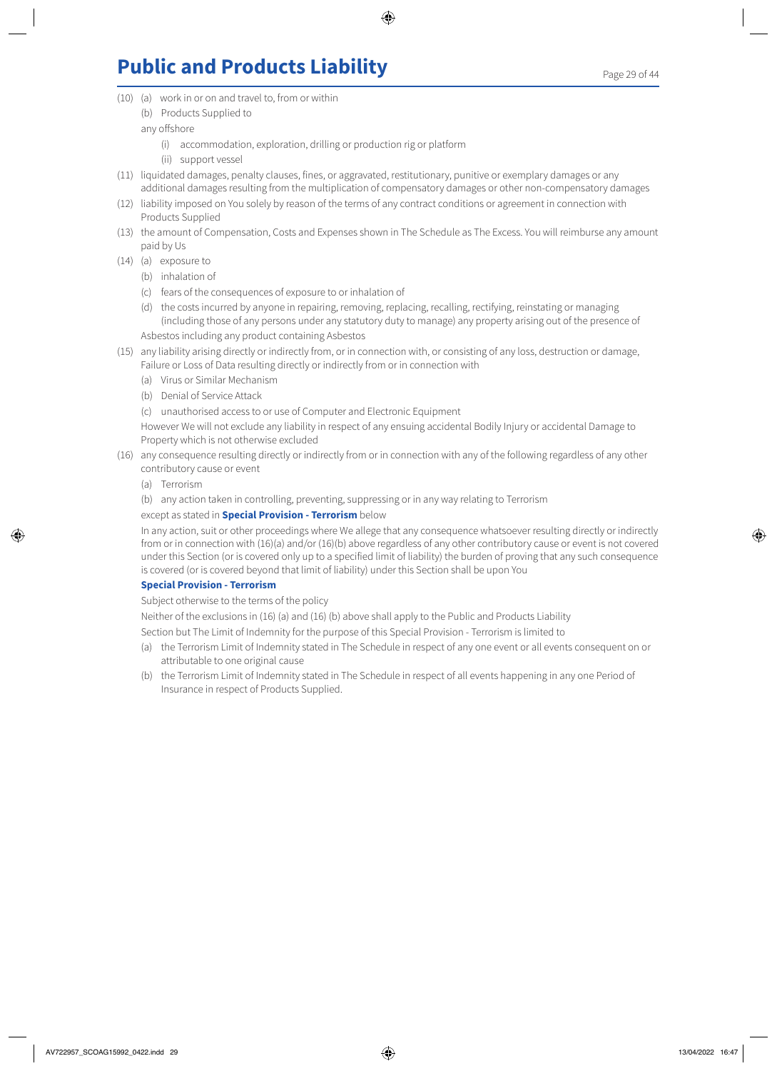(10) (a) work in or on and travel to, from or within

(b) Products Supplied to

any offshore

(i) accommodation, exploration, drilling or production rig or platform

(ii) support vessel

(11) liquidated damages, penalty clauses, fines, or aggravated, restitutionary, punitive or exemplary damages or any additional damages resulting from the multiplication of compensatory damages or other non-compensatory damages

(12) liability imposed on You solely by reason of the terms of any contract conditions or agreement in connection with Products Supplied

(13) the amount of Compensation, Costs and Expenses shown in The Schedule as The Excess. You will reimburse any amount paid by Us

(14) (a) exposure to

(b) inhalation of

(c) fears of the consequences of exposure to or inhalation of

(d) the costs incurred by anyone in repairing, removing, replacing, recalling, rectifying, reinstating or managing (including those of any persons under any statutory duty to manage) any property arising out of the presence of

Asbestos including any product containing Asbestos

(15) any liability arising directly or indirectly from, or in connection with, or consisting of any loss, destruction or damage, Failure or Loss of Data resulting directly or indirectly from or in connection with

(a) Virus or Similar Mechanism

(b) Denial of Service Attack

(c) unauthorised access to or use of Computer and Electronic Equipment

However We will not exclude any liability in respect of any ensuing accidental Bodily Injury or accidental Damage to Property which is not otherwise excluded

(16) any consequence resulting directly or indirectly from or in connection with any of the following regardless of any other contributory cause or event

(a) Terrorism

(b) any action taken in controlling, preventing, suppressing or in any way relating to Terrorism

except as stated in **Special Provision - Terrorism** below

In any action, suit or other proceedings where We allege that any consequence whatsoever resulting directly or indirectly from or in connection with (16)(a) and/or (16)(b) above regardless of any other contributory cause or event is not covered under this Section (or is covered only up to a specified limit of liability) the burden of proving that any such consequence is covered (or is covered beyond that limit of liability) under this Section shall be upon You

**Special Provision - Terrorism**

Subject otherwise to the terms of the policy

Neither of the exclusions in (16) (a) and (16) (b) above shall apply to the Public and Products Liability

Section but The Limit of Indemnity for the purpose of this Special Provision - Terrorism is limited to

(a) the Terrorism Limit of Indemnity stated in The Schedule in respect of any one event or all events consequent on or attributable to one original cause

(b) the Terrorism Limit of Indemnity stated in The Schedule in respect of all events happening in any one Period of Insurance in respect of Products Supplied.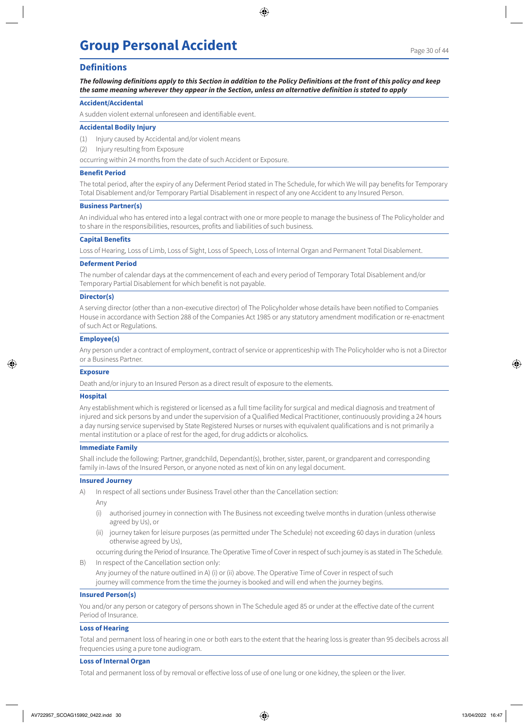# Group Personal Accident

## Definitions

***The following definitions apply to this Section in addition to the Policy Definitions at the front of this policy and keep the same meaning wherever they appear in the Section, unless an alternative definition is stated to apply***

### Accident/Accidental

A sudden violent external unforeseen and identifiable event.

### Accidental Bodily Injury

(1) Injury caused by Accidental and/or violent means

(2) Injury resulting from Exposure

occurring within 24 months from the date of such Accident or Exposure.

### Benefit Period

The total period, after the expiry of any Deferment Period stated in The Schedule, for which We will pay benefits for Temporary Total Disablement and/or Temporary Partial Disablement in respect of any one Accident to any Insured Person.

### Business Partner(s)

An individual who has entered into a legal contract with one or more people to manage the business of The Policyholder and to share in the responsibilities, resources, profits and liabilities of such business.

### Capital Benefits

Loss of Hearing, Loss of Limb, Loss of Sight, Loss of Speech, Loss of Internal Organ and Permanent Total Disablement.

### Deferment Period

The number of calendar days at the commencement of each and every period of Temporary Total Disablement and/or Temporary Partial Disablement for which benefit is not payable.

### Director(s)

A serving director (other than a non-executive director) of The Policyholder whose details have been notified to Companies House in accordance with Section 288 of the Companies Act 1985 or any statutory amendment modification or re-enactment of such Act or Regulations.

### Employee(s)

Any person under a contract of employment, contract of service or apprenticeship with The Policyholder who is not a Director or a Business Partner.

### Exposure

Death and/or injury to an Insured Person as a direct result of exposure to the elements.

### Hospital

Any establishment which is registered or licensed as a full time facility for surgical and medical diagnosis and treatment of injured and sick persons by and under the supervision of a Qualified Medical Practitioner, continuously providing a 24 hours a day nursing service supervised by State Registered Nurses or nurses with equivalent qualifications and is not primarily a mental institution or a place of rest for the aged, for drug addicts or alcoholics.

### Immediate Family

Shall include the following: Partner, grandchild, Dependant(s), brother, sister, parent, or grandparent and corresponding family in-laws of the Insured Person, or anyone noted as next of kin on any legal document.

### Insured Journey

A) In respect of all sections under Business Travel other than the Cancellation section:

Any

(i) authorised journey in connection with The Business not exceeding twelve months in duration (unless otherwise agreed by Us), or

(ii) journey taken for leisure purposes (as permitted under The Schedule) not exceeding 60 days in duration (unless otherwise agreed by Us),

occurring during the Period of Insurance. The Operative Time of Cover in respect of such journey is as stated in The Schedule.

B) In respect of the Cancellation section only:

Any journey of the nature outlined in A) (i) or (ii) above. The Operative Time of Cover in respect of such journey will commence from the time the journey is booked and will end when the journey begins.

### Insured Person(s)

You and/or any person or category of persons shown in The Schedule aged 85 or under at the effective date of the current Period of Insurance.

### Loss of Hearing

Total and permanent loss of hearing in one or both ears to the extent that the hearing loss is greater than 95 decibels across all frequencies using a pure tone audiogram.

### Loss of Internal Organ

Total and permanent loss of by removal or effective loss of use of one lung or one kidney, the spleen or the liver.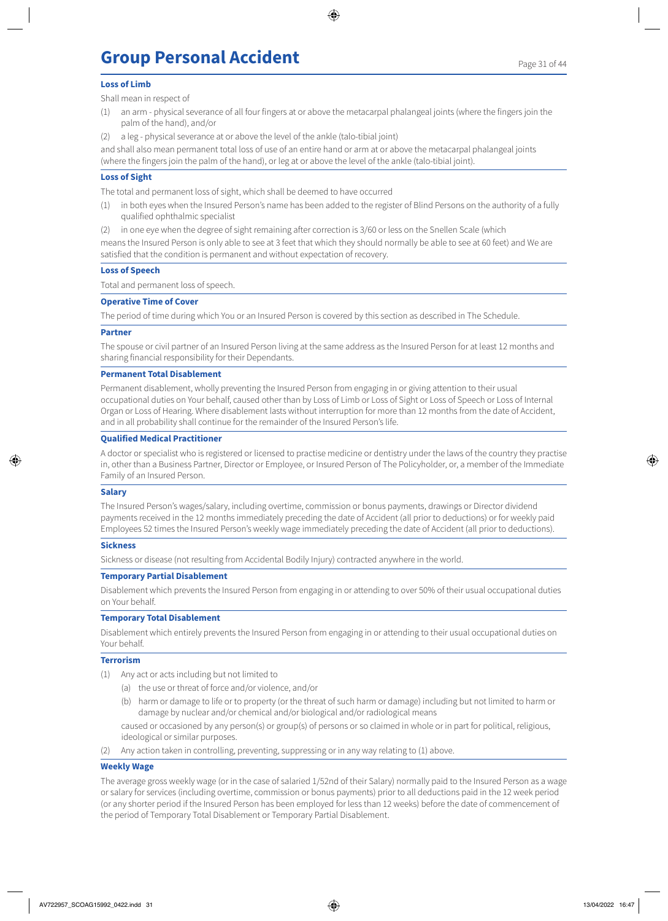# Group Personal Accident

### Loss of Limb

Shall mean in respect of

(1) an arm - physical severance of all four fingers at or above the metacarpal phalangeal joints (where the fingers join the palm of the hand), and/or

(2) a leg - physical severance at or above the level of the ankle (talo-tibial joint)

and shall also mean permanent total loss of use of an entire hand or arm at or above the metacarpal phalangeal joints (where the fingers join the palm of the hand), or leg at or above the level of the ankle (talo-tibial joint).

### Loss of Sight

The total and permanent loss of sight, which shall be deemed to have occurred

(1) in both eyes when the Insured Person's name has been added to the register of Blind Persons on the authority of a fully qualified ophthalmic specialist

(2) in one eye when the degree of sight remaining after correction is 3/60 or less on the Snellen Scale (which

means the Insured Person is only able to see at 3 feet that which they should normally be able to see at 60 feet) and We are satisfied that the condition is permanent and without expectation of recovery.

### Loss of Speech

Total and permanent loss of speech.

### Operative Time of Cover

The period of time during which You or an Insured Person is covered by this section as described in The Schedule.

### Partner

The spouse or civil partner of an Insured Person living at the same address as the Insured Person for at least 12 months and sharing financial responsibility for their Dependants.

### Permanent Total Disablement

Permanent disablement, wholly preventing the Insured Person from engaging in or giving attention to their usual occupational duties on Your behalf, caused other than by Loss of Limb or Loss of Sight or Loss of Speech or Loss of Internal Organ or Loss of Hearing. Where disablement lasts without interruption for more than 12 months from the date of Accident, and in all probability shall continue for the remainder of the Insured Person's life.

### Qualified Medical Practitioner

A doctor or specialist who is registered or licensed to practise medicine or dentistry under the laws of the country they practise in, other than a Business Partner, Director or Employee, or Insured Person of The Policyholder, or, a member of the Immediate Family of an Insured Person.

### Salary

The Insured Person's wages/salary, including overtime, commission or bonus payments, drawings or Director dividend payments received in the 12 months immediately preceding the date of Accident (all prior to deductions) or for weekly paid Employees 52 times the Insured Person's weekly wage immediately preceding the date of Accident (all prior to deductions).

### Sickness

Sickness or disease (not resulting from Accidental Bodily Injury) contracted anywhere in the world.

### Temporary Partial Disablement

Disablement which prevents the Insured Person from engaging in or attending to over 50% of their usual occupational duties on Your behalf.

### Temporary Total Disablement

Disablement which entirely prevents the Insured Person from engaging in or attending to their usual occupational duties on Your behalf.

### Terrorism

(1) Any act or acts including but not limited to

  (a) the use or threat of force and/or violence, and/or

  (b) harm or damage to life or to property (or the threat of such harm or damage) including but not limited to harm or damage by nuclear and/or chemical and/or biological and/or radiological means

  caused or occasioned by any person(s) or group(s) of persons or so claimed in whole or in part for political, religious, ideological or similar purposes.

(2) Any action taken in controlling, preventing, suppressing or in any way relating to (1) above.

### Weekly Wage

The average gross weekly wage (or in the case of salaried 1/52nd of their Salary) normally paid to the Insured Person as a wage or salary for services (including overtime, commission or bonus payments) prior to all deductions paid in the 12 week period (or any shorter period if the Insured Person has been employed for less than 12 weeks) before the date of commencement of the period of Temporary Total Disablement or Temporary Partial Disablement.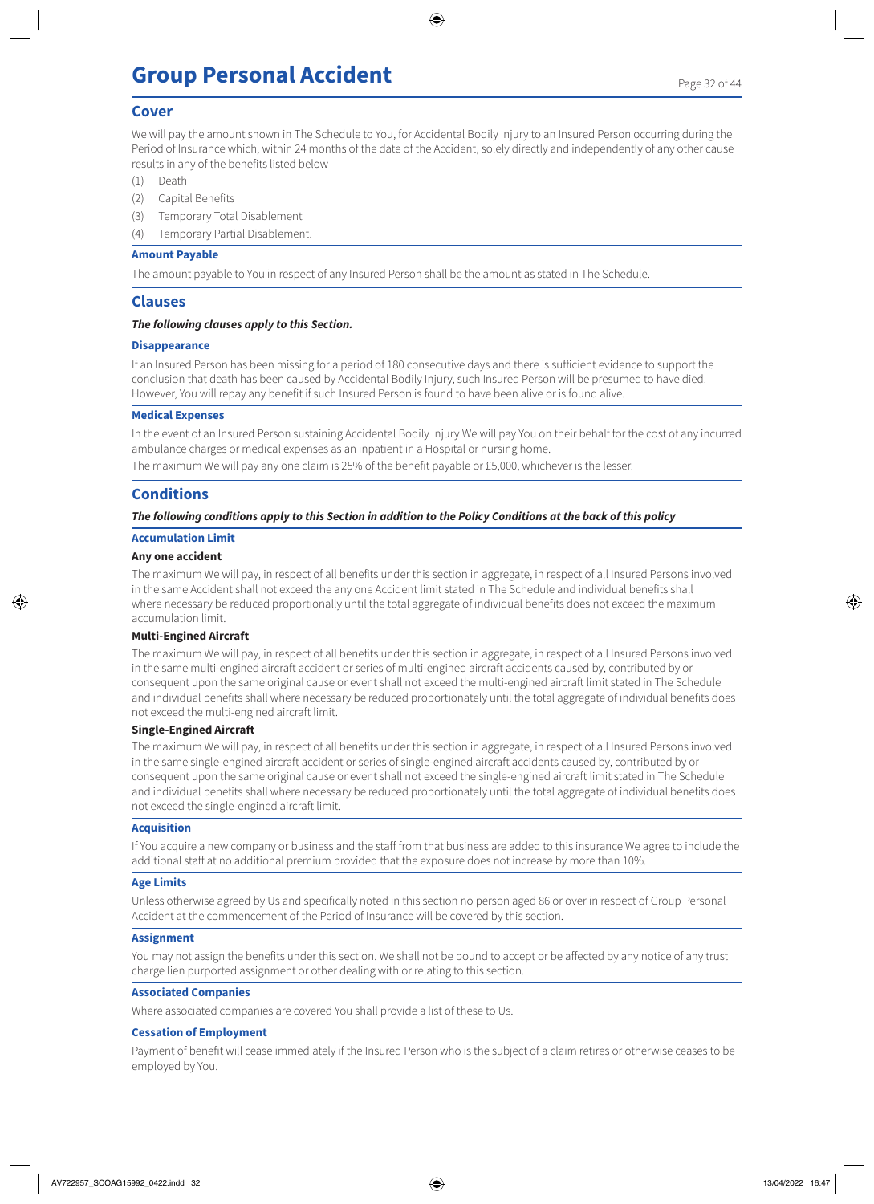# Group Personal Accident

## Cover

We will pay the amount shown in The Schedule to You, for Accidental Bodily Injury to an Insured Person occurring during the Period of Insurance which, within 24 months of the date of the Accident, solely directly and independently of any other cause results in any of the benefits listed below

(1) Death

(2) Capital Benefits

(3) Temporary Total Disablement

(4) Temporary Partial Disablement.

### Amount Payable

The amount payable to You in respect of any Insured Person shall be the amount as stated in The Schedule.

## Clauses

***The following clauses apply to this Section.***

### Disappearance

If an Insured Person has been missing for a period of 180 consecutive days and there is sufficient evidence to support the conclusion that death has been caused by Accidental Bodily Injury, such Insured Person will be presumed to have died. However, You will repay any benefit if such Insured Person is found to have been alive or is found alive.

### Medical Expenses

In the event of an Insured Person sustaining Accidental Bodily Injury We will pay You on their behalf for the cost of any incurred ambulance charges or medical expenses as an inpatient in a Hospital or nursing home.

The maximum We will pay any one claim is 25% of the benefit payable or £5,000, whichever is the lesser.

## Conditions

***The following conditions apply to this Section in addition to the Policy Conditions at the back of this policy***

### Accumulation Limit

**Any one accident**

The maximum We will pay, in respect of all benefits under this section in aggregate, in respect of all Insured Persons involved in the same Accident shall not exceed the any one Accident limit stated in The Schedule and individual benefits shall where necessary be reduced proportionally until the total aggregate of individual benefits does not exceed the maximum accumulation limit.

**Multi-Engined Aircraft**

The maximum We will pay, in respect of all benefits under this section in aggregate, in respect of all Insured Persons involved in the same multi-engined aircraft accident or series of multi-engined aircraft accidents caused by, contributed by or consequent upon the same original cause or event shall not exceed the multi-engined aircraft limit stated in The Schedule and individual benefits shall where necessary be reduced proportionately until the total aggregate of individual benefits does not exceed the multi-engined aircraft limit.

**Single-Engined Aircraft**

The maximum We will pay, in respect of all benefits under this section in aggregate, in respect of all Insured Persons involved in the same single-engined aircraft accident or series of single-engined aircraft accidents caused by, contributed by or consequent upon the same original cause or event shall not exceed the single-engined aircraft limit stated in The Schedule and individual benefits shall where necessary be reduced proportionately until the total aggregate of individual benefits does not exceed the single-engined aircraft limit.

### Acquisition

If You acquire a new company or business and the staff from that business are added to this insurance We agree to include the additional staff at no additional premium provided that the exposure does not increase by more than 10%.

### Age Limits

Unless otherwise agreed by Us and specifically noted in this section no person aged 86 or over in respect of Group Personal Accident at the commencement of the Period of Insurance will be covered by this section.

### Assignment

You may not assign the benefits under this section. We shall not be bound to accept or be affected by any notice of any trust charge lien purported assignment or other dealing with or relating to this section.

### Associated Companies

Where associated companies are covered You shall provide a list of these to Us.

### Cessation of Employment

Payment of benefit will cease immediately if the Insured Person who is the subject of a claim retires or otherwise ceases to be employed by You.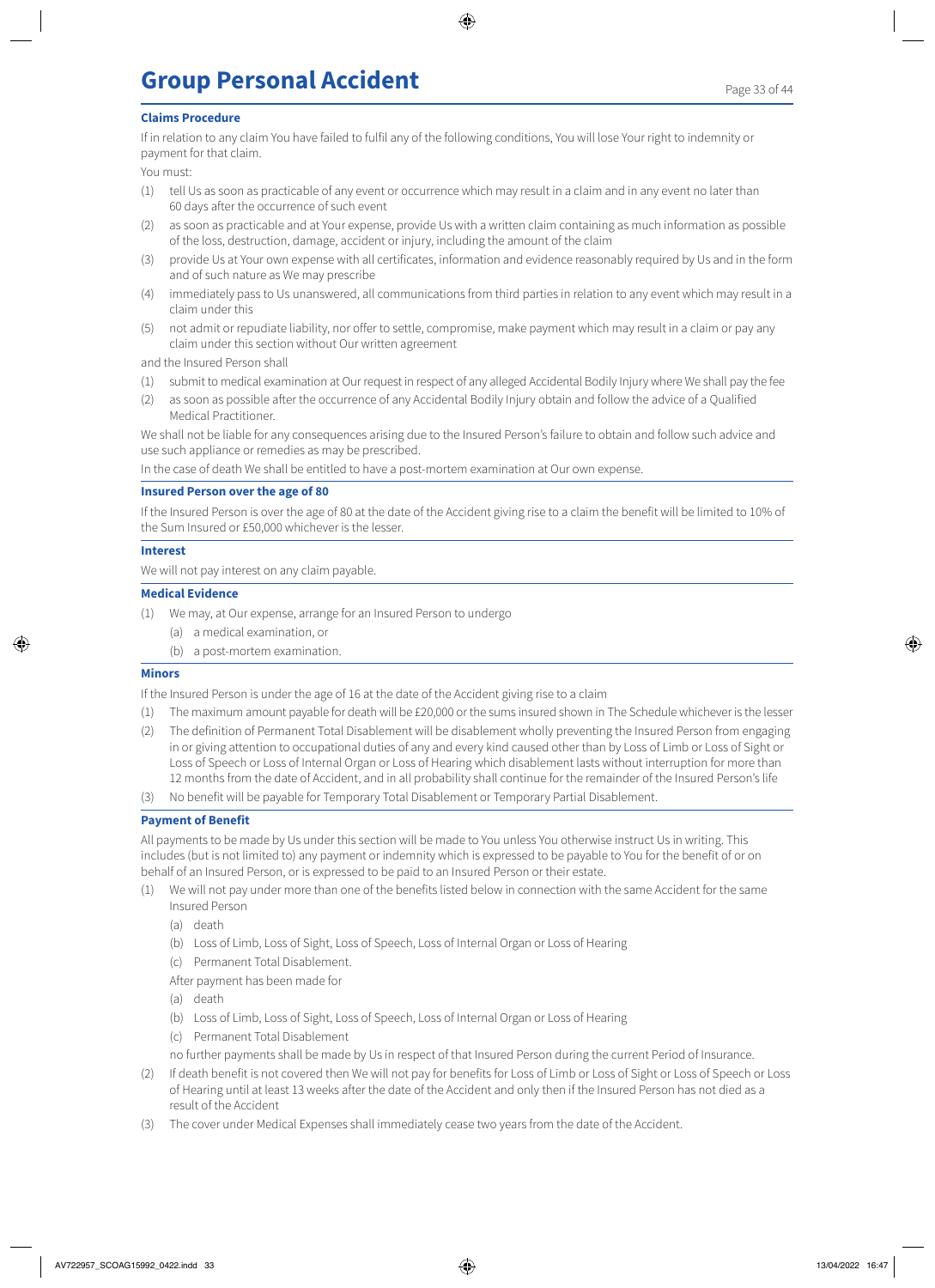# Group Personal Accident

### Claims Procedure

If in relation to any claim You have failed to fulfil any of the following conditions, You will lose Your right to indemnity or payment for that claim.

You must:

(1) tell Us as soon as practicable of any event or occurrence which may result in a claim and in any event no later than 60 days after the occurrence of such event

(2) as soon as practicable and at Your expense, provide Us with a written claim containing as much information as possible of the loss, destruction, damage, accident or injury, including the amount of the claim

(3) provide Us at Your own expense with all certificates, information and evidence reasonably required by Us and in the form and of such nature as We may prescribe

(4) immediately pass to Us unanswered, all communications from third parties in relation to any event which may result in a claim under this

(5) not admit or repudiate liability, nor offer to settle, compromise, make payment which may result in a claim or pay any claim under this section without Our written agreement

and the Insured Person shall

(1) submit to medical examination at Our request in respect of any alleged Accidental Bodily Injury where We shall pay the fee

(2) as soon as possible after the occurrence of any Accidental Bodily Injury obtain and follow the advice of a Qualified Medical Practitioner.

We shall not be liable for any consequences arising due to the Insured Person's failure to obtain and follow such advice and use such appliance or remedies as may be prescribed.

In the case of death We shall be entitled to have a post-mortem examination at Our own expense.

### Insured Person over the age of 80

If the Insured Person is over the age of 80 at the date of the Accident giving rise to a claim the benefit will be limited to 10% of the Sum Insured or £50,000 whichever is the lesser.

### Interest

We will not pay interest on any claim payable.

### Medical Evidence

(1) We may, at Our expense, arrange for an Insured Person to undergo
   - (a) a medical examination, or
   - (b) a post-mortem examination.

### Minors

If the Insured Person is under the age of 16 at the date of the Accident giving rise to a claim

(1) The maximum amount payable for death will be £20,000 or the sums insured shown in The Schedule whichever is the lesser

(2) The definition of Permanent Total Disablement will be disablement wholly preventing the Insured Person from engaging in or giving attention to occupational duties of any and every kind caused other than by Loss of Limb or Loss of Sight or Loss of Speech or Loss of Internal Organ or Loss of Hearing which disablement lasts without interruption for more than 12 months from the date of Accident, and in all probability shall continue for the remainder of the Insured Person's life

(3) No benefit will be payable for Temporary Total Disablement or Temporary Partial Disablement.

### Payment of Benefit

All payments to be made by Us under this section will be made to You unless You otherwise instruct Us in writing. This includes (but is not limited to) any payment or indemnity which is expressed to be payable to You for the benefit of or on behalf of an Insured Person, or is expressed to be paid to an Insured Person or their estate.

(1) We will not pay under more than one of the benefits listed below in connection with the same Accident for the same Insured Person
   - (a) death
   - (b) Loss of Limb, Loss of Sight, Loss of Speech, Loss of Internal Organ or Loss of Hearing
   - (c) Permanent Total Disablement.

   After payment has been made for
   - (a) death
   - (b) Loss of Limb, Loss of Sight, Loss of Speech, Loss of Internal Organ or Loss of Hearing
   - (c) Permanent Total Disablement

   no further payments shall be made by Us in respect of that Insured Person during the current Period of Insurance.

(2) If death benefit is not covered then We will not pay for benefits for Loss of Limb or Loss of Sight or Loss of Speech or Loss of Hearing until at least 13 weeks after the date of the Accident and only then if the Insured Person has not died as a result of the Accident

(3) The cover under Medical Expenses shall immediately cease two years from the date of the Accident.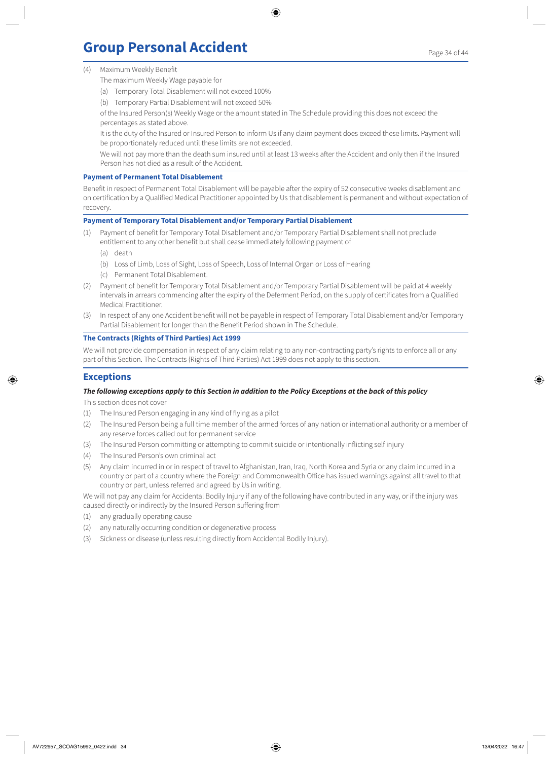# Group Personal Accident

(4) Maximum Weekly Benefit

The maximum Weekly Wage payable for

(a) Temporary Total Disablement will not exceed 100%

(b) Temporary Partial Disablement will not exceed 50%

of the Insured Person(s) Weekly Wage or the amount stated in The Schedule providing this does not exceed the percentages as stated above.

It is the duty of the Insured or Insured Person to inform Us if any claim payment does exceed these limits. Payment will be proportionately reduced until these limits are not exceeded.

We will not pay more than the death sum insured until at least 13 weeks after the Accident and only then if the Insured Person has not died as a result of the Accident.

### Payment of Permanent Total Disablement

Benefit in respect of Permanent Total Disablement will be payable after the expiry of 52 consecutive weeks disablement and on certification by a Qualified Medical Practitioner appointed by Us that disablement is permanent and without expectation of recovery.

### Payment of Temporary Total Disablement and/or Temporary Partial Disablement

(1) Payment of benefit for Temporary Total Disablement and/or Temporary Partial Disablement shall not preclude entitlement to any other benefit but shall cease immediately following payment of

(a) death

(b) Loss of Limb, Loss of Sight, Loss of Speech, Loss of Internal Organ or Loss of Hearing

(c) Permanent Total Disablement.

(2) Payment of benefit for Temporary Total Disablement and/or Temporary Partial Disablement will be paid at 4 weekly intervals in arrears commencing after the expiry of the Deferment Period, on the supply of certificates from a Qualified Medical Practitioner.

(3) In respect of any one Accident benefit will not be payable in respect of Temporary Total Disablement and/or Temporary Partial Disablement for longer than the Benefit Period shown in The Schedule.

### The Contracts (Rights of Third Parties) Act 1999

We will not provide compensation in respect of any claim relating to any non-contracting party's rights to enforce all or any part of this Section. The Contracts (Rights of Third Parties) Act 1999 does not apply to this section.

## Exceptions

***The following exceptions apply to this Section in addition to the Policy Exceptions at the back of this policy***

This section does not cover

(1) The Insured Person engaging in any kind of flying as a pilot

(2) The Insured Person being a full time member of the armed forces of any nation or international authority or a member of any reserve forces called out for permanent service

(3) The Insured Person committing or attempting to commit suicide or intentionally inflicting self injury

(4) The Insured Person's own criminal act

(5) Any claim incurred in or in respect of travel to Afghanistan, Iran, Iraq, North Korea and Syria or any claim incurred in a country or part of a country where the Foreign and Commonwealth Office has issued warnings against all travel to that country or part, unless referred and agreed by Us in writing.

We will not pay any claim for Accidental Bodily Injury if any of the following have contributed in any way, or if the injury was caused directly or indirectly by the Insured Person suffering from

(1) any gradually operating cause

(2) any naturally occurring condition or degenerative process

(3) Sickness or disease (unless resulting directly from Accidental Bodily Injury).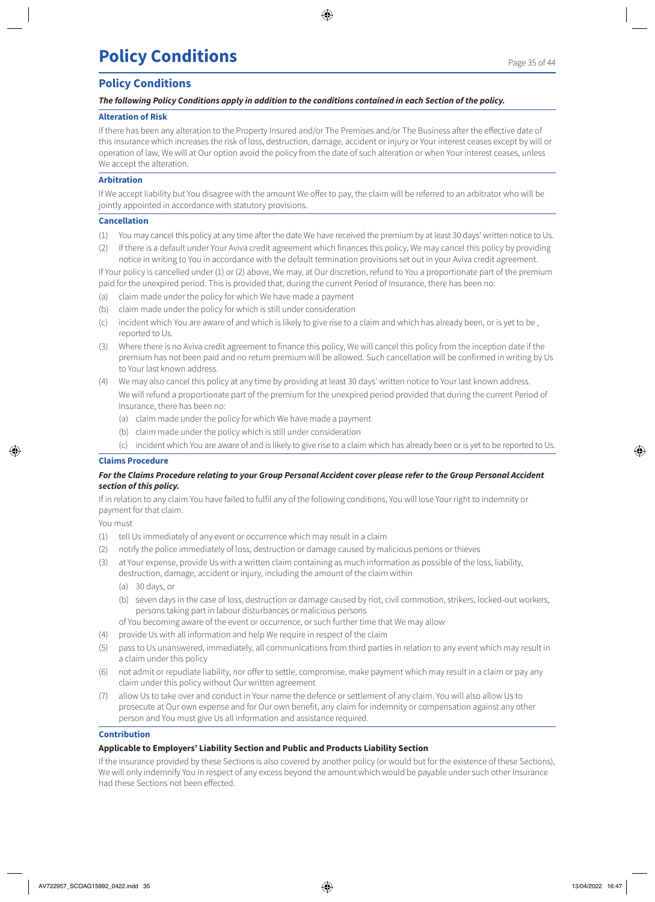# Policy Conditions

## Policy Conditions

***The following Policy Conditions apply in addition to the conditions contained in each Section of the policy.***

### Alteration of Risk

If there has been any alteration to the Property Insured and/or The Premises and/or The Business after the effective date of this insurance which increases the risk of loss, destruction, damage, accident or injury or Your interest ceases except by will or operation of law, We will at Our option avoid the policy from the date of such alteration or when Your interest ceases, unless We accept the alteration.

### Arbitration

If We accept liability but You disagree with the amount We offer to pay, the claim will be referred to an arbitrator who will be jointly appointed in accordance with statutory provisions.

### Cancellation

(1) You may cancel this policy at any time after the date We have received the premium by at least 30 days' written notice to Us.

(2) If there is a default under Your Aviva credit agreement which finances this policy, We may cancel this policy by providing notice in writing to You in accordance with the default termination provisions set out in your Aviva credit agreement.

If Your policy is cancelled under (1) or (2) above, We may, at Our discretion, refund to You a proportionate part of the premium paid for the unexpired period. This is provided that, during the current Period of Insurance, there has been no:

(a) claim made under the policy for which We have made a payment

(b) claim made under the policy for which is still under consideration

(c) incident which You are aware of and which is likely to give rise to a claim and which has already been, or is yet to be , reported to Us.

(3) Where there is no Aviva credit agreement to finance this policy, We will cancel this policy from the inception date if the premium has not been paid and no return premium will be allowed. Such cancellation will be confirmed in writing by Us to Your last known address.

(4) We may also cancel this policy at any time by providing at least 30 days' written notice to Your last known address.

We will refund a proportionate part of the premium for the unexpired period provided that during the current Period of Insurance, there has been no:

- (a) claim made under the policy for which We have made a payment
- (b) claim made under the policy which is still under consideration
- (c) incident which You are aware of and is likely to give rise to a claim which has already been or is yet to be reported to Us.

### Claims Procedure

***For the Claims Procedure relating to your Group Personal Accident cover please refer to the Group Personal Accident section of this policy.***

If in relation to any claim You have failed to fulfil any of the following conditions, You will lose Your right to indemnity or payment for that claim.

You must

(1) tell Us immediately of any event or occurrence which may result in a claim

(2) notify the police immediately of loss, destruction or damage caused by malicious persons or thieves

(3) at Your expense, provide Us with a written claim containing as much information as possible of the loss, liability, destruction, damage, accident or injury, including the amount of the claim within

- (a) 30 days, or
- (b) seven days in the case of loss, destruction or damage caused by riot, civil commotion, strikers, locked-out workers, persons taking part in labour disturbances or malicious persons

of You becoming aware of the event or occurrence, or such further time that We may allow

(4) provide Us with all information and help We require in respect of the claim

(5) pass to Us unanswered, immediately, all communications from third parties in relation to any event which may result in a claim under this policy

(6) not admit or repudiate liability, nor offer to settle, compromise, make payment which may result in a claim or pay any claim under this policy without Our written agreement

(7) allow Us to take over and conduct in Your name the defence or settlement of any claim. You will also allow Us to prosecute at Our own expense and for Our own benefit, any claim for indemnity or compensation against any other person and You must give Us all information and assistance required.

### Contribution

**Applicable to Employers' Liability Section and Public and Products Liability Section**

If the insurance provided by these Sections is also covered by another policy (or would but for the existence of these Sections), We will only indemnify You in respect of any excess beyond the amount which would be payable under such other insurance had these Sections not been effected.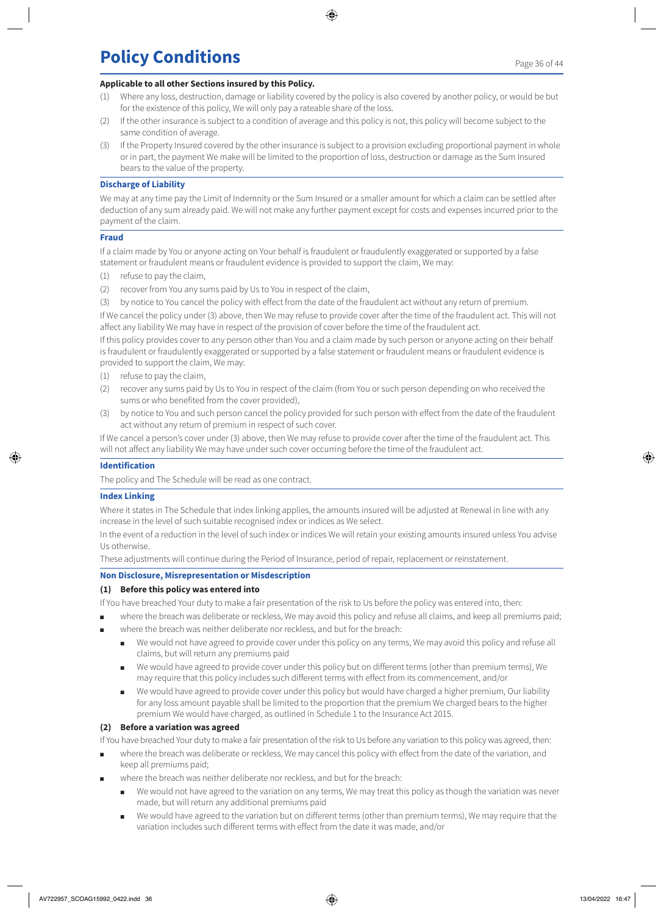# Policy Conditions

**Applicable to all other Sections insured by this Policy.**

(1) Where any loss, destruction, damage or liability covered by the policy is also covered by another policy, or would be but for the existence of this policy, We will only pay a rateable share of the loss.

(2) If the other insurance is subject to a condition of average and this policy is not, this policy will become subject to the same condition of average.

(3) If the Property Insured covered by the other insurance is subject to a provision excluding proportional payment in whole or in part, the payment We make will be limited to the proportion of loss, destruction or damage as the Sum Insured bears to the value of the property.

### Discharge of Liability

We may at any time pay the Limit of Indemnity or the Sum Insured or a smaller amount for which a claim can be settled after deduction of any sum already paid. We will not make any further payment except for costs and expenses incurred prior to the payment of the claim.

### Fraud

If a claim made by You or anyone acting on Your behalf is fraudulent or fraudulently exaggerated or supported by a false statement or fraudulent means or fraudulent evidence is provided to support the claim, We may:

(1) refuse to pay the claim,

(2) recover from You any sums paid by Us to You in respect of the claim,

(3) by notice to You cancel the policy with effect from the date of the fraudulent act without any return of premium.

If We cancel the policy under (3) above, then We may refuse to provide cover after the time of the fraudulent act. This will not affect any liability We may have in respect of the provision of cover before the time of the fraudulent act.

If this policy provides cover to any person other than You and a claim made by such person or anyone acting on their behalf is fraudulent or fraudulently exaggerated or supported by a false statement or fraudulent means or fraudulent evidence is provided to support the claim, We may:

(1) refuse to pay the claim,

(2) recover any sums paid by Us to You in respect of the claim (from You or such person depending on who received the sums or who benefited from the cover provided),

(3) by notice to You and such person cancel the policy provided for such person with effect from the date of the fraudulent act without any return of premium in respect of such cover.

If We cancel a person's cover under (3) above, then We may refuse to provide cover after the time of the fraudulent act. This will not affect any liability We may have under such cover occurring before the time of the fraudulent act.

### Identification

The policy and The Schedule will be read as one contract.

### Index Linking

Where it states in The Schedule that index linking applies, the amounts insured will be adjusted at Renewal in line with any increase in the level of such suitable recognised index or indices as We select.

In the event of a reduction in the level of such index or indices We will retain your existing amounts insured unless You advise Us otherwise.

These adjustments will continue during the Period of Insurance, period of repair, replacement or reinstatement.

### Non Disclosure, Misrepresentation or Misdescription

**(1) Before this policy was entered into**

If You have breached Your duty to make a fair presentation of the risk to Us before the policy was entered into, then:

- where the breach was deliberate or reckless, We may avoid this policy and refuse all claims, and keep all premiums paid;
- where the breach was neither deliberate nor reckless, and but for the breach:
  - We would not have agreed to provide cover under this policy on any terms, We may avoid this policy and refuse all claims, but will return any premiums paid
  - We would have agreed to provide cover under this policy but on different terms (other than premium terms), We may require that this policy includes such different terms with effect from its commencement, and/or
  - We would have agreed to provide cover under this policy but would have charged a higher premium, Our liability for any loss amount payable shall be limited to the proportion that the premium We charged bears to the higher premium We would have charged, as outlined in Schedule 1 to the Insurance Act 2015.

**(2) Before a variation was agreed**

If You have breached Your duty to make a fair presentation of the risk to Us before any variation to this policy was agreed, then:

- where the breach was deliberate or reckless, We may cancel this policy with effect from the date of the variation, and keep all premiums paid;
- where the breach was neither deliberate nor reckless, and but for the breach:
  - We would not have agreed to the variation on any terms, We may treat this policy as though the variation was never made, but will return any additional premiums paid
  - We would have agreed to the variation but on different terms (other than premium terms), We may require that the variation includes such different terms with effect from the date it was made, and/or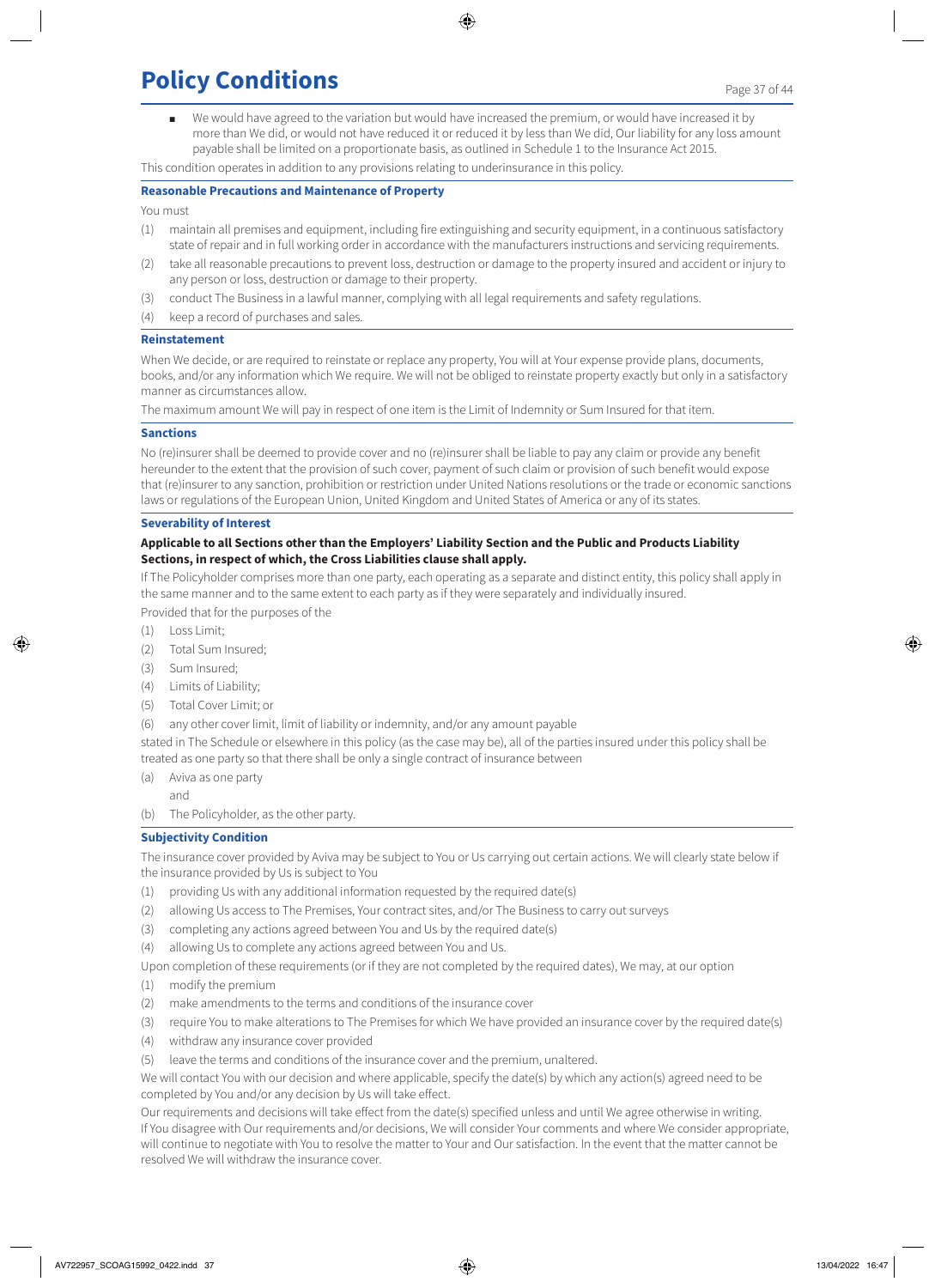# Policy Conditions

- We would have agreed to the variation but would have increased the premium, or would have increased it by more than We did, or would not have reduced it or reduced it by less than We did, Our liability for any loss amount payable shall be limited on a proportionate basis, as outlined in Schedule 1 to the Insurance Act 2015.

This condition operates in addition to any provisions relating to underinsurance in this policy.

### Reasonable Precautions and Maintenance of Property

You must

(1) maintain all premises and equipment, including fire extinguishing and security equipment, in a continuous satisfactory state of repair and in full working order in accordance with the manufacturers instructions and servicing requirements.

(2) take all reasonable precautions to prevent loss, destruction or damage to the property insured and accident or injury to any person or loss, destruction or damage to their property.

(3) conduct The Business in a lawful manner, complying with all legal requirements and safety regulations.

(4) keep a record of purchases and sales.

### Reinstatement

When We decide, or are required to reinstate or replace any property, You will at Your expense provide plans, documents, books, and/or any information which We require. We will not be obliged to reinstate property exactly but only in a satisfactory manner as circumstances allow.

The maximum amount We will pay in respect of one item is the Limit of Indemnity or Sum Insured for that item.

### Sanctions

No (re)insurer shall be deemed to provide cover and no (re)insurer shall be liable to pay any claim or provide any benefit hereunder to the extent that the provision of such cover, payment of such claim or provision of such benefit would expose that (re)insurer to any sanction, prohibition or restriction under United Nations resolutions or the trade or economic sanctions laws or regulations of the European Union, United Kingdom and United States of America or any of its states.

### Severability of Interest

**Applicable to all Sections other than the Employers' Liability Section and the Public and Products Liability Sections, in respect of which, the Cross Liabilities clause shall apply.**

If The Policyholder comprises more than one party, each operating as a separate and distinct entity, this policy shall apply in the same manner and to the same extent to each party as if they were separately and individually insured.

Provided that for the purposes of the

(1) Loss Limit;

(2) Total Sum Insured;

(3) Sum Insured;

(4) Limits of Liability;

(5) Total Cover Limit; or

(6) any other cover limit, limit of liability or indemnity, and/or any amount payable

stated in The Schedule or elsewhere in this policy (as the case may be), all of the parties insured under this policy shall be treated as one party so that there shall be only a single contract of insurance between

(a) Aviva as one party

and

(b) The Policyholder, as the other party.

### Subjectivity Condition

The insurance cover provided by Aviva may be subject to You or Us carrying out certain actions. We will clearly state below if the insurance provided by Us is subject to You

(1) providing Us with any additional information requested by the required date(s)

(2) allowing Us access to The Premises, Your contract sites, and/or The Business to carry out surveys

(3) completing any actions agreed between You and Us by the required date(s)

(4) allowing Us to complete any actions agreed between You and Us.

Upon completion of these requirements (or if they are not completed by the required dates), We may, at our option

(1) modify the premium

(2) make amendments to the terms and conditions of the insurance cover

(3) require You to make alterations to The Premises for which We have provided an insurance cover by the required date(s)

(4) withdraw any insurance cover provided

(5) leave the terms and conditions of the insurance cover and the premium, unaltered.

We will contact You with our decision and where applicable, specify the date(s) by which any action(s) agreed need to be completed by You and/or any decision by Us will take effect.

Our requirements and decisions will take effect from the date(s) specified unless and until We agree otherwise in writing. If You disagree with Our requirements and/or decisions, We will consider Your comments and where We consider appropriate, will continue to negotiate with You to resolve the matter to Your and Our satisfaction. In the event that the matter cannot be resolved We will withdraw the insurance cover.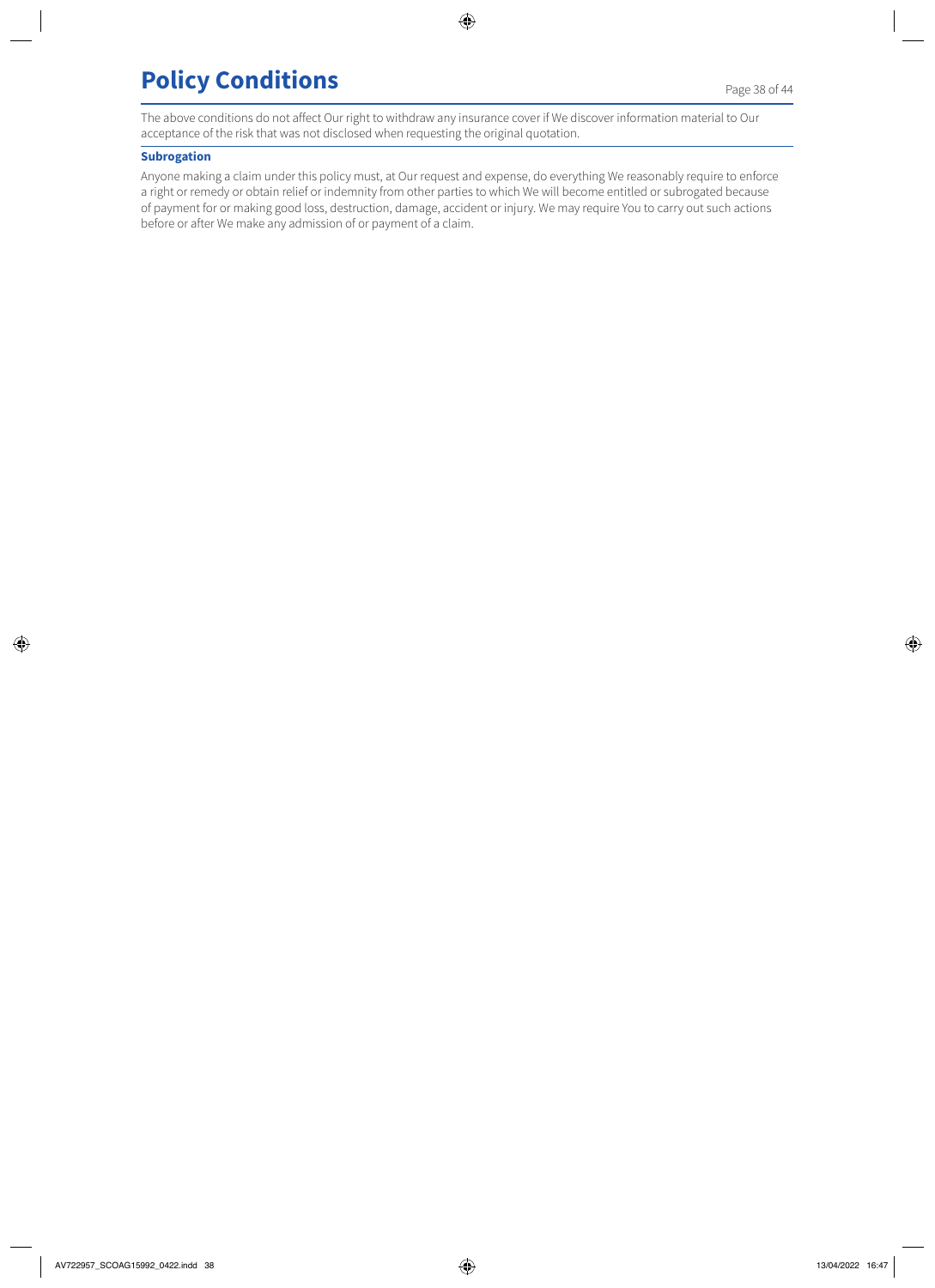# Policy Conditions

The above conditions do not affect Our right to withdraw any insurance cover if We discover information material to Our acceptance of the risk that was not disclosed when requesting the original quotation.

### Subrogation

Anyone making a claim under this policy must, at Our request and expense, do everything We reasonably require to enforce a right or remedy or obtain relief or indemnity from other parties to which We will become entitled or subrogated because of payment for or making good loss, destruction, damage, accident or injury. We may require You to carry out such actions before or after We make any admission of or payment of a claim.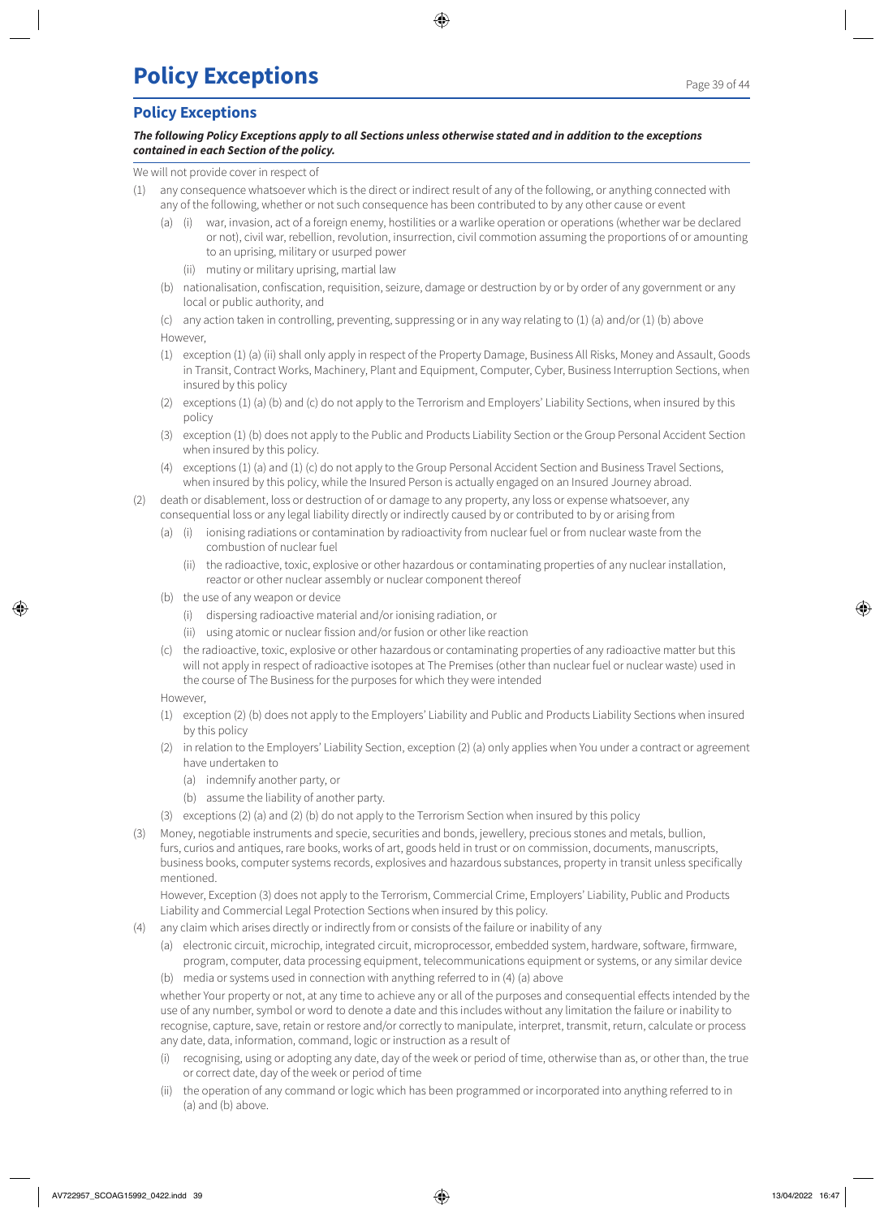# Policy Exceptions

## Policy Exceptions

***The following Policy Exceptions apply to all Sections unless otherwise stated and in addition to the exceptions contained in each Section of the policy.***

We will not provide cover in respect of

(1) any consequence whatsoever which is the direct or indirect result of any of the following, or anything connected with any of the following, whether or not such consequence has been contributed to by any other cause or event

  (a) (i) war, invasion, act of a foreign enemy, hostilities or a warlike operation or operations (whether war be declared or not), civil war, rebellion, revolution, insurrection, civil commotion assuming the proportions of or amounting to an uprising, military or usurped power

  (ii) mutiny or military uprising, martial law

  (b) nationalisation, confiscation, requisition, seizure, damage or destruction by or by order of any government or any local or public authority, and

  (c) any action taken in controlling, preventing, suppressing or in any way relating to (1) (a) and/or (1) (b) above

  However,

  (1) exception (1) (a) (ii) shall only apply in respect of the Property Damage, Business All Risks, Money and Assault, Goods in Transit, Contract Works, Machinery, Plant and Equipment, Computer, Cyber, Business Interruption Sections, when insured by this policy

  (2) exceptions (1) (a) (b) and (c) do not apply to the Terrorism and Employers' Liability Sections, when insured by this policy

  (3) exception (1) (b) does not apply to the Public and Products Liability Section or the Group Personal Accident Section when insured by this policy.

  (4) exceptions (1) (a) and (1) (c) do not apply to the Group Personal Accident Section and Business Travel Sections, when insured by this policy, while the Insured Person is actually engaged on an Insured Journey abroad.

(2) death or disablement, loss or destruction of or damage to any property, any loss or expense whatsoever, any consequential loss or any legal liability directly or indirectly caused by or contributed to by or arising from

  (a) (i) ionising radiations or contamination by radioactivity from nuclear fuel or from nuclear waste from the combustion of nuclear fuel

  (ii) the radioactive, toxic, explosive or other hazardous or contaminating properties of any nuclear installation, reactor or other nuclear assembly or nuclear component thereof

  (b) the use of any weapon or device

  (i) dispersing radioactive material and/or ionising radiation, or

  (ii) using atomic or nuclear fission and/or fusion or other like reaction

  (c) the radioactive, toxic, explosive or other hazardous or contaminating properties of any radioactive matter but this will not apply in respect of radioactive isotopes at The Premises (other than nuclear fuel or nuclear waste) used in the course of The Business for the purposes for which they were intended

  However,

  (1) exception (2) (b) does not apply to the Employers' Liability and Public and Products Liability Sections when insured by this policy

  (2) in relation to the Employers' Liability Section, exception (2) (a) only applies when You under a contract or agreement have undertaken to

  (a) indemnify another party, or

  (b) assume the liability of another party.

  (3) exceptions (2) (a) and (2) (b) do not apply to the Terrorism Section when insured by this policy

(3) Money, negotiable instruments and specie, securities and bonds, jewellery, precious stones and metals, bullion, furs, curios and antiques, rare books, works of art, goods held in trust or on commission, documents, manuscripts, business books, computer systems records, explosives and hazardous substances, property in transit unless specifically mentioned.

  However, Exception (3) does not apply to the Terrorism, Commercial Crime, Employers' Liability, Public and Products Liability and Commercial Legal Protection Sections when insured by this policy.

(4) any claim which arises directly or indirectly from or consists of the failure or inability of any

  (a) electronic circuit, microchip, integrated circuit, microprocessor, embedded system, hardware, software, firmware, program, computer, data processing equipment, telecommunications equipment or systems, or any similar device

  (b) media or systems used in connection with anything referred to in (4) (a) above

  whether Your property or not, at any time to achieve any or all of the purposes and consequential effects intended by the use of any number, symbol or word to denote a date and this includes without any limitation the failure or inability to recognise, capture, save, retain or restore and/or correctly to manipulate, interpret, transmit, return, calculate or process any date, data, information, command, logic or instruction as a result of

  (i) recognising, using or adopting any date, day of the week or period of time, otherwise than as, or other than, the true or correct date, day of the week or period of time

  (ii) the operation of any command or logic which has been programmed or incorporated into anything referred to in (a) and (b) above.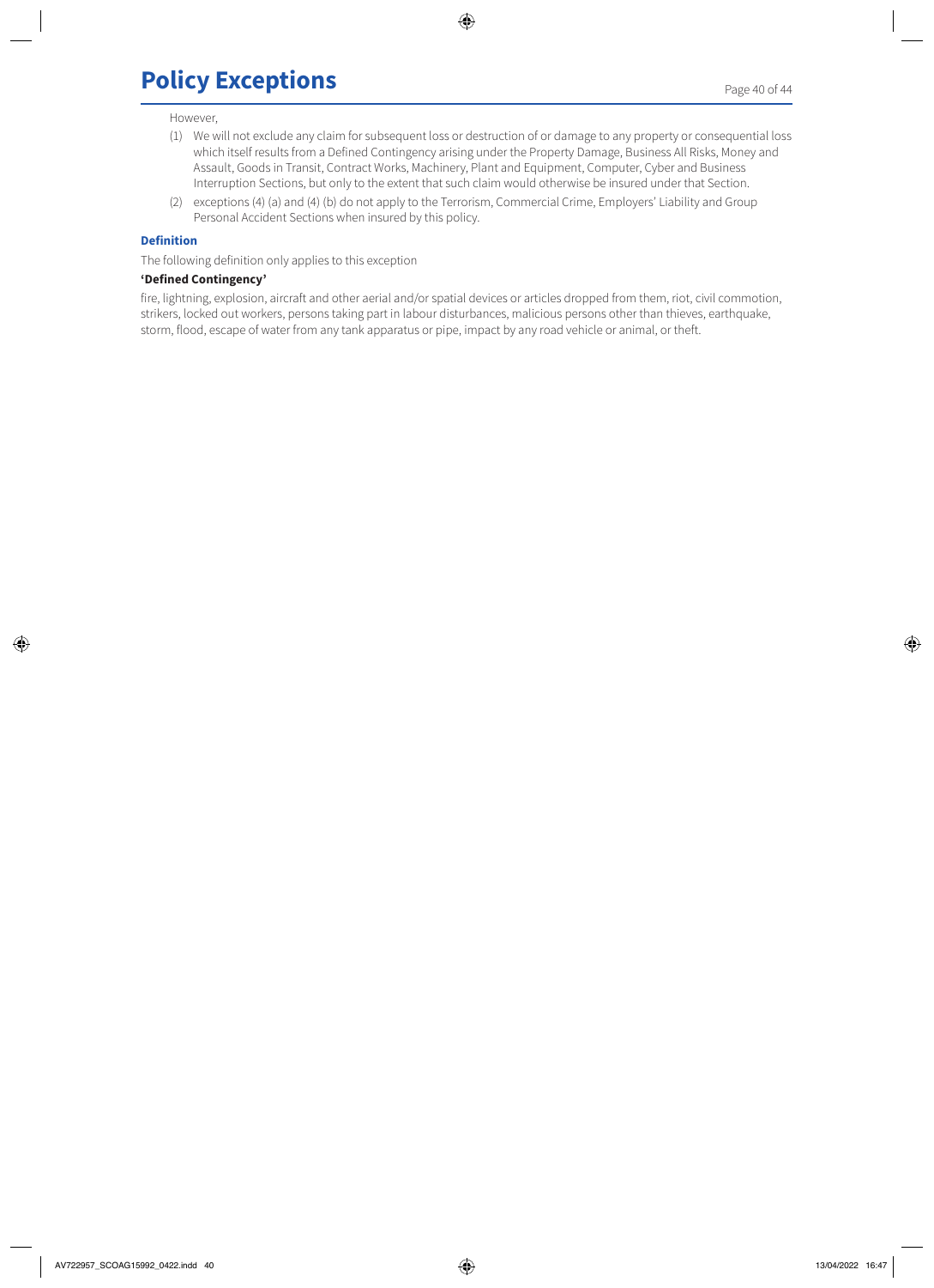# Policy Exceptions

However,

(1) We will not exclude any claim for subsequent loss or destruction of or damage to any property or consequential loss which itself results from a Defined Contingency arising under the Property Damage, Business All Risks, Money and Assault, Goods in Transit, Contract Works, Machinery, Plant and Equipment, Computer, Cyber and Business Interruption Sections, but only to the extent that such claim would otherwise be insured under that Section.

(2) exceptions (4) (a) and (4) (b) do not apply to the Terrorism, Commercial Crime, Employers' Liability and Group Personal Accident Sections when insured by this policy.

### Definition

The following definition only applies to this exception

**'Defined Contingency'**

fire, lightning, explosion, aircraft and other aerial and/or spatial devices or articles dropped from them, riot, civil commotion, strikers, locked out workers, persons taking part in labour disturbances, malicious persons other than thieves, earthquake, storm, flood, escape of water from any tank apparatus or pipe, impact by any road vehicle or animal, or theft.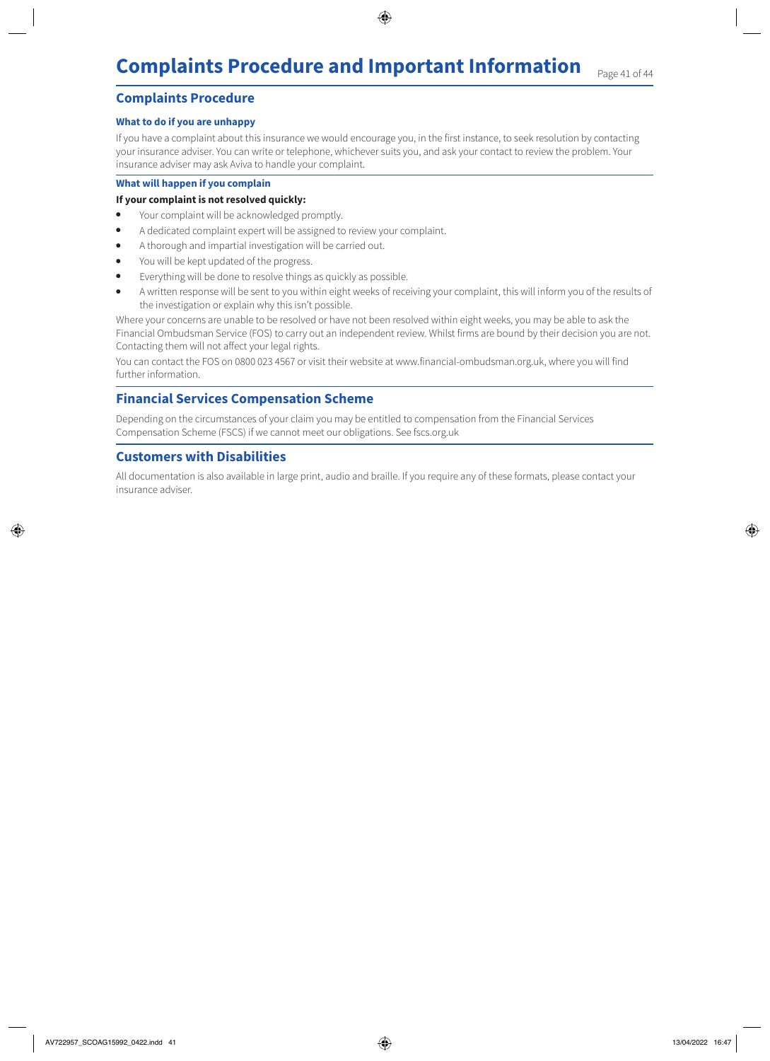# Complaints Procedure and Important Information

## Complaints Procedure

### What to do if you are unhappy

If you have a complaint about this insurance we would encourage you, in the first instance, to seek resolution by contacting your insurance adviser. You can write or telephone, whichever suits you, and ask your contact to review the problem. Your insurance adviser may ask Aviva to handle your complaint.

### What will happen if you complain

**If your complaint is not resolved quickly:**

- Your complaint will be acknowledged promptly.
- A dedicated complaint expert will be assigned to review your complaint.
- A thorough and impartial investigation will be carried out.
- You will be kept updated of the progress.
- Everything will be done to resolve things as quickly as possible.
- A written response will be sent to you within eight weeks of receiving your complaint, this will inform you of the results of the investigation or explain why this isn't possible.

Where your concerns are unable to be resolved or have not been resolved within eight weeks, you may be able to ask the Financial Ombudsman Service (FOS) to carry out an independent review. Whilst firms are bound by their decision you are not. Contacting them will not affect your legal rights.

You can contact the FOS on 0800 023 4567 or visit their website at www.financial-ombudsman.org.uk, where you will find further information.

## Financial Services Compensation Scheme

Depending on the circumstances of your claim you may be entitled to compensation from the Financial Services Compensation Scheme (FSCS) if we cannot meet our obligations. See fscs.org.uk

## Customers with Disabilities

All documentation is also available in large print, audio and braille. If you require any of these formats, please contact your insurance adviser.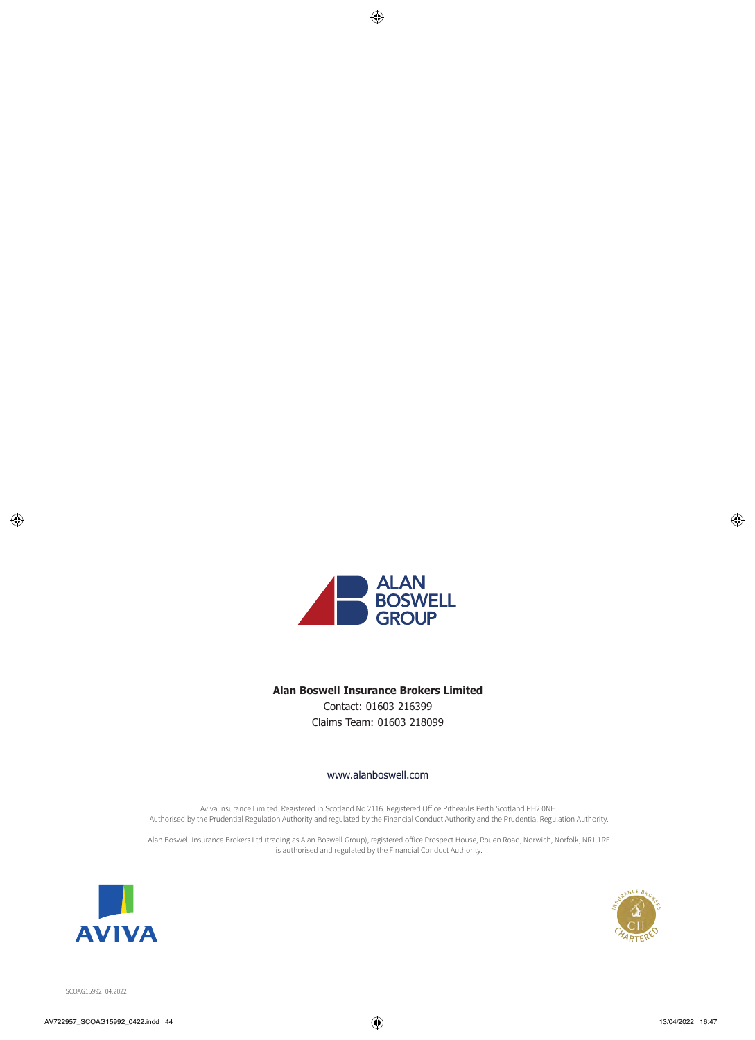ALAN BOSWELL GROUP

**Alan Boswell Insurance Brokers Limited**

Contact: 01603 216399

Claims Team: 01603 218099

www.alanboswell.com

Aviva Insurance Limited. Registered in Scotland No 2116. Registered Office Pitheavlis Perth Scotland PH2 0NH.
Authorised by the Prudential Regulation Authority and regulated by the Financial Conduct Authority and the Prudential Regulation Authority.

Alan Boswell Insurance Brokers Ltd (trading as Alan Boswell Group), registered office Prospect House, Rouen Road, Norwich, Norfolk, NR1 1RE
is authorised and regulated by the Financial Conduct Authority.

AVIVA

INSURANCE BROKERS CII CHARTERED

SCOAG15992 04.2022